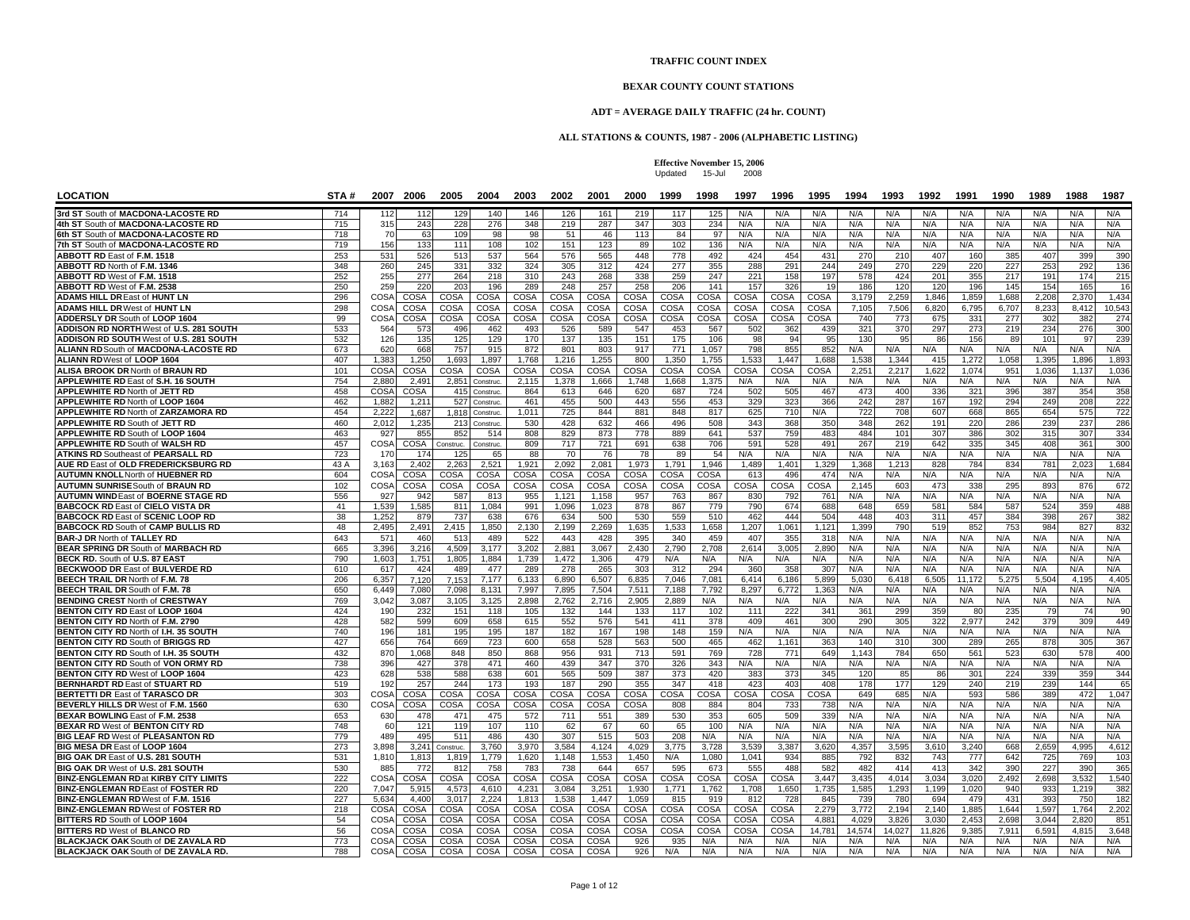# TRAFFIC COUNT INDEX

## BEXAR COUNTY COUNT STATIONS

### ADT = AVERAGE DAILY TRAFFIC (24 hr. COUNT)

### ALL STATIONS & COUNTS, 1987 - 2006 (ALPHABETIC LISTING)

**Effective November 15, 2006**
Updated 15-Jul 2008

| LOCATION | STA # | 2007 | 2006 | 2005 | 2004 | 2003 | 2002 | 2001 | 2000 | 1999 | 1998 | 1997 | 1996 | 1995 | 1994 | 1993 | 1992 | 1991 | 1990 | 1989 | 1988 | 1987 |
|---|---|---|---|---|---|---|---|---|---|---|---|---|---|---|---|---|---|---|---|---|---|---|
| **3rd ST** South of **MACDONA-LACOSTE RD** | 714 | 112 | 112 | 129 | 140 | 146 | 126 | 161 | 219 | 117 | 125 | N/A | N/A | N/A | N/A | N/A | N/A | N/A | N/A | N/A | N/A | N/A |
| **4th ST** South of **MACDONA-LACOSTE RD** | 715 | 315 | 243 | 228 | 276 | 348 | 219 | 287 | 347 | 303 | 234 | N/A | N/A | N/A | N/A | N/A | N/A | N/A | N/A | N/A | N/A | N/A |
| **6th ST** South of **MACDONA-LACOSTE RD** | 718 | 70 | 63 | 109 | 98 | 98 | 51 | 46 | 113 | 84 | 97 | N/A | N/A | N/A | N/A | N/A | N/A | N/A | N/A | N/A | N/A | N/A |
| **7th ST** South of **MACDONA-LACOSTE RD** | 719 | 156 | 133 | 111 | 108 | 102 | 151 | 123 | 89 | 102 | 136 | N/A | N/A | N/A | N/A | N/A | N/A | N/A | N/A | N/A | N/A | N/A |
| **ABBOTT RD** East of **F.M. 1518** | 253 | 531 | 526 | 513 | 537 | 564 | 576 | 565 | 448 | 778 | 492 | 424 | 454 | 431 | 270 | 210 | 407 | 160 | 385 | 407 | 399 | 390 |
| **ABBOTT RD** North of **F.M. 1346** | 348 | 260 | 245 | 331 | 332 | 324 | 305 | 312 | 424 | 277 | 355 | 288 | 291 | 244 | 249 | 270 | 229 | 220 | 227 | 253 | 292 | 136 |
| **ABBOTT RD** West of **F.M. 1518** | 252 | 255 | 277 | 264 | 218 | 310 | 243 | 268 | 338 | 259 | 247 | 221 | 158 | 197 | 578 | 424 | 201 | 355 | 217 | 191 | 174 | 215 |
| **ABBOTT RD** West of **F.M. 2538** | 250 | 259 | 220 | 203 | 196 | 289 | 248 | 257 | 258 | 206 | 141 | 157 | 326 | 19 | 186 | 120 | 120 | 196 | 145 | 154 | 165 | 16 |
| **ADAMS HILL DR** East of **HUNT LN** | 296 | COSA | COSA | COSA | COSA | COSA | COSA | COSA | COSA | COSA | COSA | COSA | COSA | COSA | 3,179 | 2,259 | 1,846 | 1,859 | 1,688 | 2,208 | 2,370 | 1,434 |
| **ADAMS HILL DR** West of **HUNT LN** | 298 | COSA | COSA | COSA | COSA | COSA | COSA | COSA | COSA | COSA | COSA | COSA | COSA | COSA | 7,105 | 7,506 | 6,820 | 6,795 | 6,707 | 8,233 | 8,412 | 10,543 |
| **ADDERSLY DR** South of **LOOP 1604** | 99 | COSA | COSA | COSA | COSA | COSA | COSA | COSA | COSA | COSA | COSA | COSA | COSA | COSA | 740 | 773 | 675 | 331 | 277 | 302 | 382 | 274 |
| **ADDISON RD NORTH** West of **U.S. 281 SOUTH** | 533 | 564 | 573 | 496 | 462 | 493 | 526 | 589 | 547 | 453 | 567 | 502 | 362 | 439 | 321 | 370 | 297 | 273 | 219 | 234 | 276 | 300 |
| **ADDISON RD SOUTH** West of **U.S. 281 SOUTH** | 532 | 126 | 135 | 125 | 129 | 170 | 137 | 135 | 151 | 175 | 106 | 98 | 94 | 95 | 130 | 95 | 86 | 156 | 89 | 101 | 97 | 239 |
| **ALIANN RD** South of **MACDONA-LACOSTE RD** | 673 | 620 | 668 | 757 | 915 | 872 | 801 | 803 | 917 | 771 | 1,057 | 798 | 855 | 852 | N/A | N/A | N/A | N/A | N/A | N/A | N/A | N/A |
| **ALIANN RD** West of **LOOP 1604** | 407 | 1,383 | 1,250 | 1,693 | 1,897 | 1,768 | 1,216 | 1,255 | 800 | 1,350 | 1,755 | 1,533 | 1,447 | 1,688 | 1,538 | 1,344 | 415 | 1,272 | 1,058 | 1,395 | 1,896 | 1,893 |
| **ALISA BROOK DR** North of **BRAUN RD** | 101 | COSA | COSA | COSA | COSA | COSA | COSA | COSA | COSA | COSA | COSA | COSA | COSA | COSA | 2,251 | 2,217 | 1,622 | 1,074 | 951 | 1,036 | 1,137 | 1,036 |
| **APPLEWHITE RD** East of **S.H. 16 SOUTH** | 754 | 2,880 | 2,491 | 2,851 | Construc. | 2,115 | 1,378 | 1,666 | 1,748 | 1,668 | 1,375 | N/A | N/A | N/A | N/A | N/A | N/A | N/A | N/A | N/A | N/A | N/A |
| **APPLEWHITE RD** North of **JETT RD** | 458 | COSA | COSA | 415 | Construc. | 864 | 613 | 646 | 620 | 687 | 724 | 502 | 505 | 467 | 473 | 400 | 336 | 321 | 396 | 387 | 354 | 358 |
| **APPLEWHITE RD** North of **LOOP 1604** | 462 | 1,882 | 1,211 | 527 | Construc. | 461 | 455 | 500 | 443 | 556 | 453 | 329 | 323 | 366 | 242 | 287 | 167 | 192 | 294 | 249 | 208 | 222 |
| **APPLEWHITE RD** North of **ZARZAMORA RD** | 454 | 2,222 | 1,687 | 1,818 | Construc. | 1,011 | 725 | 844 | 881 | 848 | 817 | 625 | 710 | N/A | 722 | 708 | 607 | 668 | 865 | 654 | 575 | 722 |
| **APPLEWHITE RD** South of **JETT RD** | 460 | 2,012 | 1,235 | 213 | Construc. | 530 | 428 | 632 | 466 | 496 | 508 | 343 | 368 | 350 | 348 | 262 | 191 | 220 | 286 | 239 | 237 | 286 |
| **APPLEWHITE RD** South of **LOOP 1604** | 463 | 927 | 855 | 852 | 514 | 808 | 829 | 873 | 778 | 889 | 641 | 537 | 759 | 483 | 484 | 101 | 307 | 386 | 302 | 315 | 307 | 334 |
| **APPLEWHITE RD** South of **WALSH RD** | 457 | COSA | COSA | Construc. | Construc. | 809 | 717 | 721 | 691 | 638 | 706 | 591 | 528 | 491 | 267 | 219 | 642 | 335 | 345 | 408 | 361 | 300 |
| **ATKINS RD** Southeast of **PEARSALL RD** | 723 | 170 | 174 | 125 | 65 | 88 | 70 | 76 | 78 | 89 | 54 | N/A | N/A | N/A | N/A | N/A | N/A | N/A | N/A | N/A | N/A | N/A |
| **AUE RD** East of **OLD FREDERICKSBURG RD** | 43 A | 3,163 | 2,402 | 2,263 | 2,521 | 1,921 | 2,092 | 2,081 | 1,973 | 1,791 | 1,946 | 1,489 | 1,401 | 1,329 | 1,368 | 1,213 | 828 | 784 | 834 | 781 | 2,023 | 1,684 |
| **AUTUMN KNOLL** North of **HUEBNER RD** | 604 | COSA | COSA | COSA | COSA | COSA | COSA | COSA | COSA | COSA | COSA | 613 | 496 | 474 | N/A | N/A | N/A | N/A | N/A | N/A | N/A | N/A |
| **AUTUMN SUNRISE** South of **BRAUN RD** | 102 | COSA | COSA | COSA | COSA | COSA | COSA | COSA | COSA | COSA | COSA | COSA | COSA | COSA | 2,145 | 603 | 473 | 338 | 295 | 893 | 876 | 672 |
| **AUTUMN WIND** East of **BOERNE STAGE RD** | 556 | 927 | 942 | 587 | 813 | 955 | 1,121 | 1,158 | 957 | 763 | 867 | 830 | 792 | 761 | N/A | N/A | N/A | N/A | N/A | N/A | N/A | N/A |
| **BABCOCK RD** East of **CIELO VISTA DR** | 41 | 1,539 | 1,585 | 811 | 1,084 | 991 | 1,096 | 1,023 | 878 | 867 | 779 | 790 | 674 | 688 | 648 | 659 | 581 | 584 | 587 | 524 | 359 | 488 |
| **BABCOCK RD** East of **SCENIC LOOP RD** | 38 | 1,252 | 879 | 737 | 638 | 676 | 634 | 500 | 530 | 559 | 510 | 462 | 444 | 504 | 448 | 403 | 311 | 457 | 384 | 398 | 267 | 382 |
| **BABCOCK RD** South of **CAMP BULLIS RD** | 48 | 2,495 | 2,491 | 2,415 | 1,850 | 2,130 | 2,199 | 2,269 | 1,635 | 1,533 | 1,658 | 1,207 | 1,061 | 1,121 | 1,399 | 790 | 519 | 852 | 753 | 984 | 827 | 832 |
| **BAR-J DR** North of **TALLEY RD** | 643 | 571 | 460 | 513 | 489 | 522 | 443 | 428 | 395 | 340 | 459 | 407 | 355 | 318 | N/A | N/A | N/A | N/A | N/A | N/A | N/A | N/A |
| **BEAR SPRING DR** South of **MARBACH RD** | 665 | 3,396 | 3,216 | 4,509 | 3,177 | 3,202 | 2,881 | 3,067 | 2,430 | 2,790 | 2,708 | 2,614 | 3,005 | 2,890 | N/A | N/A | N/A | N/A | N/A | N/A | N/A | N/A |
| **BECK RD.** South of **U.S. 87 EAST** | 790 | 1,603 | 1,751 | 1,805 | 1,884 | 1,739 | 1,472 | 1,306 | 479 | N/A | N/A | N/A | N/A | N/A | N/A | N/A | N/A | N/A | N/A | N/A | N/A | N/A |
| **BECKWOOD DR** East of **BULVERDE RD** | 610 | 617 | 424 | 489 | 477 | 289 | 278 | 265 | 303 | 312 | 294 | 360 | 358 | 307 | N/A | N/A | N/A | N/A | N/A | N/A | N/A | N/A |
| **BEECH TRAIL DR** North of **F.M. 78** | 206 | 6,357 | 7,120 | 7,153 | 7,177 | 6,133 | 6,890 | 6,507 | 6,835 | 7,046 | 7,081 | 6,414 | 6,186 | 5,899 | 5,030 | 6,418 | 6,505 | 11,172 | 5,275 | 5,504 | 4,195 | 4,405 |
| **BEECH TRAIL DR** South of **F.M. 78** | 650 | 6,449 | 7,080 | 7,098 | 8,131 | 7,997 | 7,895 | 7,504 | 7,511 | 7,188 | 7,792 | 8,297 | 6,772 | 1,363 | N/A | N/A | N/A | N/A | N/A | N/A | N/A | N/A |
| **BENDING CREST** North of **CRESTWAY** | 769 | 3,042 | 3,087 | 3,105 | 3,125 | 2,898 | 2,762 | 2,716 | 2,905 | 2,889 | N/A | N/A | N/A | N/A | N/A | N/A | N/A | N/A | N/A | N/A | N/A | N/A |
| **BENTON CITY RD** East of **LOOP 1604** | 424 | 190 | 232 | 151 | 118 | 105 | 132 | 144 | 133 | 117 | 102 | 111 | 222 | 341 | 361 | 299 | 359 | 80 | 235 | 79 | 74 | 90 |
| **BENTON CITY RD** North of **F.M. 2790** | 428 | 582 | 599 | 609 | 658 | 615 | 552 | 576 | 541 | 411 | 378 | 409 | 461 | 300 | 290 | 305 | 322 | 2,977 | 242 | 379 | 309 | 449 |
| **BENTON CITY RD** North of **I.H. 35 SOUTH** | 740 | 196 | 181 | 195 | 195 | 187 | 182 | 167 | 198 | 148 | 159 | N/A | N/A | N/A | N/A | N/A | N/A | N/A | N/A | N/A | N/A | N/A |
| **BENTON CITY RD** South of **BRIGGS RD** | 427 | 656 | 764 | 669 | 723 | 600 | 658 | 528 | 563 | 500 | 465 | 462 | 1,161 | 363 | 140 | 310 | 300 | 289 | 265 | 878 | 305 | 367 |
| **BENTON CITY RD** South of **I.H. 35 SOUTH** | 432 | 870 | 1,068 | 848 | 850 | 868 | 956 | 931 | 713 | 591 | 769 | 728 | 771 | 649 | 1,143 | 784 | 650 | 561 | 523 | 630 | 578 | 400 |
| **BENTON CITY RD** South of **VON ORMY RD** | 738 | 396 | 427 | 378 | 471 | 460 | 439 | 347 | 370 | 326 | 343 | N/A | N/A | N/A | N/A | N/A | N/A | N/A | N/A | N/A | N/A | N/A |
| **BENTON CITY RD** West of **LOOP 1604** | 423 | 628 | 538 | 588 | 638 | 601 | 565 | 509 | 387 | 373 | 420 | 383 | 373 | 345 | 120 | 85 | 86 | 301 | 224 | 339 | 359 | 344 |
| **BERNHARDT RD** East of **STUART RD** | 519 | 192 | 257 | 244 | 173 | 193 | 187 | 290 | 355 | 347 | 418 | 423 | 403 | 408 | 178 | 177 | 129 | 240 | 219 | 239 | 144 | 65 |
| **BERTETTI DR** East of **TARASCO DR** | 303 | COSA | COSA | COSA | COSA | COSA | COSA | COSA | COSA | COSA | COSA | COSA | COSA | COSA | 649 | 685 | N/A | 593 | 586 | 389 | 472 | 1,047 |
| **BEVERLY HILLS DR** West of **F.M. 1560** | 630 | COSA | COSA | COSA | COSA | COSA | COSA | COSA | COSA | 808 | 884 | 804 | 733 | 738 | N/A | N/A | N/A | N/A | N/A | N/A | N/A | N/A |
| **BEXAR BOWLING** East of **F.M. 2538** | 653 | 630 | 478 | 471 | 475 | 572 | 711 | 551 | 389 | 530 | 353 | 605 | 509 | 339 | N/A | N/A | N/A | N/A | N/A | N/A | N/A | N/A |
| **BEXAR RD** West of **BENTON CITY RD** | 748 | 60 | 121 | 119 | 107 | 110 | 62 | 67 | 60 | 65 | 100 | N/A | N/A | N/A | N/A | N/A | N/A | N/A | N/A | N/A | N/A | N/A |
| **BIG LEAF RD** West of **PLEASANTON RD** | 779 | 489 | 495 | 511 | 486 | 430 | 307 | 515 | 503 | 208 | N/A | N/A | N/A | N/A | N/A | N/A | N/A | N/A | N/A | N/A | N/A | N/A |
| **BIG MESA DR** East of **LOOP 1604** | 273 | 3,898 | 3,241 | Construc. | 3,760 | 3,970 | 3,584 | 4,124 | 4,029 | 3,775 | 3,728 | 3,539 | 3,387 | 3,620 | 4,357 | 3,595 | 3,610 | 3,240 | 668 | 2,659 | 4,995 | 4,612 |
| **BIG OAK DR** East of **U.S. 281 SOUTH** | 531 | 1,810 | 1,813 | 1,819 | 1,779 | 1,620 | 1,148 | 1,553 | 1,450 | N/A | 1,080 | 1,041 | 934 | 885 | 792 | 832 | 743 | 777 | 642 | 725 | 769 | 103 |
| **BIG OAK DR** West of **U.S. 281 SOUTH** | 530 | 885 | 772 | 812 | 758 | 783 | 738 | 644 | 657 | 595 | 673 | 555 | 488 | 582 | 482 | 414 | 413 | 342 | 390 | 227 | 390 | 365 |
| **BINZ-ENGLEMAN RD** at **KIRBY CITY LIMITS** | 222 | COSA | COSA | COSA | COSA | COSA | COSA | COSA | COSA | COSA | COSA | COSA | COSA | 3,447 | 3,435 | 4,014 | 3,034 | 3,020 | 2,492 | 2,698 | 3,532 | 1,540 |
| **BINZ-ENGLEMAN RD** East of **FOSTER RD** | 220 | 7,047 | 5,915 | 4,573 | 4,610 | 4,231 | 3,084 | 3,251 | 1,930 | 1,771 | 1,762 | 1,708 | 1,650 | 1,735 | 1,585 | 1,293 | 1,199 | 1,020 | 940 | 933 | 1,219 | 382 |
| **BINZ-ENGLEMAN RD** West of **F.M. 1516** | 227 | 5,634 | 4,400 | 3,017 | 2,224 | 1,813 | 1,538 | 1,447 | 1,059 | 815 | 919 | 812 | 728 | 845 | 739 | 780 | 694 | 479 | 431 | 393 | 750 | 182 |
| **BINZ-ENGLEMAN RD** West of **FOSTER RD** | 218 | COSA | COSA | COSA | COSA | COSA | COSA | COSA | COSA | COSA | COSA | COSA | COSA | 2,279 | 3,772 | 2,194 | 2,140 | 1,885 | 1,644 | 1,597 | 1,764 | 2,202 |
| **BITTERS RD** South of **LOOP 1604** | 54 | COSA | COSA | COSA | COSA | COSA | COSA | COSA | COSA | COSA | COSA | COSA | COSA | 4,881 | 4,029 | 3,826 | 3,030 | 2,453 | 2,698 | 3,044 | 2,820 | 851 |
| **BITTERS RD** West of **BLANCO RD** | 56 | COSA | COSA | COSA | COSA | COSA | COSA | COSA | COSA | COSA | COSA | COSA | COSA | 14,781 | 14,574 | 14,027 | 11,826 | 9,385 | 7,911 | 6,591 | 4,815 | 3,648 |
| **BLACKJACK OAK** South of **DE ZAVALA RD** | 773 | COSA | COSA | COSA | COSA | COSA | COSA | COSA | 926 | 935 | N/A | N/A | N/A | N/A | N/A | N/A | N/A | N/A | N/A | N/A | N/A | N/A |
| **BLACKJACK OAK** South of **DE ZAVALA RD.** | 788 | COSA | COSA | COSA | COSA | COSA | COSA | COSA | 926 | N/A | N/A | N/A | N/A | N/A | N/A | N/A | N/A | N/A | N/A | N/A | N/A | N/A |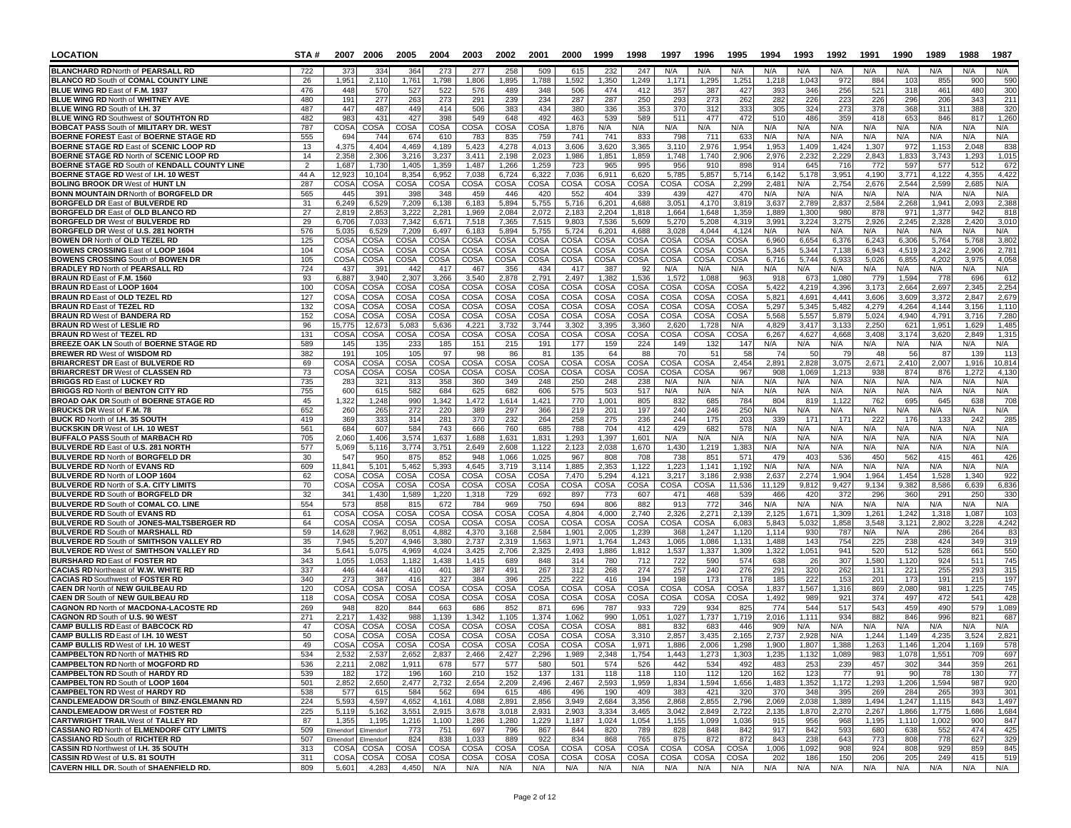| LOCATION | STA # | 2007 | 2006 | 2005 | 2004 | 2003 | 2002 | 2001 | 2000 | 1999 | 1998 | 1997 | 1996 | 1995 | 1994 | 1993 | 1992 | 1991 | 1990 | 1989 | 1988 | 1987 |
|---|---|---|---|---|---|---|---|---|---|---|---|---|---|---|---|---|---|---|---|---|---|---|
| **BLANCHARD RD** North of **PEARSALL RD** | 722 | 373 | 334 | 364 | 273 | 277 | 258 | 509 | 615 | 232 | 247 | N/A | N/A | N/A | N/A | N/A | N/A | N/A | N/A | N/A | N/A | N/A |
| **BLANCO RD** South of **COMAL COUNTY LINE** | 26 | 1,951 | 2,110 | 1,761 | 1,798 | 1,806 | 1,895 | 1,788 | 1,592 | 1,350 | 1,249 | 1,171 | 1,295 | 1,251 | 1,218 | 1,043 | 972 | 884 | 103 | 855 | 900 | 590 |
| **BLUE WING RD** East of **F.M. 1937** | 476 | 448 | 570 | 527 | 522 | 576 | 489 | 348 | 506 | 474 | 412 | 357 | 387 | 427 | 393 | 346 | 256 | 521 | 318 | 461 | 480 | 300 |
| **BLUE WING RD** North of **WHITNEY AVE** | 480 | 191 | 277 | 263 | 273 | 291 | 239 | 234 | 287 | 287 | 250 | 293 | 273 | 262 | 282 | 226 | 223 | 226 | 296 | 206 | 343 | 211 |
| **BLUE WING RD** South of **I.H. 37** | 487 | 447 | 487 | 449 | 414 | 506 | 383 | 434 | 380 | 336 | 353 | 370 | 312 | 333 | 305 | 324 | 273 | 378 | 368 | 311 | 388 | 320 |
| **BLUE WING RD** Southwest of **SOUTHTON RD** | 482 | 983 | 431 | 427 | 398 | 549 | 648 | 492 | 463 | 539 | 589 | 511 | 477 | 472 | 510 | 486 | 359 | 418 | 653 | 846 | 817 | 1,260 |
| **BOBCAT PASS** South of **MILITARY DR. WEST** | 787 | COSA | COSA | COSA | COSA | COSA | COSA | COSA | 1,876 | N/A | N/A | N/A | N/A | N/A | N/A | N/A | N/A | N/A | N/A | N/A | N/A | N/A |
| **BOERNE FOREST** East of **BOERNE STAGE RD** | 555 | 694 | 744 | 674 | 610 | 783 | 835 | 759 | 741 | 741 | 833 | 798 | 711 | 633 | N/A | N/A | N/A | N/A | N/A | N/A | N/A | N/A |
| **BOERNE STAGE RD** East of **SCENIC LOOP RD** | 13 | 4,375 | 4,404 | 4,469 | 4,189 | 5,423 | 4,278 | 4,013 | 3,606 | 3,620 | 3,365 | 3,110 | 2,976 | 1,954 | 1,953 | 1,409 | 1,424 | 1,307 | 972 | 1,153 | 2,048 | 838 |
| **BOERNE STAGE RD** North of **SCENIC LOOP RD** | 14 | 2,358 | 2,306 | 3,216 | 3,237 | 3,411 | 2,198 | 2,023 | 1,986 | 1,851 | 1,859 | 1,748 | 1,740 | 2,906 | 2,976 | 2,232 | 2,229 | 2,843 | 1,833 | 3,743 | 1,293 | 1,015 |
| **BOERNE STAGE RD** South of **KENDALL COUNTY LINE** | 2 | 1,687 | 1,730 | 1,405 | 1,359 | 1,487 | 1,266 | 1,259 | 723 | 965 | 995 | 956 | 910 | 898 | 914 | 645 | 716 | 772 | 597 | 577 | 512 | 672 |
| **BOERNE STAGE RD** West of **I.H. 10 WEST** | 44 A | 12,923 | 10,104 | 8,354 | 6,952 | 7,038 | 6,724 | 6,322 | 7,036 | 6,911 | 6,620 | 5,785 | 5,857 | 5,714 | 6,142 | 5,178 | 3,951 | 4,190 | 3,771 | 4,122 | 4,355 | 4,422 |
| **BOLING BROOK DR** West of **HUNT LN** | 287 | COSA | COSA | COSA | COSA | COSA | COSA | COSA | COSA | COSA | COSA | COSA | COSA | 2,299 | 2,481 | N/A | 2,754 | 2,676 | 2,544 | 2,599 | 2,685 | N/A |
| **BONN MOUNTAIN DR** North of **BORGFELD DR** | 565 | 445 | 391 | 398 | 348 | 459 | 446 | 420 | 552 | 404 | 339 | 439 | 427 | 470 | N/A | N/A | N/A | N/A | N/A | N/A | N/A | N/A |
| **BORGFELD DR** East of **BULVERDE RD** | 31 | 6,249 | 6,529 | 7,209 | 6,138 | 6,183 | 5,894 | 5,755 | 5,716 | 6,201 | 4,688 | 3,051 | 4,170 | 3,819 | 3,637 | 2,789 | 2,837 | 2,584 | 2,268 | 1,941 | 2,093 | 2,388 |
| **BORGFELD DR** East of **OLD BLANCO RD** | 27 | 2,819 | 2,853 | 3,222 | 2,281 | 1,969 | 2,084 | 2,072 | 2,183 | 2,204 | 1,818 | 1,664 | 1,648 | 1,359 | 1,889 | 1,300 | 980 | 878 | 971 | 1,377 | 942 | 818 |
| **BORGFELD DR** West of **BULVERDE RD** | 29 | 6,706 | 7,033 | 7,342 | 6,671 | 7,518 | 7,365 | 7,515 | 9,803 | 7,536 | 5,609 | 5,270 | 5,208 | 4,319 | 3,991 | 3,224 | 3,275 | 2,926 | 2,245 | 2,328 | 2,420 | 3,010 |
| **BORGFELD DR** West of **U.S. 281 NORTH** | 576 | 5,035 | 6,529 | 7,209 | 6,497 | 6,183 | 5,894 | 5,755 | 5,724 | 6,201 | 4,688 | 3,028 | 4,044 | 4,124 | N/A | N/A | N/A | N/A | N/A | N/A | N/A | N/A |
| **BOWEN DR** North of **OLD TEZEL RD** | 125 | COSA | COSA | COSA | COSA | COSA | COSA | COSA | COSA | COSA | COSA | COSA | COSA | COSA | 6,960 | 6,654 | 6,376 | 6,243 | 6,306 | 5,764 | 5,768 | 3,802 |
| **BOWENS CROSSING** East of **LOOP 1604** | 104 | COSA | COSA | COSA | COSA | COSA | COSA | COSA | COSA | COSA | COSA | COSA | COSA | COSA | 5,345 | 5,344 | 7,138 | 6,943 | 4,519 | 3,242 | 2,906 | 2,781 |
| **BOWENS CROSSING** South of **BOWEN DR** | 105 | COSA | COSA | COSA | COSA | COSA | COSA | COSA | COSA | COSA | COSA | COSA | COSA | COSA | 6,716 | 5,744 | 6,933 | 5,026 | 6,855 | 4,202 | 3,975 | 4,058 |
| **BRADLEY RD** North of **PEARSALL RD** | 724 | 437 | 391 | 442 | 417 | 467 | 356 | 434 | 417 | 387 | 92 | N/A | N/A | N/A | N/A | N/A | N/A | N/A | N/A | N/A | N/A | N/A |
| **BRAUN RD** East of **F.M. 1560** | 93 | 6,887 | 3,940 | 2,307 | 3,266 | 3,540 | 2,878 | 2,791 | 2,497 | 1,382 | 1,536 | 1,572 | 1,088 | 963 | 918 | 673 | 1,080 | 779 | 1,594 | 778 | 696 | 612 |
| **BRAUN RD** East of **LOOP 1604** | 100 | COSA | COSA | COSA | COSA | COSA | COSA | COSA | COSA | COSA | COSA | COSA | COSA | COSA | 5,422 | 4,219 | 4,396 | 3,173 | 2,664 | 2,697 | 2,345 | 2,254 |
| **BRAUN RD** East of **OLD TEZEL RD** | 127 | COSA | COSA | COSA | COSA | COSA | COSA | COSA | COSA | COSA | COSA | COSA | COSA | COSA | 5,821 | 4,691 | 4,441 | 3,606 | 3,609 | 3,372 | 2,847 | 2,679 |
| **BRAUN RD** East of **TEZEL RD** | 132 | COSA | COSA | COSA | COSA | COSA | COSA | COSA | COSA | COSA | COSA | COSA | COSA | COSA | 5,297 | 5,345 | 5,482 | 4,279 | 4,264 | 4,144 | 3,156 | 1,110 |
| **BRAUN RD** West of **BANDERA RD** | 152 | COSA | COSA | COSA | COSA | COSA | COSA | COSA | COSA | COSA | COSA | COSA | COSA | COSA | 5,568 | 5,557 | 5,879 | 5,024 | 4,940 | 4,791 | 3,716 | 7,280 |
| **BRAUN RD** West of **LESLIE RD** | 96 | 15,775 | 12,673 | 5,083 | 5,636 | 4,221 | 3,732 | 3,744 | 3,302 | 3,395 | 3,360 | 2,620 | 1,728 | N/A | 4,829 | 3,417 | 3,133 | 2,250 | 621 | 1,951 | 1,629 | 1,485 |
| **BRAUN RD** West of **TEZEL RD** | 131 | COSA | COSA | COSA | COSA | COSA | COSA | COSA | COSA | COSA | COSA | COSA | COSA | COSA | 6,267 | 4,627 | 4,668 | 3,408 | 3,174 | 3,620 | 2,849 | 1,315 |
| **BREEZE OAK LN** South of **BOERNE STAGE RD** | 589 | 145 | 135 | 233 | 185 | 151 | 215 | 191 | 177 | 159 | 224 | 149 | 132 | 147 | N/A | N/A | N/A | N/A | N/A | N/A | N/A | N/A |
| **BREWER RD** West of **WISDOM RD** | 382 | 191 | 105 | 105 | 97 | 98 | 86 | 81 | 135 | 64 | 88 | 70 | 51 | 58 | 74 | 50 | 79 | 48 | 56 | 87 | 139 | 113 |
| **BRIARCREST DR** East of **BULVERDE RD** | 69 | COSA | COSA | COSA | COSA | COSA | COSA | COSA | COSA | COSA | COSA | COSA | COSA | 2,454 | 2,891 | 2,828 | 3,075 | 2,671 | 2,410 | 2,007 | 1,916 | 10,814 |
| **BRIARCREST DR** West of **CLASSEN RD** | 73 | COSA | COSA | COSA | COSA | COSA | COSA | COSA | COSA | COSA | COSA | COSA | COSA | 967 | 908 | 1,069 | 1,213 | 938 | 874 | 876 | 1,272 | 4,130 |
| **BRIGGS RD** East of **LUCKEY RD** | 735 | 283 | 321 | 313 | 358 | 360 | 349 | 248 | 250 | 248 | 238 | N/A | N/A | N/A | N/A | N/A | N/A | N/A | N/A | N/A | N/A | N/A |
| **BRIGGS RD** North of **BENTON CITY RD** | 755 | 600 | 615 | 582 | 684 | 625 | 682 | 606 | 575 | 503 | 517 | N/A | N/A | N/A | N/A | N/A | N/A | N/A | N/A | N/A | N/A | N/A |
| **BROAD OAK DR** South of **BOERNE STAGE RD** | 45 | 1,322 | 1,248 | 990 | 1,342 | 1,472 | 1,614 | 1,421 | 770 | 1,001 | 805 | 832 | 685 | 784 | 804 | 819 | 1,122 | 762 | 695 | 645 | 638 | 708 |
| **BRUCKS DR** West of **F.M. 78** | 652 | 260 | 265 | 272 | 220 | 389 | 297 | 366 | 219 | 201 | 197 | 240 | 246 | 250 | N/A | N/A | N/A | N/A | N/A | N/A | N/A | N/A |
| **BUCK RD** North of **I.H. 35 SOUTH** | 419 | 369 | 333 | 314 | 281 | 370 | 232 | 264 | 258 | 275 | 236 | 244 | 175 | 203 | 339 | 171 | 171 | 222 | 176 | 133 | 242 | 285 |
| **BUCKSKIN DR** West of **I.H. 10 WEST** | 561 | 684 | 607 | 584 | 743 | 666 | 760 | 685 | 788 | 704 | 412 | 429 | 682 | 578 | N/A | N/A | N/A | N/A | N/A | N/A | N/A | N/A |
| **BUFFALO PASS** South of **MARBACH RD** | 705 | 2,060 | 1,406 | 3,574 | 1,637 | 1,688 | 1,631 | 1,831 | 1,293 | 1,397 | 1,601 | N/A | N/A | N/A | N/A | N/A | N/A | N/A | N/A | N/A | N/A | N/A |
| **BULVERDE RD** East of **U.S. 281 NORTH** | 577 | 5,069 | 5,116 | 3,774 | 3,751 | 2,649 | 2,608 | 1,122 | 2,123 | 2,038 | 1,670 | 1,430 | 1,219 | 1,383 | N/A | N/A | N/A | N/A | N/A | N/A | N/A | N/A |
| **BULVERDE RD** North of **BORGFELD DR** | 30 | 547 | 950 | 875 | 852 | 948 | 1,066 | 1,025 | 967 | 808 | 708 | 738 | 851 | 571 | 479 | 403 | 536 | 450 | 562 | 415 | 461 | 426 |
| **BULVERDE RD** North of **EVANS RD** | 609 | 11,841 | 5,101 | 5,462 | 5,393 | 4,645 | 3,719 | 3,114 | 1,885 | 2,353 | 1,122 | 1,223 | 1,141 | 1,192 | N/A | N/A | N/A | N/A | N/A | N/A | N/A | N/A |
| **BULVERDE RD** North of **LOOP 1604** | 62 | COSA | COSA | COSA | COSA | COSA | COSA | COSA | 7,470 | 5,294 | 4,121 | 3,217 | 3,186 | 2,938 | 2,637 | 2,274 | 1,904 | 1,964 | 1,454 | 1,528 | 1,340 | 922 |
| **BULVERDE RD** North of **S.A. CITY LIMITS** | 70 | COSA | COSA | COSA | COSA | COSA | COSA | COSA | COSA | COSA | COSA | COSA | COSA | 11,536 | 11,129 | 9,812 | 9,427 | 9,134 | 9,382 | 8,586 | 6,639 | 6,836 |
| **BULVERDE RD** South of **BORGFELD DR** | 32 | 341 | 1,430 | 1,589 | 1,220 | 1,318 | 729 | 692 | 897 | 773 | 607 | 471 | 468 | 539 | 466 | 420 | 372 | 296 | 360 | 291 | 250 | 330 |
| **BULVERDE RD** South of **COMAL CO. LINE** | 554 | 573 | 858 | 815 | 672 | 784 | 969 | 750 | 694 | 806 | 882 | 913 | 772 | 346 | N/A | N/A | N/A | N/A | N/A | N/A | N/A | N/A |
| **BULVERDE RD** South of **EVANS RD** | 61 | COSA | COSA | COSA | COSA | COSA | COSA | COSA | 4,804 | 4,000 | 2,740 | 2,326 | 2,271 | 2,139 | 2,125 | 1,671 | 1,309 | 1,261 | 1,242 | 1,318 | 1,087 | 103 |
| **BULVERDE RD** South of **JONES-MALTSBERGER RD** | 64 | COSA | COSA | COSA | COSA | COSA | COSA | COSA | COSA | COSA | COSA | COSA | COSA | COSA | 6,083 | 5,843 | 5,032 | 1,858 | 3,548 | 3,121 | 2,802 | 3,228 | 4,242 |
| **BULVERDE RD** South of **MARSHALL RD** | 59 | 14,628 | 7,962 | 8,051 | 4,882 | 4,370 | 3,168 | 2,584 | 1,901 | 2,005 | 1,239 | 368 | 1,247 | 1,120 | 1,114 | 930 | 787 | N/A | N/A | 286 | 264 | 83 |
| **BULVERDE RD** South of **SMITHSON VALLEY RD** | 35 | 7,945 | 5,207 | 4,946 | 3,380 | 2,737 | 2,319 | 1,563 | 1,971 | 1,764 | 1,243 | 1,065 | 1,086 | 1,131 | 1,488 | 143 | 754 | 225 | 238 | 424 | 349 | 319 |
| **BULVERDE RD** West of **SMITHSON VALLEY RD** | 34 | 5,641 | 5,075 | 4,969 | 4,024 | 3,425 | 2,706 | 2,325 | 2,493 | 1,886 | 1,812 | 1,537 | 1,337 | 1,309 | 1,322 | 1,051 | 941 | 520 | 512 | 528 | 661 | 550 |
| **BURSHARD RD** East of **FOSTER RD** | 343 | 1,055 | 1,053 | 1,182 | 1,438 | 1,415 | 689 | 848 | 314 | 780 | 712 | 722 | 590 | 574 | 638 | 26 | 307 | 1,580 | 1,120 | 924 | 511 | 745 |
| **CACIAS RD** Northeast of **W.W. WHITE RD** | 337 | 446 | 444 | 410 | 401 | 387 | 491 | 267 | 312 | 268 | 274 | 257 | 240 | 276 | 291 | 320 | 262 | 131 | 221 | 255 | 293 | 315 |
| **CACIAS RD** Southwest of **FOSTER RD** | 340 | 273 | 387 | 416 | 327 | 384 | 396 | 225 | 222 | 416 | 194 | 198 | 173 | 178 | 185 | 222 | 153 | 201 | 173 | 191 | 215 | 197 |
| **CAEN DR** North of **NEW GUILBEAU RD** | 120 | COSA | COSA | COSA | COSA | COSA | COSA | COSA | COSA | COSA | COSA | COSA | COSA | COSA | 1,837 | 1,567 | 1,316 | 869 | 2,080 | 981 | 1,225 | 745 |
| **CAEN DR** South of **NEW GUILBEAU RD** | 118 | COSA | COSA | COSA | COSA | COSA | COSA | COSA | COSA | COSA | COSA | COSA | COSA | COSA | 1,492 | 989 | 921 | 374 | 497 | 472 | 541 | 428 |
| **CAGNON RD** North of **MACDONA-LACOSTE RD** | 269 | 948 | 820 | 844 | 663 | 686 | 852 | 871 | 696 | 787 | 933 | 729 | 934 | 825 | 774 | 544 | 517 | 543 | 459 | 490 | 579 | 1,089 |
| **CAGNON RD** South of **U.S. 90 WEST** | 271 | 2,217 | 1,432 | 988 | 1,139 | 1,342 | 1,105 | 1,374 | 1,062 | 990 | 1,051 | 1,027 | 1,737 | 1,719 | 2,016 | 1,111 | 934 | 882 | 846 | 996 | 821 | 687 |
| **CAMP BULLIS RD** East of **BABCOCK RD** | 47 | COSA | COSA | COSA | COSA | COSA | COSA | COSA | COSA | COSA | 881 | 832 | 683 | 446 | 909 | N/A | N/A | N/A | N/A | N/A | N/A | N/A |
| **CAMP BULLIS RD** East of **I.H. 10 WEST** | 50 | COSA | COSA | COSA | COSA | COSA | COSA | COSA | COSA | COSA | 3,310 | 2,857 | 3,435 | 2,165 | 2,737 | 2,928 | N/A | 1,244 | 1,149 | 4,235 | 3,524 | 2,821 |
| **CAMP BULLIS RD** West of **I.H. 10 WEST** | 49 | COSA | COSA | COSA | COSA | COSA | COSA | COSA | COSA | COSA | 1,971 | 1,886 | 2,006 | 1,298 | 1,900 | 1,807 | 1,388 | 1,263 | 1,146 | 1,204 | 1,169 | 578 |
| **CAMPBELTON RD** North of **MATHIS RD** | 534 | 2,532 | 2,537 | 2,652 | 2,837 | 2,466 | 2,427 | 2,296 | 1,989 | 2,348 | 1,754 | 1,443 | 1,273 | 1,303 | 1,235 | 1,132 | 1,089 | 983 | 1,078 | 1,551 | 709 | 697 |
| **CAMPBELTON RD** North of **MOGFORD RD** | 536 | 2,211 | 2,082 | 1,911 | 678 | 577 | 577 | 580 | 501 | 574 | 526 | 442 | 534 | 492 | 483 | 253 | 239 | 457 | 302 | 344 | 359 | 261 |
| **CAMPBELTON RD** South of **HARDY RD** | 539 | 182 | 172 | 196 | 160 | 210 | 152 | 137 | 131 | 118 | 118 | 110 | 112 | 120 | 162 | 123 | 77 | 91 | 90 | 78 | 130 | 77 |
| **CAMPBELTON RD** South of **LOOP 1604** | 501 | 2,852 | 2,650 | 2,477 | 2,732 | 2,654 | 2,209 | 2,496 | 2,467 | 2,593 | 1,959 | 1,834 | 1,594 | 1,656 | 1,483 | 1,352 | 1,172 | 1,293 | 1,206 | 1,594 | 987 | 920 |
| **CAMPBELTON RD** West of **HARDY RD** | 538 | 577 | 615 | 584 | 562 | 694 | 615 | 486 | 496 | 190 | 409 | 383 | 421 | 320 | 370 | 348 | 395 | 269 | 284 | 265 | 393 | 301 |
| **CANDLEMEADOW DR** South of **BINZ-ENGLEMANN RD** | 224 | 5,593 | 4,597 | 4,652 | 4,161 | 4,088 | 2,891 | 2,856 | 3,949 | 2,684 | 3,356 | 2,868 | 2,855 | 2,796 | 2,069 | 2,038 | 1,389 | 1,494 | 1,247 | 1,115 | 843 | 1,497 |
| **CANDLEMEADOW DR** West of **FOSTER RD** | 225 | 5,119 | 5,162 | 3,551 | 2,915 | 3,678 | 3,018 | 2,931 | 2,903 | 3,334 | 3,465 | 3,042 | 2,849 | 2,722 | 2,135 | 1,870 | 2,270 | 2,267 | 1,866 | 1,775 | 1,686 | 1,684 |
| **CARTWRIGHT TRAIL** West of **TALLEY RD** | 87 | 1,355 | 1,195 | 1,216 | 1,100 | 1,286 | 1,280 | 1,229 | 1,187 | 1,024 | 1,054 | 1,155 | 1,099 | 1,036 | 915 | 956 | 968 | 1,195 | 1,110 | 1,002 | 900 | 847 |
| **CASSIANO RD** North of **ELMENDORF CITY LIMITS** | 509 | Elmendorf | Elmendorf | 773 | 751 | 697 | 796 | 867 | 844 | 820 | 789 | 828 | 848 | 842 | 917 | 842 | 593 | 680 | 638 | 552 | 474 | 425 |
| **CASSIANO RD** South of **RICHTER RD** | 507 | Elmendorf | Elmendorf | 824 | 838 | 1,033 | 889 | 922 | 834 | 868 | 765 | 875 | 872 | 843 | 238 | 643 | 773 | 808 | 778 | 627 | 329 |
| **CASSIN RD** Northwest of **I.H. 35 SOUTH** | 313 | COSA | COSA | COSA | COSA | COSA | COSA | COSA | COSA | COSA | COSA | COSA | COSA | COSA | 1,006 | 1,092 | 908 | 924 | 808 | 929 | 859 | 845 |
| **CASSIN RD** West of **U.S. 81 SOUTH** | 311 | COSA | COSA | COSA | COSA | COSA | COSA | COSA | COSA | COSA | COSA | COSA | COSA | 202 | 186 | 150 | 206 | 205 | 249 | 415 | 519 |
| **CAVERN HILL DR.** South of **SHAENFIELD RD.** | 809 | 5,601 | 4,283 | 4,450 | N/A | N/A | N/A | N/A | N/A | N/A | N/A | N/A | N/A | N/A | N/A | N/A | N/A | N/A | N/A | N/A | N/A | N/A |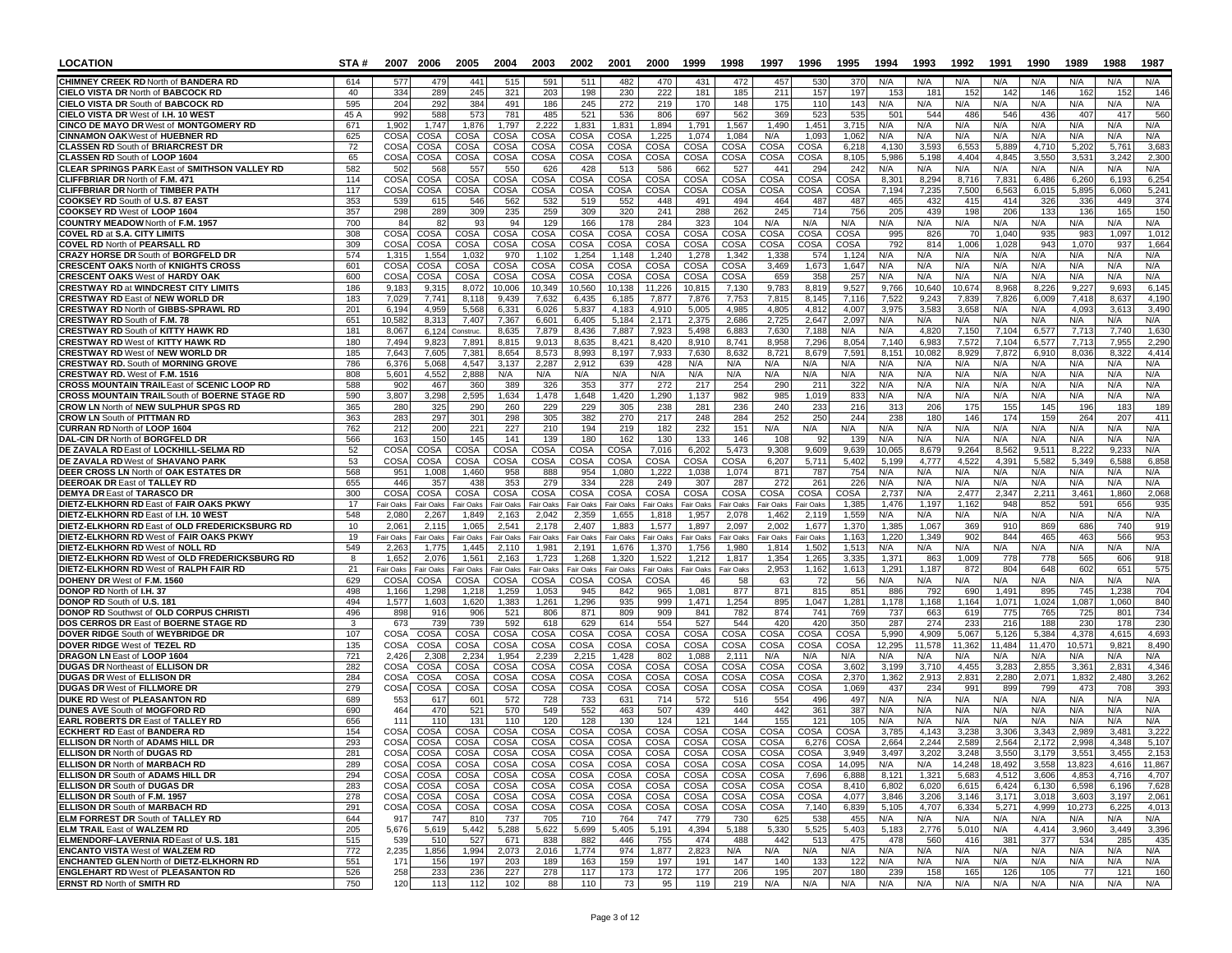| LOCATION | STA # | 2007 | 2006 | 2005 | 2004 | 2003 | 2002 | 2001 | 2000 | 1999 | 1998 | 1997 | 1996 | 1995 | 1994 | 1993 | 1992 | 1991 | 1990 | 1989 | 1988 | 1987 |
|---|---|---|---|---|---|---|---|---|---|---|---|---|---|---|---|---|---|---|---|---|---|---|
| **CHIMNEY CREEK RD** North of **BANDERA RD** | 614 | 577 | 479 | 441 | 515 | 591 | 511 | 482 | 470 | 431 | 472 | 457 | 530 | 370 | N/A | N/A | N/A | N/A | N/A | N/A | N/A | N/A |
| **CIELO VISTA DR** North of **BABCOCK RD** | 40 | 334 | 289 | 245 | 321 | 203 | 198 | 230 | 222 | 181 | 185 | 211 | 157 | 197 | 153 | 181 | 152 | 142 | 146 | 162 | 152 | 146 |
| **CIELO VISTA DR** South of **BABCOCK RD** | 595 | 204 | 292 | 384 | 491 | 186 | 245 | 272 | 219 | 170 | 148 | 175 | 110 | 143 | N/A | N/A | N/A | N/A | N/A | N/A | N/A | N/A |
| **CIELO VISTA DR** West of **I.H. 10 WEST** | 45 A | 992 | 588 | 573 | 781 | 485 | 521 | 536 | 806 | 697 | 562 | 369 | 523 | 535 | 501 | 544 | 486 | 546 | 436 | 407 | 417 | 560 |
| **CINCO DE MAYO DR** West of **MONTGOMERY RD** | 671 | 1,902 | 1,747 | 1,876 | 1,797 | 2,222 | 1,831 | 1,831 | 1,894 | 1,791 | 1,567 | 1,490 | 1,451 | 3,715 | N/A | N/A | N/A | N/A | N/A | N/A | N/A | N/A |
| **CINNAMON OAK** West of **HUEBNER RD** | 625 | COSA | COSA | COSA | COSA | COSA | COSA | COSA | 1,225 | 1,074 | 1,084 | N/A | 1,093 | 1,062 | N/A | N/A | N/A | N/A | N/A | N/A | N/A | N/A |
| **CLASSEN RD** South of **BRIARCREST DR** | 72 | COSA | COSA | COSA | COSA | COSA | COSA | COSA | COSA | COSA | COSA | COSA | COSA | 6,218 | 4,130 | 3,593 | 6,553 | 5,889 | 4,710 | 5,202 | 5,761 | 3,683 |
| **CLASSEN RD** South of **LOOP 1604** | 65 | COSA | COSA | COSA | COSA | COSA | COSA | COSA | COSA | COSA | COSA | COSA | COSA | 8,105 | 5,986 | 5,198 | 4,404 | 4,845 | 3,550 | 3,531 | 3,242 | 2,300 |
| **CLEAR SPRINGS PARK** East of **SMITHSON VALLEY RD** | 582 | 502 | 568 | 557 | 550 | 626 | 428 | 513 | 586 | 662 | 527 | 441 | 294 | 242 | N/A | N/A | N/A | N/A | N/A | N/A | N/A | N/A |
| **CLIFFBRIAR DR** North of **F.M. 471** | 114 | COSA | COSA | COSA | COSA | COSA | COSA | COSA | COSA | COSA | COSA | COSA | COSA | COSA | 8,301 | 8,294 | 8,716 | 7,831 | 6,486 | 6,260 | 6,193 | 6,254 |
| **CLIFFBRIAR DR** North of **TIMBER PATH** | 117 | COSA | COSA | COSA | COSA | COSA | COSA | COSA | COSA | COSA | COSA | COSA | COSA | COSA | 7,194 | 7,235 | 7,500 | 6,563 | 6,015 | 5,895 | 6,060 | 5,241 |
| **COOKSEY RD** South of **U.S. 87 EAST** | 353 | 539 | 615 | 546 | 562 | 532 | 519 | 552 | 448 | 491 | 494 | 464 | 487 | 487 | 465 | 432 | 415 | 414 | 326 | 336 | 449 | 374 |
| **COOKSEY RD** West of **LOOP 1604** | 357 | 298 | 289 | 309 | 235 | 259 | 309 | 320 | 241 | 288 | 262 | 245 | 714 | 756 | 205 | 439 | 198 | 206 | 133 | 136 | 165 | 150 |
| **COUNTRY MEADOW** North of **F.M. 1957** | 700 | 84 | 82 | 93 | 94 | 129 | 166 | 178 | 284 | 323 | 104 | N/A | N/A | N/A | N/A | N/A | N/A | N/A | N/A | N/A | N/A | N/A |
| **COVEL RD** at **S.A. CITY LIMITS** | 308 | COSA | COSA | COSA | COSA | COSA | COSA | COSA | COSA | COSA | COSA | COSA | COSA | COSA | 995 | 826 | 70 | 1,040 | 935 | 983 | 1,097 | 1,012 |
| **COVEL RD** North of **PEARSALL RD** | 309 | COSA | COSA | COSA | COSA | COSA | COSA | COSA | COSA | COSA | COSA | COSA | COSA | COSA | 792 | 814 | 1,006 | 1,028 | 943 | 1,070 | 937 | 1,664 |
| **CRAZY HORSE DR** South of **BORGFELD DR** | 574 | 1,315 | 1,554 | 1,032 | 970 | 1,102 | 1,254 | 1,148 | 1,240 | 1,278 | 1,342 | 1,338 | 574 | 1,124 | N/A | N/A | N/A | N/A | N/A | N/A | N/A | N/A |
| **CRESCENT OAKS** North of **KNIGHTS CROSS** | 601 | COSA | COSA | COSA | COSA | COSA | COSA | COSA | COSA | COSA | COSA | 3,469 | 1,673 | 1,647 | N/A | N/A | N/A | N/A | N/A | N/A | N/A | N/A |
| **CRESCENT OAKS** West of **HARDY OAK** | 600 | COSA | COSA | COSA | COSA | COSA | COSA | COSA | COSA | COSA | COSA | 659 | 358 | 257 | N/A | N/A | N/A | N/A | N/A | N/A | N/A | N/A |
| **CRESTWAY RD** at **WINDCREST CITY LIMITS** | 186 | 9,183 | 9,315 | 8,072 | 10,006 | 10,349 | 10,560 | 10,138 | 11,226 | 10,815 | 7,130 | 9,783 | 8,819 | 9,527 | 9,766 | 10,640 | 10,674 | 8,968 | 8,226 | 9,227 | 9,693 | 6,145 |
| **CRESTWAY RD** East of **NEW WORLD DR** | 183 | 7,029 | 7,741 | 8,118 | 9,439 | 7,632 | 6,435 | 6,185 | 7,877 | 7,876 | 7,753 | 7,815 | 8,145 | 7,116 | 7,522 | 9,243 | 7,839 | 7,826 | 6,009 | 7,418 | 8,637 | 4,190 |
| **CRESTWAY RD** North of **GIBBS-SPRAWL RD** | 201 | 6,194 | 4,959 | 5,568 | 6,331 | 6,026 | 5,837 | 4,183 | 4,910 | 5,005 | 4,985 | 4,805 | 4,812 | 4,007 | 3,975 | 3,583 | 3,658 | N/A | N/A | 4,093 | 3,613 | 3,490 |
| **CRESTWAY RD** South of **F.M. 78** | 651 | 10,582 | 8,313 | 7,407 | 7,367 | 6,601 | 6,405 | 5,184 | 2,171 | 2,375 | 2,686 | 2,725 | 2,647 | 2,097 | N/A | N/A | N/A | N/A | N/A | N/A | N/A | N/A |
| **CRESTWAY RD** South of **KITTY HAWK RD** | 181 | 8,067 | 6,124 | Construc. | 8,635 | 7,879 | 8,436 | 7,887 | 7,923 | 5,498 | 6,883 | 7,630 | 7,188 | N/A | N/A | 4,820 | 7,150 | 7,104 | 6,577 | 7,713 | 7,740 | 1,630 |
| **CRESTWAY RD** West of **KITTY HAWK RD** | 180 | 7,494 | 9,823 | 7,891 | 8,815 | 9,013 | 8,635 | 8,421 | 8,420 | 8,910 | 8,741 | 8,958 | 7,296 | 8,054 | 7,140 | 6,983 | 7,572 | 7,104 | 6,577 | 7,713 | 7,955 | 2,290 |
| **CRESTWAY RD** West of **NEW WORLD DR** | 185 | 7,643 | 7,605 | 7,381 | 8,654 | 8,573 | 8,993 | 8,197 | 7,933 | 7,630 | 8,632 | 8,721 | 8,679 | 7,591 | 8,151 | 10,082 | 8,929 | 7,872 | 6,910 | 8,036 | 8,322 | 4,414 |
| **CRESTWAY RD.** South of **MORNING GROVE** | 786 | 6,376 | 5,068 | 4,547 | 3,137 | 2,287 | 2,912 | 639 | 428 | N/A | N/A | N/A | N/A | N/A | N/A | N/A | N/A | N/A | N/A | N/A | N/A | N/A |
| **CRESTWAY RD.** West of **F.M. 1516** | 808 | 5,601 | 4,552 | 2,888 | N/A | N/A | N/A | N/A | N/A | N/A | N/A | N/A | N/A | N/A | N/A | N/A | N/A | N/A | N/A | N/A | N/A | N/A |
| **CROSS MOUNTAIN TRAIL** East of **SCENIC LOOP RD** | 588 | 902 | 467 | 360 | 389 | 326 | 353 | 377 | 272 | 217 | 254 | 290 | 211 | 322 | N/A | N/A | N/A | N/A | N/A | N/A | N/A | N/A |
| **CROSS MOUNTAIN TRAIL** South of **BOERNE STAGE RD** | 590 | 3,807 | 3,298 | 2,595 | 1,634 | 1,478 | 1,648 | 1,420 | 1,290 | 1,137 | 982 | 985 | 1,019 | 833 | N/A | N/A | N/A | N/A | N/A | N/A | N/A | N/A |
| **CROW LN** North of **NEW SULPHUR SPGS RD** | 365 | 280 | 325 | 290 | 260 | 229 | 229 | 305 | 238 | 281 | 236 | 240 | 233 | 216 | 313 | 206 | 175 | 155 | 145 | 196 | 183 | 189 |
| **CROW LN** South of **PITTMAN RD** | 363 | 283 | 297 | 301 | 298 | 305 | 382 | 270 | 217 | 248 | 284 | 252 | 250 | 244 | 238 | 180 | 146 | 174 | 159 | 264 | 207 | 411 |
| **CURRAN RD** North of **LOOP 1604** | 762 | 212 | 200 | 221 | 227 | 210 | 194 | 219 | 182 | 232 | 151 | N/A | N/A | N/A | N/A | N/A | N/A | N/A | N/A | N/A | N/A | N/A |
| **DAL-CIN DR** North of **BORGFELD DR** | 566 | 163 | 150 | 145 | 141 | 139 | 180 | 162 | 130 | 133 | 146 | 108 | 92 | 139 | N/A | N/A | N/A | N/A | N/A | N/A | N/A | N/A |
| **DE ZAVALA RD** East of **LOCKHILL-SELMA RD** | 52 | COSA | COSA | COSA | COSA | COSA | COSA | COSA | 7,016 | 6,202 | 5,473 | 9,308 | 9,609 | 9,639 | 10,065 | 8,679 | 9,264 | 8,562 | 9,511 | 8,222 | 9,233 | N/A |
| **DE ZAVALA RD** West of **SHAVANO PARK** | 53 | COSA | COSA | COSA | COSA | COSA | COSA | COSA | COSA | COSA | COSA | 6,207 | 5,711 | 5,402 | 5,199 | 4,777 | 4,522 | 4,391 | 5,582 | 5,349 | 6,588 | 6,858 |
| **DEER CROSS LN** North of **OAK ESTATES DR** | 568 | 951 | 1,008 | 1,460 | 958 | 888 | 954 | 1,080 | 1,222 | 1,038 | 1,074 | 871 | 787 | 754 | N/A | N/A | N/A | N/A | N/A | N/A | N/A | N/A |
| **DEEROAK DR** East of **TALLEY RD** | 655 | 446 | 357 | 438 | 353 | 279 | 334 | 228 | 249 | 307 | 287 | 272 | 261 | 226 | N/A | N/A | N/A | N/A | N/A | N/A | N/A | N/A |
| **DEMYA DR** East of **TARASCO DR** | 300 | COSA | COSA | COSA | COSA | COSA | COSA | COSA | COSA | COSA | COSA | COSA | COSA | COSA | 2,737 | N/A | 2,477 | 2,347 | 2,211 | 3,461 | 1,860 | 2,068 |
| **DIETZ-ELKHORN RD** East of **FAIR OAKS PKWY** | 17 | Fair Oaks | Fair Oaks | Fair Oaks | Fair Oaks | Fair Oaks | Fair Oaks | Fair Oaks | Fair Oaks | Fair Oaks | Fair Oaks | Fair Oaks | Fair Oaks | 1,385 | 1,476 | 1,197 | 1,162 | 948 | 852 | 591 | 656 | 935 |
| **DIETZ-ELKHORN RD** East of **I.H. 10 WEST** | 548 | 2,080 | 2,267 | 1,849 | 2,163 | 2,042 | 2,359 | 1,655 | 1,818 | 1,957 | 2,078 | 1,462 | 2,119 | 1,559 | N/A | N/A | N/A | N/A | N/A | N/A | N/A | N/A |
| **DIETZ-ELKHORN RD** East of **OLD FREDERICKSBURG RD** | 10 | 2,061 | 2,115 | 1,065 | 2,541 | 2,178 | 2,407 | 1,883 | 1,577 | 1,897 | 2,097 | 2,002 | 1,677 | 1,370 | 1,385 | 1,067 | 369 | 910 | 869 | 686 | 740 | 919 |
| **DIETZ-ELKHORN RD** West of **FAIR OAKS PKWY** | 19 | Fair Oaks | Fair Oaks | Fair Oaks | Fair Oaks | Fair Oaks | Fair Oaks | Fair Oaks | Fair Oaks | Fair Oaks | Fair Oaks | Fair Oaks | Fair Oaks | 1,163 | 1,220 | 1,349 | 902 | 844 | 465 | 463 | 566 | 953 |
| **DIETZ-ELKHORN RD** West of **NOLL RD** | 549 | 2,263 | 1,775 | 1,445 | 2,110 | 1,981 | 2,191 | 1,676 | 1,370 | 1,756 | 1,980 | 1,814 | 1,502 | 1,513 | N/A | N/A | N/A | N/A | N/A | N/A | N/A | N/A |
| **DIETZ-ELKHORN RD** West of **OLD FREDERICKSBURG RD** | 8 | 1,652 | 2,076 | 1,561 | 2,163 | 1,723 | 1,268 | 1,320 | 1,522 | 1,212 | 1,817 | 1,354 | 1,265 | 3,335 | 1,371 | 863 | 1,009 | 778 | 778 | 565 | 606 | 918 |
| **DIETZ-ELKHORN RD** West of **RALPH FAIR RD** | 21 | Fair Oaks | Fair Oaks | Fair Oaks | Fair Oaks | Fair Oaks | Fair Oaks | Fair Oaks | Fair Oaks | Fair Oaks | Fair Oaks | 2,953 | 1,162 | 1,613 | 1,291 | 1,187 | 872 | 804 | 648 | 602 | 651 | 575 |
| **DOHENY DR** West of **F.M. 1560** | 629 | COSA | COSA | COSA | COSA | COSA | COSA | COSA | COSA | 46 | 58 | 63 | 72 | 56 | N/A | N/A | N/A | N/A | N/A | N/A | N/A | N/A |
| **DONOP RD** North of **I.H. 37** | 498 | 1,166 | 1,298 | 1,218 | 1,259 | 1,053 | 945 | 842 | 965 | 1,081 | 877 | 871 | 815 | 851 | 886 | 792 | 690 | 1,491 | 895 | 745 | 1,238 | 704 |
| **DONOP RD** South of **U.S. 181** | 494 | 1,577 | 1,603 | 1,620 | 1,383 | 1,261 | 1,296 | 935 | 999 | 1,471 | 1,254 | 895 | 1,047 | 1,281 | 1,178 | 1,168 | 1,164 | 1,071 | 1,024 | 1,087 | 1,060 | 840 |
| **DONOP RD** Southwest of **OLD CORPUS CHRISTI** | 496 | 898 | 916 | 906 | 521 | 806 | 871 | 809 | 909 | 841 | 782 | 874 | 741 | 769 | 737 | 663 | 619 | 775 | 765 | 725 | 801 | 734 |
| **DOS CERROS DR** East of **BOERNE STAGE RD** | 3 | 673 | 739 | 739 | 592 | 618 | 629 | 614 | 554 | 527 | 544 | 420 | 420 | 350 | 287 | 274 | 233 | 216 | 188 | 230 | 178 | 230 |
| **DOVER RIDGE** South of **WEYBRIDGE DR** | 107 | COSA | COSA | COSA | COSA | COSA | COSA | COSA | COSA | COSA | COSA | COSA | COSA | COSA | 5,990 | 4,909 | 5,067 | 5,126 | 5,384 | 4,378 | 4,615 | 4,693 |
| **DOVER RIDGE** West of **TEZEL RD** | 135 | COSA | COSA | COSA | COSA | COSA | COSA | COSA | COSA | COSA | COSA | COSA | COSA | COSA | 12,295 | 11,578 | 11,362 | 11,484 | 11,470 | 10,571 | 9,821 | 8,490 |
| **DRAGON LN** East of **LOOP 1604** | 721 | 2,426 | 2,308 | 2,234 | 1,954 | 2,239 | 2,215 | 1,428 | 802 | 1,088 | 2,111 | N/A | N/A | N/A | N/A | N/A | N/A | N/A | N/A | N/A | N/A | N/A |
| **DUGAS DR** Northeast of **ELLISON DR** | 282 | COSA | COSA | COSA | COSA | COSA | COSA | COSA | COSA | COSA | COSA | COSA | COSA | 3,602 | 3,199 | 3,710 | 4,455 | 3,283 | 2,855 | 3,361 | 2,831 | 4,346 |
| **DUGAS DR** West of **ELLISON DR** | 284 | COSA | COSA | COSA | COSA | COSA | COSA | COSA | COSA | COSA | COSA | COSA | COSA | 2,370 | 1,362 | 2,913 | 2,831 | 2,280 | 2,071 | 1,832 | 2,480 | 3,262 |
| **DUGAS DR** West of **FILLMORE DR** | 279 | COSA | COSA | COSA | COSA | COSA | COSA | COSA | COSA | COSA | COSA | COSA | COSA | 1,069 | 437 | 234 | 991 | 899 | 799 | 473 | 708 | 393 |
| **DUKE RD** West of **PLEASANTON RD** | 689 | 553 | 617 | 601 | 572 | 728 | 733 | 631 | 714 | 572 | 516 | 554 | 496 | 497 | N/A | N/A | N/A | N/A | N/A | N/A | N/A | N/A |
| **DUNES AVE** South of **MOGFORD RD** | 690 | 464 | 470 | 521 | 570 | 549 | 552 | 463 | 507 | 439 | 440 | 442 | 361 | 387 | N/A | N/A | N/A | N/A | N/A | N/A | N/A | N/A |
| **EARL ROBERTS DR** East of **TALLEY RD** | 656 | 111 | 110 | 131 | 110 | 120 | 128 | 130 | 124 | 121 | 144 | 155 | 121 | 105 | N/A | N/A | N/A | N/A | N/A | N/A | N/A | N/A |
| **ECKHERT RD** East of **BANDERA RD** | 154 | COSA | COSA | COSA | COSA | COSA | COSA | COSA | COSA | COSA | COSA | COSA | COSA | COSA | 3,785 | 4,143 | 3,238 | 3,306 | 3,343 | 2,989 | 3,481 | 3,222 |
| **ELLISON DR** North of **ADAMS HILL DR** | 293 | COSA | COSA | COSA | COSA | COSA | COSA | COSA | COSA | COSA | COSA | COSA | 6,276 | COSA | 2,664 | 2,244 | 2,589 | 2,564 | 2,172 | 2,998 | 4,348 | 5,107 |
| **ELLISON DR** North of **DUGAS RD** | 281 | COSA | COSA | COSA | COSA | COSA | COSA | COSA | COSA | COSA | COSA | COSA | COSA | 3,949 | 3,497 | 3,202 | 3,248 | 3,550 | 3,179 | 3,551 | 3,455 | 2,153 |
| **ELLISON DR** North of **MARBACH RD** | 289 | COSA | COSA | COSA | COSA | COSA | COSA | COSA | COSA | COSA | COSA | COSA | COSA | 14,095 | N/A | N/A | 14,248 | 18,492 | 3,558 | 13,823 | 4,616 | 11,867 |
| **ELLISON DR** South of **ADAMS HILL DR** | 294 | COSA | COSA | COSA | COSA | COSA | COSA | COSA | COSA | COSA | COSA | COSA | 7,696 | 6,888 | 8,121 | 1,321 | 5,683 | 4,512 | 3,606 | 4,853 | 4,716 | 4,707 |
| **ELLISON DR** South of **DUGAS DR** | 283 | COSA | COSA | COSA | COSA | COSA | COSA | COSA | COSA | COSA | COSA | COSA | COSA | 8,410 | 6,802 | 6,020 | 6,615 | 6,424 | 6,130 | 6,598 | 6,196 | 7,628 |
| **ELLISON DR** South of **F.M. 1957** | 278 | COSA | COSA | COSA | COSA | COSA | COSA | COSA | COSA | COSA | COSA | COSA | COSA | 4,077 | 3,846 | 3,206 | 3,146 | 3,171 | 3,018 | 3,603 | 3,197 | 2,061 |
| **ELLISON DR** South of **MARBACH RD** | 291 | COSA | COSA | COSA | COSA | COSA | COSA | COSA | COSA | COSA | COSA | COSA | 7,140 | 6,839 | 5,105 | 4,707 | 6,334 | 5,271 | 4,999 | 10,273 | 6,225 | 4,013 |
| **ELM FORREST DR** South of **TALLEY RD** | 644 | 917 | 747 | 810 | 737 | 705 | 710 | 764 | 747 | 779 | 730 | 625 | 538 | 455 | N/A | N/A | N/A | N/A | N/A | N/A | N/A | N/A |
| **ELM TRAIL** East of **WALZEM RD** | 205 | 5,676 | 5,619 | 5,442 | 5,288 | 5,622 | 5,699 | 5,405 | 5,191 | 4,394 | 5,188 | 5,330 | 5,525 | 5,403 | 5,183 | 2,776 | 5,010 | N/A | 4,414 | 3,960 | 3,449 | 3,396 |
| **ELMENDORF-LAVERNIA RD** East of **U.S. 181** | 515 | 539 | 510 | 527 | 671 | 838 | 882 | 446 | 755 | 474 | 488 | 442 | 513 | 475 | 478 | 560 | 416 | 381 | 377 | 534 | 285 | 435 |
| **ENCANTO VISTA** West of **WALZEM RD** | 772 | 2,235 | 1,856 | 1,994 | 2,073 | 2,016 | 1,774 | 974 | 1,877 | 2,823 | N/A | N/A | N/A | N/A | N/A | N/A | N/A | N/A | N/A | N/A | N/A | N/A |
| **ENCHANTED GLEN** North of **DIETZ-ELKHORN RD** | 551 | 171 | 156 | 197 | 203 | 189 | 163 | 159 | 197 | 191 | 147 | 140 | 133 | 122 | N/A | N/A | N/A | N/A | N/A | N/A | N/A | N/A |
| **ENGLEHART RD** West of **PLEASANTON RD** | 526 | 258 | 233 | 236 | 227 | 278 | 117 | 173 | 172 | 177 | 206 | 195 | 207 | 180 | 239 | 158 | 165 | 126 | 105 | 77 | 121 | 160 |
| **ERNST RD** North of **SMITH RD** | 750 | 120 | 113 | 112 | 102 | 88 | 110 | 73 | 95 | 119 | 219 | N/A | N/A | N/A | N/A | N/A | N/A | N/A | N/A | N/A | N/A | N/A |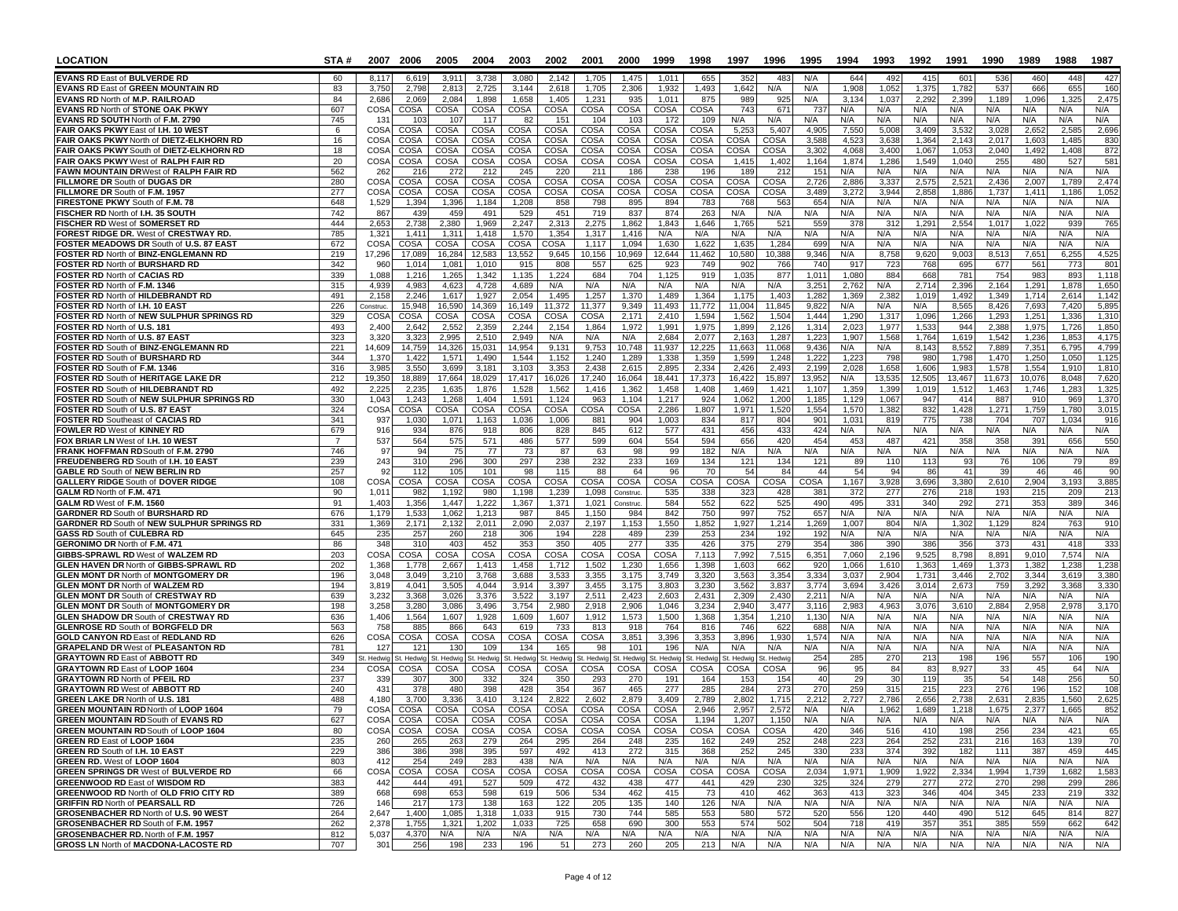| LOCATION | STA # | 2007 | 2006 | 2005 | 2004 | 2003 | 2002 | 2001 | 2000 | 1999 | 1998 | 1997 | 1996 | 1995 | 1994 | 1993 | 1992 | 1991 | 1990 | 1989 | 1988 | 1987 |
|---|---|---|---|---|---|---|---|---|---|---|---|---|---|---|---|---|---|---|---|---|---|---|
| **EVANS RD** East of **BULVERDE RD** | 60 | 8,117 | 6,619 | 3,911 | 3,738 | 3,080 | 2,142 | 1,705 | 1,475 | 1,011 | 655 | 352 | 483 | N/A | 644 | 492 | 415 | 601 | 536 | 460 | 448 | 427 |
| **EVANS RD** East of **GREEN MOUNTAIN RD** | 83 | 3,750 | 2,798 | 2,813 | 2,725 | 3,144 | 2,618 | 1,705 | 2,306 | 1,932 | 1,493 | 1,642 | N/A | N/A | 1,908 | 1,052 | 1,375 | 1,782 | 537 | 666 | 655 | 160 |
| **EVANS RD** North of **M.P. RAILROAD** | 84 | 2,686 | 2,069 | 2,084 | 1,898 | 1,658 | 1,405 | 1,231 | 935 | 1,011 | 875 | 989 | 925 | N/A | 3,134 | 1,037 | 2,292 | 2,399 | 1,189 | 1,096 | 1,325 | 2,475 |
| **EVANS RD** North of **STONE OAK PKWY** | 607 | COSA | COSA | COSA | COSA | COSA | COSA | COSA | COSA | COSA | COSA | 743 | 671 | 737 | N/A | N/A | N/A | N/A | N/A | N/A | N/A | N/A |
| **EVANS RD SOUTH** North of **F.M. 2790** | 745 | 131 | 103 | 107 | 117 | 82 | 151 | 104 | 103 | 172 | 109 | N/A | N/A | N/A | N/A | N/A | N/A | N/A | N/A | N/A | N/A | N/A |
| **FAIR OAKS PKWY** East of **I.H. 10 WEST** | 6 | COSA | COSA | COSA | COSA | COSA | COSA | COSA | COSA | COSA | COSA | 5,253 | 5,407 | 4,905 | 7,550 | 5,008 | 3,409 | 3,532 | 3,028 | 2,652 | 2,585 | 2,696 |
| **FAIR OAKS PKWY** North of **DIETZ-ELKHORN RD** | 16 | COSA | COSA | COSA | COSA | COSA | COSA | COSA | COSA | COSA | COSA | COSA | COSA | 3,588 | 4,523 | 3,638 | 1,364 | 2,143 | 2,017 | 1,603 | 1,485 | 830 |
| **FAIR OAKS PKWY** South of **DIETZ-ELKHORN RD** | 18 | COSA | COSA | COSA | COSA | COSA | COSA | COSA | COSA | COSA | COSA | COSA | COSA | 3,302 | 4,068 | 3,400 | 1,067 | 1,053 | 2,040 | 1,492 | 1,408 | 872 |
| **FAIR OAKS PKWY** West of **RALPH FAIR RD** | 20 | COSA | COSA | COSA | COSA | COSA | COSA | COSA | COSA | COSA | COSA | 1,415 | 1,402 | 1,164 | 1,874 | 1,286 | 1,549 | 1,040 | 255 | 480 | 527 | 581 |
| **FAWN MOUNTAIN DR** West of **RALPH FAIR RD** | 562 | 262 | 216 | 272 | 212 | 245 | 220 | 211 | 186 | 238 | 196 | 189 | 212 | 151 | N/A | N/A | N/A | N/A | N/A | N/A | N/A | N/A |
| **FILLMORE DR** South of **DUGAS DR** | 280 | COSA | COSA | COSA | COSA | COSA | COSA | COSA | COSA | COSA | COSA | COSA | COSA | 2,726 | 2,886 | 3,337 | 2,575 | 2,521 | 2,436 | 2,007 | 1,789 | 2,474 |
| **FILLMORE DR** South of **F.M. 1957** | 277 | COSA | COSA | COSA | COSA | COSA | COSA | COSA | COSA | COSA | COSA | COSA | COSA | 3,489 | 3,272 | 3,944 | 2,858 | 1,886 | 1,737 | 1,411 | 1,186 | 1,052 |
| **FIRESTONE PKWY** South of **F.M. 78** | 648 | 1,529 | 1,394 | 1,396 | 1,184 | 1,208 | 858 | 798 | 895 | 894 | 783 | 768 | 563 | 654 | N/A | N/A | N/A | N/A | N/A | N/A | N/A | N/A |
| **FISCHER RD** North of **I.H. 35 SOUTH** | 742 | 867 | 439 | 459 | 491 | 529 | 451 | 719 | 837 | 874 | 263 | N/A | N/A | N/A | N/A | N/A | N/A | N/A | N/A | N/A | N/A | N/A |
| **FISCHER RD** West of **SOMERSET RD** | 444 | 2,653 | 2,738 | 2,380 | 1,969 | 2,247 | 2,313 | 2,275 | 1,862 | 1,843 | 1,646 | 1,765 | 521 | 559 | 378 | 312 | 1,291 | 2,554 | 1,017 | 1,022 | 939 | 765 |
| **FOREST RIDGE DR.** West of **CRESTWAY RD.** | 785 | 1,321 | 1,411 | 1,311 | 1,418 | 1,570 | 1,354 | 1,317 | 1,416 | N/A | N/A | N/A | N/A | N/A | N/A | N/A | N/A | N/A | N/A | N/A | N/A | N/A |
| **FOSTER MEADOWS DR** South of **U.S. 87 EAST** | 672 | COSA | COSA | COSA | COSA | COSA | COSA | 1,117 | 1,094 | 1,630 | 1,622 | 1,635 | 1,284 | 699 | N/A | N/A | N/A | N/A | N/A | N/A | N/A | N/A |
| **FOSTER RD** North of **BINZ-ENGLEMANN RD** | 219 | 17,296 | 17,089 | 16,284 | 12,583 | 13,552 | 9,645 | 10,156 | 10,969 | 12,644 | 11,462 | 10,580 | 10,388 | 9,346 | N/A | 8,758 | 9,620 | 9,003 | 8,513 | 7,651 | 6,255 | 4,525 |
| **FOSTER RD** North of **BURSHARD RD** | 342 | 960 | 1,014 | 1,081 | 1,010 | 915 | 808 | 557 | 625 | 923 | 749 | 902 | 766 | 740 | 917 | 723 | 768 | 695 | 677 | 561 | 773 | 801 |
| **FOSTER RD** North of **CACIAS RD** | 339 | 1,088 | 1,216 | 1,265 | 1,342 | 1,135 | 1,224 | 684 | 704 | 1,125 | 919 | 1,035 | 877 | 1,011 | 1,080 | 884 | 668 | 781 | 754 | 983 | 893 | 1,118 |
| **FOSTER RD** North of **F.M. 1346** | 315 | 4,939 | 4,983 | 4,623 | 4,728 | 4,689 | N/A | N/A | N/A | N/A | N/A | N/A | N/A | 3,251 | 2,762 | N/A | 2,714 | 2,396 | 2,164 | 1,291 | 1,878 | 1,650 |
| **FOSTER RD** North of **HILDEBRANDT RD** | 491 | 2,158 | 2,246 | 1,617 | 1,927 | 2,054 | 1,495 | 1,257 | 1,370 | 1,489 | 1,364 | 1,175 | 1,403 | 1,282 | 1,369 | 2,382 | 1,019 | 1,492 | 1,349 | 1,714 | 2,614 | 1,142 |
| **FOSTER RD** North of **I.H. 10 EAST** | 226 | Construc. | 15,948 | 16,590 | 14,369 | 16,149 | 11,372 | 11,377 | 9,349 | 11,493 | 11,772 | 11,004 | 11,845 | 9,822 | N/A | N/A | N/A | 8,565 | 8,426 | 7,693 | 7,420 | 5,895 |
| **FOSTER RD** North of **NEW SULPHUR SPRINGS RD** | 329 | COSA | COSA | COSA | COSA | COSA | COSA | COSA | 2,171 | 2,410 | 1,594 | 1,562 | 1,504 | 1,444 | 1,290 | 1,317 | 1,096 | 1,266 | 1,293 | 1,251 | 1,336 | 1,310 |
| **FOSTER RD** North of **U.S. 181** | 493 | 2,400 | 2,642 | 2,552 | 2,359 | 2,244 | 2,154 | 1,864 | 1,972 | 1,991 | 1,975 | 1,899 | 2,126 | 1,314 | 2,023 | 1,977 | 1,533 | 944 | 2,388 | 1,975 | 1,726 | 1,850 |
| **FOSTER RD** North of **U.S. 87 EAST** | 323 | 3,320 | 3,323 | 2,995 | 2,510 | 2,949 | N/A | N/A | N/A | 2,684 | 2,077 | 2,163 | 1,287 | 1,223 | 1,907 | 1,568 | 1,764 | 1,619 | 1,542 | 1,236 | 1,853 | 4,175 |
| **FOSTER RD** South of **BINZ-ENGLEMANN RD** | 221 | 14,609 | 14,759 | 14,326 | 15,031 | 14,954 | 9,131 | 9,753 | 10,748 | 11,937 | 12,225 | 11,663 | 11,068 | 9,436 | N/A | N/A | 8,143 | 8,552 | 7,889 | 7,351 | 6,795 | 4,799 |
| **FOSTER RD** South of **BURSHARD RD** | 344 | 1,370 | 1,422 | 1,571 | 1,490 | 1,544 | 1,152 | 1,240 | 1,289 | 1,338 | 1,359 | 1,599 | 1,248 | 1,222 | 1,223 | 798 | 980 | 1,798 | 1,470 | 1,250 | 1,050 | 1,125 |
| **FOSTER RD** South of **F.M. 1346** | 316 | 3,985 | 3,550 | 3,699 | 3,181 | 3,103 | 3,353 | 2,438 | 2,615 | 2,895 | 2,334 | 2,426 | 2,493 | 2,199 | 2,028 | 1,658 | 1,606 | 1,983 | 1,578 | 1,554 | 1,910 | 1,810 |
| **FOSTER RD** South of **HERITAGE LAKE DR** | 212 | 19,350 | 18,889 | 17,664 | 18,029 | 17,417 | 16,026 | 17,240 | 16,064 | 18,441 | 17,373 | 16,422 | 15,897 | 13,952 | N/A | 13,535 | 12,505 | 13,467 | 11,673 | 10,076 | 8,048 | 7,620 |
| **FOSTER RD** South of **HILDEBRANDT RD** | 492 | 2,225 | 2,235 | 1,635 | 1,876 | 1,528 | 1,562 | 1,416 | 1,362 | 1,458 | 1,408 | 1,469 | 1,421 | 1,107 | 1,359 | 1,399 | 1,019 | 1,512 | 1,463 | 1,746 | 1,283 | 1,325 |
| **FOSTER RD** South of **NEW SULPHUR SPRINGS RD** | 330 | 1,043 | 1,243 | 1,268 | 1,404 | 1,591 | 1,124 | 963 | 1,104 | 1,217 | 924 | 1,062 | 1,200 | 1,185 | 1,129 | 1,067 | 947 | 414 | 887 | 910 | 969 | 1,370 |
| **FOSTER RD** South of **U.S. 87 EAST** | 324 | COSA | COSA | COSA | COSA | COSA | COSA | COSA | COSA | 2,286 | 1,807 | 1,971 | 1,520 | 1,554 | 1,570 | 1,382 | 832 | 1,428 | 1,271 | 1,759 | 1,780 | 3,015 |
| **FOSTER RD** Southeast of **CACIAS RD** | 341 | 937 | 1,030 | 1,071 | 1,163 | 1,036 | 1,006 | 881 | 904 | 1,003 | 834 | 817 | 804 | 901 | 1,031 | 819 | 775 | 738 | 704 | 707 | 1,034 | 916 |
| **FOWLER RD** West of **KINNEY RD** | 679 | 916 | 934 | 876 | 918 | 806 | 828 | 845 | 612 | 577 | 431 | 456 | 433 | 424 | N/A | N/A | N/A | N/A | N/A | N/A | N/A | N/A |
| **FOX BRIAR LN** West of **I.H. 10 WEST** | 7 | 537 | 564 | 575 | 571 | 486 | 577 | 599 | 604 | 554 | 594 | 656 | 420 | 454 | 453 | 487 | 421 | 358 | 358 | 391 | 656 | 550 |
| **FRANK HOFFMAN RD** South of **F.M. 2790** | 746 | 97 | 94 | 75 | 77 | 73 | 87 | 63 | 98 | 99 | 182 | N/A | N/A | N/A | N/A | N/A | N/A | N/A | N/A | N/A | N/A | N/A |
| **FREUDENBERG RD** South of **I.H. 10 EAST** | 239 | 243 | 310 | 296 | 300 | 297 | 238 | 232 | 233 | 169 | 134 | 121 | 134 | 121 | 89 | 110 | 113 | 93 | 76 | 106 | 79 | 89 |
| **GABLE RD** South of **NEW BERLIN RD** | 257 | 92 | 112 | 105 | 101 | 98 | 115 | 88 | 64 | 96 | 70 | 54 | 84 | 44 | 54 | 94 | 86 | 41 | 39 | 46 | 46 | 90 |
| **GALLERY RIDGE** South of **DOVER RIDGE** | 108 | COSA | COSA | COSA | COSA | COSA | COSA | COSA | COSA | COSA | COSA | COSA | COSA | COSA | 1,167 | 3,928 | 3,696 | 3,380 | 2,610 | 2,904 | 3,193 | 3,885 |
| **GALM RD** North of **F.M. 471** | 90 | 1,011 | 982 | 1,192 | 980 | 1,198 | 1,239 | 1,098 | Construc. | 535 | 338 | 323 | 428 | 381 | 372 | 277 | 276 | 218 | 193 | 215 | 209 | 213 |
| **GALM RD** West of **F.M. 1560** | 91 | 1,403 | 1,356 | 1,447 | 1,222 | 1,367 | 1,371 | 1,021 | Construc. | 584 | 552 | 622 | 525 | 490 | 495 | 331 | 340 | 292 | 271 | 353 | 389 | 346 |
| **GARDNER RD** South of **BURSHARD RD** | 676 | 1,179 | 1,533 | 1,062 | 1,213 | 987 | 845 | 1,150 | 984 | 842 | 750 | 997 | 752 | 657 | N/A | N/A | N/A | N/A | N/A | N/A | N/A | N/A |
| **GARDNER RD** South of **NEW SULPHUR SPRINGS RD** | 331 | 1,369 | 2,171 | 2,132 | 2,011 | 2,090 | 2,037 | 2,197 | 1,153 | 1,550 | 1,852 | 1,927 | 1,214 | 1,269 | 1,007 | 804 | N/A | 1,302 | 1,129 | 824 | 763 | 910 |
| **GASS RD** South of **CULEBRA RD** | 645 | 235 | 257 | 260 | 218 | 306 | 194 | 228 | 489 | 239 | 253 | 234 | 192 | 192 | N/A | N/A | N/A | N/A | N/A | N/A | N/A | N/A |
| **GERONIMO DR** North of **F.M. 471** | 86 | 348 | 310 | 403 | 452 | 353 | 350 | 405 | 277 | 335 | 426 | 375 | 279 | 354 | 386 | 390 | 386 | 356 | 373 | 431 | 418 | 333 |
| **GIBBS-SPRAWL RD** West of **WALZEM RD** | 203 | COSA | COSA | COSA | COSA | COSA | COSA | COSA | COSA | COSA | 7,113 | 7,992 | 7,515 | 6,351 | 7,060 | 2,196 | 9,525 | 8,798 | 8,891 | 9,010 | 7,574 | N/A |
| **GLEN HAVEN DR** North of **GIBBS-SPRAWL RD** | 202 | 1,368 | 1,778 | 2,667 | 1,413 | 1,458 | 1,712 | 1,502 | 1,230 | 1,656 | 1,398 | 1,603 | 662 | 920 | 1,066 | 1,610 | 1,363 | 1,469 | 1,373 | 1,382 | 1,238 | 1,238 |
| **GLEN MONT DR** North of **MONTGOMERY DR** | 196 | 3,048 | 3,049 | 3,210 | 3,768 | 3,688 | 3,533 | 3,355 | 3,175 | 3,749 | 3,320 | 3,563 | 3,354 | 3,334 | 3,037 | 2,904 | 1,731 | 3,446 | 2,702 | 3,344 | 3,619 | 3,380 |
| **GLEN MONT DR** North of **WALZEM RD** | 194 | 3,819 | 4,041 | 3,505 | 4,044 | 3,914 | 3,397 | 3,455 | 3,175 | 3,803 | 3,230 | 3,562 | 3,837 | 3,774 | 3,694 | 3,426 | 3,014 | 2,673 | 759 | 3,292 | 3,368 | 3,330 |
| **GLEN MONT DR** South of **CRESTWAY RD** | 639 | 3,232 | 3,368 | 3,026 | 3,376 | 3,522 | 3,197 | 2,511 | 2,423 | 2,603 | 2,431 | 2,309 | 2,430 | 2,211 | N/A | N/A | N/A | N/A | N/A | N/A | N/A | N/A |
| **GLEN MONT DR** South of **MONTGOMERY DR** | 198 | 3,258 | 3,280 | 3,086 | 3,496 | 3,754 | 2,980 | 2,918 | 2,906 | 1,046 | 3,234 | 2,940 | 3,477 | 3,116 | 2,983 | 4,963 | 3,076 | 3,610 | 2,884 | 2,958 | 2,978 | 3,170 |
| **GLEN SHADOW DR** South of **CRESTWAY RD** | 636 | 1,406 | 1,564 | 1,607 | 1,928 | 1,609 | 1,607 | 1,912 | 1,573 | 1,500 | 1,368 | 1,354 | 1,210 | 1,130 | N/A | N/A | N/A | N/A | N/A | N/A | N/A | N/A |
| **GLENROSE RD** South of **BORGFELD DR** | 563 | 758 | 885 | 866 | 643 | 619 | 733 | 813 | 918 | 764 | 816 | 746 | 622 | 688 | N/A | N/A | N/A | N/A | N/A | N/A | N/A | N/A |
| **GOLD CANYON RD** East of **REDLAND RD** | 626 | COSA | COSA | COSA | COSA | COSA | COSA | COSA | 3,851 | 3,396 | 3,353 | 3,896 | 1,930 | 1,574 | N/A | N/A | N/A | N/A | N/A | N/A | N/A | N/A |
| **GRAPELAND DR** West of **PLEASANTON RD** | 781 | 127 | 121 | 130 | 109 | 134 | 165 | 98 | 101 | 196 | N/A | N/A | N/A | N/A | N/A | N/A | N/A | N/A | N/A | N/A | N/A | N/A |
| **GRAYTOWN RD** East of **ABBOTT RD** | 349 | St. Hedwig | St. Hedwig | St. Hedwig | St. Hedwig | St. Hedwig | St. Hedwig | St. Hedwig | St. Hedwig | St. Hedwig | St. Hedwig | St. Hedwig | St. Hedwig | 254 | 285 | 270 | 213 | 198 | 196 | 557 | 106 | 190 |
| **GRAYTOWN RD** East of **LOOP 1604** | 234 | COSA | COSA | COSA | COSA | COSA | COSA | COSA | COSA | COSA | COSA | COSA | COSA | 96 | 95 | 84 | 83 | 8,927 | 33 | 45 | 64 | N/A |
| **GRAYTOWN RD** North of **PFEIL RD** | 237 | 339 | 307 | 300 | 332 | 324 | 350 | 293 | 270 | 191 | 164 | 153 | 154 | 40 | 29 | 30 | 119 | 35 | 54 | 148 | 256 | 50 |
| **GRAYTOWN RD** West of **ABBOTT RD** | 240 | 431 | 378 | 480 | 398 | 428 | 354 | 367 | 465 | 277 | 285 | 284 | 273 | 270 | 259 | 315 | 215 | 223 | 276 | 196 | 152 | 108 |
| **GREEN LAKE DR** North of **U.S. 181** | 488 | 4,180 | 3,700 | 3,336 | 3,410 | 3,124 | 2,822 | 2,602 | 2,879 | 3,409 | 2,789 | 2,802 | 1,715 | 2,212 | 2,727 | 2,786 | 2,656 | 2,738 | 2,631 | 2,835 | 1,560 | 2,625 |
| **GREEN MOUNTAIN RD** North of **LOOP 1604** | 79 | COSA | COSA | COSA | COSA | COSA | COSA | COSA | COSA | COSA | 2,946 | 2,957 | 2,572 | N/A | N/A | 1,962 | 1,689 | 1,218 | 1,675 | 2,377 | 1,665 | 852 |
| **GREEN MOUNTAIN RD** South of **EVANS RD** | 627 | COSA | COSA | COSA | COSA | COSA | COSA | COSA | COSA | COSA | 1,194 | 1,207 | 1,150 | N/A | N/A | N/A | N/A | N/A | N/A | N/A | N/A | N/A |
| **GREEN MOUNTAIN RD** South of **LOOP 1604** | 80 | COSA | COSA | COSA | COSA | COSA | COSA | COSA | COSA | COSA | COSA | COSA | COSA | 420 | 346 | 516 | 410 | 198 | 256 | 234 | 421 | 65 |
| **GREEN RD** East of **LOOP 1604** | 235 | 260 | 265 | 263 | 279 | 264 | 295 | 264 | 248 | 235 | 162 | 249 | 252 | 248 | 223 | 264 | 252 | 231 | 216 | 163 | 139 | 70 |
| **GREEN RD** South of **I.H. 10 EAST** | 229 | 386 | 386 | 398 | 395 | 597 | 492 | 413 | 272 | 315 | 368 | 252 | 245 | 330 | 233 | 374 | 392 | 182 | 111 | 387 | 459 | 445 |
| **GREEN RD.** West of **LOOP 1604** | 803 | 412 | 254 | 249 | 283 | 438 | N/A | N/A | N/A | N/A | N/A | N/A | N/A | N/A | N/A | N/A | N/A | N/A | N/A | N/A | N/A | N/A |
| **GREEN SPRINGS DR** West of **BULVERDE RD** | 66 | COSA | COSA | COSA | COSA | COSA | COSA | COSA | COSA | COSA | COSA | COSA | COSA | 2,034 | 1,971 | 1,909 | 1,922 | 2,334 | 1,994 | 1,739 | 1,682 | 1,583 |
| **GREENWOOD RD** East of **WISDOM RD** | 383 | 442 | 444 | 491 | 527 | 509 | 472 | 432 | 438 | 477 | 441 | 429 | 230 | 325 | 324 | 279 | 277 | 272 | 270 | 298 | 299 | 286 |
| **GREENWOOD RD** North of **OLD FRIO CITY RD** | 389 | 668 | 698 | 653 | 598 | 619 | 506 | 534 | 462 | 415 | 73 | 410 | 462 | 363 | 413 | 323 | 346 | 404 | 345 | 233 | 219 | 332 |
| **GRIFFIN RD** North of **PEARSALL RD** | 726 | 146 | 217 | 173 | 138 | 163 | 122 | 205 | 135 | 140 | 126 | N/A | N/A | N/A | N/A | N/A | N/A | N/A | N/A | N/A | N/A | N/A |
| **GROSENBACHER RD** North of **U.S. 90 WEST** | 264 | 2,647 | 1,400 | 1,085 | 1,318 | 1,033 | 915 | 730 | 744 | 585 | 553 | 580 | 572 | 520 | 556 | 120 | 440 | 490 | 512 | 645 | 814 | 827 |
| **GROSENBACHER RD** South of **F.M. 1957** | 262 | 2,378 | 1,755 | 1,321 | 1,202 | 1,033 | 725 | 658 | 690 | 300 | 553 | 574 | 502 | 504 | 718 | 419 | 357 | 351 | 385 | 559 | 662 | 642 |
| **GROSENBACHER RD.** North of **F.M. 1957** | 812 | 5,037 | 4,370 | N/A | N/A | N/A | N/A | N/A | N/A | N/A | N/A | N/A | N/A | N/A | N/A | N/A | N/A | N/A | N/A | N/A | N/A | N/A |
| **GROSS LN** North of **MACDONA-LACOSTE RD** | 707 | 301 | 256 | 198 | 233 | 196 | 51 | 273 | 260 | 205 | 213 | N/A | N/A | N/A | N/A | N/A | N/A | N/A | N/A | N/A | N/A | N/A |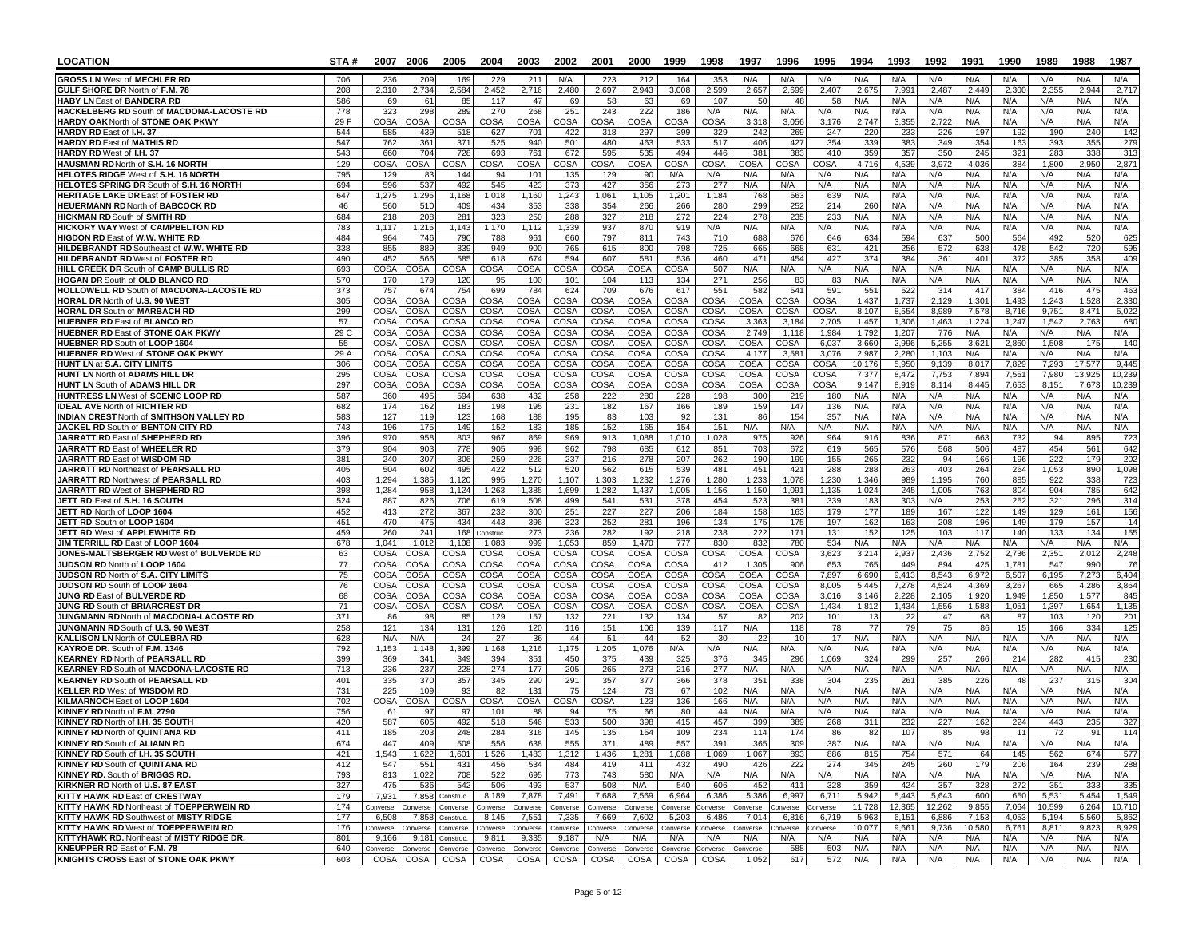| LOCATION | STA # | 2007 | 2006 | 2005 | 2004 | 2003 | 2002 | 2001 | 2000 | 1999 | 1998 | 1997 | 1996 | 1995 | 1994 | 1993 | 1992 | 1991 | 1990 | 1989 | 1988 | 1987 |
|---|---|---|---|---|---|---|---|---|---|---|---|---|---|---|---|---|---|---|---|---|---|---|
| **GROSS LN** West of **MECHLER RD** | 706 | 236 | 209 | 169 | 229 | 211 | N/A | 223 | 212 | 164 | 353 | N/A | N/A | N/A | N/A | N/A | N/A | N/A | N/A | N/A | N/A | N/A |
| **GULF SHORE DR** North of **F.M. 78** | 208 | 2,310 | 2,734 | 2,584 | 2,452 | 2,716 | 2,480 | 2,697 | 2,943 | 3,008 | 2,599 | 2,657 | 2,699 | 2,407 | 2,675 | 7,991 | 2,487 | 2,449 | 2,300 | 2,355 | 2,944 | 2,717 |
| **HABY LN** East of **BANDERA RD** | 586 | 69 | 61 | 85 | 117 | 47 | 69 | 58 | 63 | 69 | 107 | 50 | 48 | 58 | N/A | N/A | N/A | N/A | N/A | N/A | N/A | N/A |
| **HACKELBERG RD** South of **MACDONA-LACOSTE RD** | 778 | 323 | 298 | 289 | 270 | 268 | 251 | 243 | 222 | 186 | N/A | N/A | N/A | N/A | N/A | N/A | N/A | N/A | N/A | N/A | N/A | N/A |
| **HARDY OAK** North of **STONE OAK PKWY** | 29 F | COSA | COSA | COSA | COSA | COSA | COSA | COSA | COSA | COSA | COSA | 3,318 | 3,056 | 3,176 | 2,747 | 3,355 | 2,722 | N/A | N/A | N/A | N/A | N/A |
| **HARDY RD** East of **I.H. 37** | 544 | 585 | 439 | 518 | 627 | 701 | 422 | 318 | 297 | 399 | 329 | 242 | 269 | 247 | 220 | 233 | 226 | 197 | 192 | 190 | 240 | 142 |
| **HARDY RD** East of **MATHIS RD** | 547 | 762 | 361 | 371 | 525 | 940 | 501 | 480 | 463 | 533 | 517 | 406 | 427 | 354 | 339 | 383 | 349 | 354 | 163 | 393 | 355 | 279 |
| **HARDY RD** West of **I.H. 37** | 543 | 660 | 704 | 728 | 693 | 761 | 672 | 595 | 535 | 494 | 446 | 381 | 383 | 410 | 359 | 357 | 350 | 245 | 321 | 283 | 338 | 313 |
| **HAUSMAN RD** North of **S.H. 16 NORTH** | 129 | COSA | COSA | COSA | COSA | COSA | COSA | COSA | COSA | COSA | COSA | COSA | COSA | COSA | 4,716 | 4,539 | 3,972 | 4,036 | 384 | 1,800 | 2,950 | 2,871 |
| **HELOTES RIDGE** West of **S.H. 16 NORTH** | 795 | 129 | 83 | 144 | 94 | 101 | 135 | 129 | 90 | N/A | N/A | N/A | N/A | N/A | N/A | N/A | N/A | N/A | N/A | N/A | N/A | N/A |
| **HELOTES SPRING DR** South of **S.H. 16 NORTH** | 694 | 596 | 537 | 492 | 545 | 423 | 373 | 427 | 356 | 273 | 277 | N/A | N/A | N/A | N/A | N/A | N/A | N/A | N/A | N/A | N/A | N/A |
| **HERITAGE LAKE DR** East of **FOSTER RD** | 647 | 1,275 | 1,295 | 1,168 | 1,018 | 1,160 | 1,243 | 1,061 | 1,105 | 1,201 | 1,184 | 768 | 563 | 639 | N/A | N/A | N/A | N/A | N/A | N/A | N/A | N/A |
| **HEUERMANN RD** North of **BABCOCK RD** | 46 | 560 | 510 | 409 | 434 | 353 | 338 | 354 | 266 | 266 | 280 | 299 | 252 | 214 | 260 | N/A | N/A | N/A | N/A | N/A | N/A | N/A |
| **HICKMAN RD** South of **SMITH RD** | 684 | 218 | 208 | 281 | 323 | 250 | 288 | 327 | 218 | 272 | 224 | 278 | 235 | 233 | N/A | N/A | N/A | N/A | N/A | N/A | N/A | N/A |
| **HICKORY WAY** West of **CAMPBELTON RD** | 783 | 1,117 | 1,215 | 1,143 | 1,170 | 1,112 | 1,339 | 937 | 870 | 919 | N/A | N/A | N/A | N/A | N/A | N/A | N/A | N/A | N/A | N/A | N/A | N/A |
| **HIGDON RD** East of **W.W. WHITE RD** | 484 | 964 | 746 | 790 | 788 | 961 | 660 | 797 | 811 | 743 | 710 | 688 | 676 | 646 | 634 | 594 | 637 | 500 | 564 | 492 | 520 | 625 |
| **HILDEBRANDT RD** Southeast of **W.W. WHITE RD** | 338 | 855 | 889 | 839 | 949 | 900 | 765 | 615 | 800 | 798 | 725 | 665 | 668 | 631 | 421 | 256 | 572 | 638 | 478 | 542 | 720 | 595 |
| **HILDEBRANDT RD** West of **FOSTER RD** | 490 | 452 | 566 | 585 | 618 | 674 | 594 | 607 | 581 | 536 | 460 | 471 | 454 | 427 | 374 | 384 | 361 | 401 | 372 | 385 | 358 | 409 |
| **HILL CREEK DR** South of **CAMP BULLIS RD** | 693 | COSA | COSA | COSA | COSA | COSA | COSA | COSA | COSA | COSA | 507 | N/A | N/A | N/A | N/A | N/A | N/A | N/A | N/A | N/A | N/A | N/A |
| **HOGAN DR** South of **OLD BLANCO RD** | 570 | 170 | 179 | 120 | 95 | 100 | 101 | 104 | 113 | 134 | 271 | 256 | 83 | 83 | N/A | N/A | N/A | N/A | N/A | N/A | N/A | N/A |
| **HOLLOWELL RD** South of **MACDONA-LACOSTE RD** | 373 | 757 | 674 | 754 | 699 | 784 | 624 | 709 | 676 | 617 | 551 | 582 | 541 | 591 | 551 | 522 | 314 | 417 | 384 | 416 | 475 | 463 |
| **HORAL DR** North of **U.S. 90 WEST** | 305 | COSA | COSA | COSA | COSA | COSA | COSA | COSA | COSA | COSA | COSA | COSA | COSA | COSA | 1,437 | 1,737 | 2,129 | 1,301 | 1,493 | 1,243 | 1,528 | 2,330 |
| **HORAL DR** South of **MARBACH RD** | 299 | COSA | COSA | COSA | COSA | COSA | COSA | COSA | COSA | COSA | COSA | COSA | COSA | COSA | 8,107 | 8,554 | 8,989 | 7,578 | 8,716 | 9,751 | 8,471 | 5,022 |
| **HUEBNER RD** East of **BLANCO RD** | 57 | COSA | COSA | COSA | COSA | COSA | COSA | COSA | COSA | COSA | COSA | 3,363 | 3,184 | 2,705 | 1,457 | 1,306 | 1,463 | 1,224 | 1,247 | 1,542 | 2,763 | 680 |
| **HUEBNER RD** East of **STONE OAK PKWY** | 29 C | COSA | COSA | COSA | COSA | COSA | COSA | COSA | COSA | COSA | COSA | 2,749 | 1,118 | 1,984 | 1,792 | 1,207 | 776 | N/A | N/A | N/A | N/A | N/A |
| **HUEBNER RD** South of **LOOP 1604** | 55 | COSA | COSA | COSA | COSA | COSA | COSA | COSA | COSA | COSA | COSA | COSA | COSA | 6,037 | 3,660 | 2,996 | 5,255 | 3,621 | 2,860 | 1,508 | 175 | 140 |
| **HUEBNER RD** West of **STONE OAK PKWY** | 29 A | COSA | COSA | COSA | COSA | COSA | COSA | COSA | COSA | COSA | COSA | 4,177 | 3,581 | 3,076 | 2,987 | 2,280 | 1,103 | N/A | N/A | N/A | N/A | N/A |
| **HUNT LN** at **S.A. CITY LIMITS** | 306 | COSA | COSA | COSA | COSA | COSA | COSA | COSA | COSA | COSA | COSA | COSA | COSA | COSA | 10,176 | 5,950 | 9,139 | 8,017 | 7,829 | 7,293 | 17,577 | 9,445 |
| **HUNT LN** North of **ADAMS HILL DR** | 295 | COSA | COSA | COSA | COSA | COSA | COSA | COSA | COSA | COSA | COSA | COSA | COSA | COSA | 7,377 | 8,472 | 7,753 | 7,894 | 7,551 | 7,980 | 13,925 | 10,239 |
| **HUNT LN** South of **ADAMS HILL DR** | 297 | COSA | COSA | COSA | COSA | COSA | COSA | COSA | COSA | COSA | COSA | COSA | COSA | COSA | 9,147 | 8,919 | 8,114 | 8,445 | 7,653 | 8,151 | 7,673 | 10,239 |
| **HUNTRESS LN** West of **SCENIC LOOP RD** | 587 | 360 | 495 | 594 | 638 | 432 | 258 | 222 | 280 | 228 | 198 | 300 | 219 | 180 | N/A | N/A | N/A | N/A | N/A | N/A | N/A | N/A |
| **IDEAL AVE** North of **RICHTER RD** | 682 | 174 | 162 | 183 | 198 | 195 | 231 | 182 | 167 | 166 | 189 | 159 | 147 | 136 | N/A | N/A | N/A | N/A | N/A | N/A | N/A | N/A |
| **INDIAN CREST** North of **SMITHSON VALLEY RD** | 583 | 127 | 119 | 123 | 168 | 188 | 195 | 83 | 103 | 92 | 131 | 86 | 154 | 357 | N/A | N/A | N/A | N/A | N/A | N/A | N/A | N/A |
| **JACKEL RD** South of **BENTON CITY RD** | 743 | 196 | 175 | 149 | 152 | 183 | 185 | 152 | 165 | 154 | 151 | N/A | N/A | N/A | N/A | N/A | N/A | N/A | N/A | N/A | N/A | N/A |
| **JARRATT RD** East of **SHEPHERD RD** | 396 | 970 | 958 | 803 | 967 | 869 | 969 | 913 | 1,088 | 1,010 | 1,028 | 975 | 926 | 964 | 916 | 836 | 871 | 663 | 732 | 94 | 895 | 723 |
| **JARRATT RD** East of **WHEELER RD** | 379 | 904 | 903 | 778 | 905 | 998 | 962 | 798 | 685 | 612 | 851 | 703 | 672 | 619 | 565 | 576 | 568 | 506 | 487 | 454 | 561 | 642 |
| **JARRATT RD** East of **WISDOM RD** | 381 | 240 | 307 | 306 | 259 | 226 | 237 | 216 | 278 | 207 | 262 | 190 | 199 | 155 | 265 | 232 | 94 | 166 | 196 | 222 | 179 | 202 |
| **JARRATT RD** Northeast of **PEARSALL RD** | 405 | 504 | 602 | 495 | 422 | 512 | 520 | 562 | 615 | 539 | 481 | 451 | 421 | 288 | 288 | 263 | 403 | 264 | 264 | 1,053 | 890 | 1,098 |
| **JARRATT RD** Northwest of **PEARSALL RD** | 403 | 1,294 | 1,385 | 1,120 | 995 | 1,279 | 1,107 | 1,303 | 1,232 | 1,276 | 1,280 | 1,233 | 1,078 | 1,230 | 1,346 | 989 | 1,195 | 760 | 885 | 922 | 338 | 723 |
| **JARRATT RD** West of **SHEPHERD RD** | 398 | 1,284 | 958 | 1,124 | 1,263 | 1,385 | 1,699 | 1,282 | 1,437 | 1,005 | 1,156 | 1,150 | 1,091 | 1,135 | 1,024 | 245 | 1,005 | 763 | 804 | 904 | 785 | 642 |
| **JETT RD** East of **S.H. 16 SOUTH** | 524 | 887 | 826 | 706 | 619 | 508 | 499 | 541 | 531 | 378 | 454 | 523 | 381 | 339 | 183 | 303 | N/A | 253 | 252 | 321 | 296 | 314 |
| **JETT RD** North of **LOOP 1604** | 452 | 413 | 272 | 367 | 232 | 300 | 251 | 227 | 227 | 206 | 184 | 158 | 163 | 179 | 177 | 189 | 167 | 122 | 149 | 129 | 161 | 156 |
| **JETT RD** South of **LOOP 1604** | 451 | 470 | 475 | 434 | 443 | 396 | 323 | 252 | 281 | 196 | 134 | 175 | 175 | 197 | 162 | 163 | 208 | 196 | 149 | 179 | 157 | 14 |
| **JETT RD** West of **APPLEWHITE RD** | 459 | 260 | 241 | 168 | Construc. | 273 | 236 | 282 | 192 | 218 | 238 | 222 | 171 | 131 | 152 | 125 | 103 | 117 | 140 | 133 | 134 | 155 |
| **JIM TERRILL RD** East of **LOOP 1604** | 678 | 1,041 | 1,012 | 1,108 | 1,083 | 999 | 1,053 | 859 | 1,470 | 777 | 830 | 832 | 780 | 534 | N/A | N/A | N/A | N/A | N/A | N/A | N/A | N/A |
| **JONES-MALTSBERGER RD** West of **BULVERDE RD** | 63 | COSA | COSA | COSA | COSA | COSA | COSA | COSA | COSA | COSA | COSA | COSA | COSA | 3,623 | 3,214 | 2,937 | 2,436 | 2,752 | 2,736 | 2,351 | 2,012 | 2,248 |
| **JUDSON RD** North of **LOOP 1604** | 77 | COSA | COSA | COSA | COSA | COSA | COSA | COSA | COSA | COSA | 412 | 1,305 | 906 | 653 | 765 | 449 | 894 | 425 | 1,781 | 547 | 990 | 76 |
| **JUDSON RD** North of **S.A. CITY LIMITS** | 75 | COSA | COSA | COSA | COSA | COSA | COSA | COSA | COSA | COSA | COSA | COSA | COSA | 7,897 | 6,690 | 9,413 | 8,543 | 6,972 | 6,507 | 6,195 | 7,273 | 6,404 |
| **JUDSON RD** South of **LOOP 1604** | 76 | COSA | COSA | COSA | COSA | COSA | COSA | COSA | COSA | COSA | COSA | COSA | COSA | 8,005 | 5,445 | 7,278 | 4,524 | 4,369 | 3,267 | 665 | 4,286 | 3,864 |
| **JUNG RD** East of **BULVERDE RD** | 68 | COSA | COSA | COSA | COSA | COSA | COSA | COSA | COSA | COSA | COSA | COSA | COSA | 3,016 | 3,146 | 2,228 | 2,105 | 1,920 | 1,949 | 1,850 | 1,577 | 845 |
| **JUNG RD** South of **BRIARCREST DR** | 71 | COSA | COSA | COSA | COSA | COSA | COSA | COSA | COSA | COSA | COSA | COSA | COSA | 1,434 | 1,812 | 1,434 | 1,556 | 1,588 | 1,051 | 1,397 | 1,654 | 1,135 |
| **JUNGMANN RD** North of **MACDONA-LACOSTE RD** | 371 | 86 | 98 | 85 | 129 | 157 | 132 | 221 | 132 | 134 | 57 | 82 | 202 | 101 | 13 | 22 | 47 | 68 | 87 | 103 | 120 | 201 |
| **JUNGMANN RD** South of **U.S. 90 WEST** | 258 | 121 | 134 | 131 | 126 | 120 | 116 | 151 | 106 | 139 | 117 | N/A | 118 | 78 | 77 | 79 | 75 | 86 | 15 | 166 | 334 | 125 |
| **KALLISON LN** North of **CULEBRA RD** | 628 | N/A | N/A | 24 | 27 | 36 | 44 | 51 | 44 | 52 | 30 | 22 | 10 | 17 | N/A | N/A | N/A | N/A | N/A | N/A | N/A | N/A |
| **KAYROE DR.** South of **F.M. 1346** | 792 | 1,153 | 1,148 | 1,399 | 1,168 | 1,216 | 1,175 | 1,205 | 1,076 | N/A | N/A | N/A | N/A | N/A | N/A | N/A | N/A | N/A | N/A | N/A | N/A | N/A |
| **KEARNEY RD** North of **PEARSALL RD** | 399 | 369 | 341 | 349 | 394 | 351 | 450 | 375 | 439 | 325 | 376 | 345 | 296 | 1,069 | 324 | 299 | 257 | 266 | 214 | 282 | 415 | 230 |
| **KEARNEY RD** South of **MACDONA-LACOSTE RD** | 713 | 236 | 237 | 228 | 274 | 177 | 205 | 265 | 273 | 216 | 277 | N/A | N/A | N/A | N/A | N/A | N/A | N/A | N/A | N/A | N/A | N/A |
| **KEARNEY RD** South of **PEARSALL RD** | 401 | 335 | 370 | 357 | 345 | 290 | 291 | 357 | 377 | 366 | 378 | 351 | 338 | 304 | 235 | 261 | 385 | 226 | 48 | 237 | 315 | 304 |
| **KELLER RD** West of **WISDOM RD** | 731 | 225 | 109 | 93 | 82 | 131 | 75 | 124 | 73 | 67 | 102 | N/A | N/A | N/A | N/A | N/A | N/A | N/A | N/A | N/A | N/A | N/A |
| **KILMARNOCH** East of **LOOP 1604** | 702 | COSA | COSA | COSA | COSA | COSA | COSA | COSA | 123 | 136 | 166 | N/A | N/A | N/A | N/A | N/A | N/A | N/A | N/A | N/A | N/A | N/A |
| **KINNEY RD** North of **F.M. 2790** | 756 | 61 | 97 | 97 | 101 | 88 | 94 | 75 | 66 | 80 | 44 | N/A | N/A | N/A | N/A | N/A | N/A | N/A | N/A | N/A | N/A | N/A |
| **KINNEY RD** North of **I.H. 35 SOUTH** | 420 | 587 | 605 | 492 | 518 | 546 | 533 | 500 | 398 | 415 | 457 | 399 | 389 | 268 | 311 | 232 | 227 | 162 | 224 | 443 | 235 | 327 |
| **KINNEY RD** North of **QUINTANA RD** | 411 | 185 | 203 | 248 | 284 | 316 | 145 | 135 | 154 | 109 | 234 | 114 | 174 | 86 | 82 | 107 | 85 | 98 | 11 | 72 | 91 | 114 |
| **KINNEY RD** South of **ALIANN RD** | 674 | 447 | 409 | 508 | 556 | 638 | 555 | 371 | 489 | 557 | 391 | 365 | 309 | 387 | N/A | N/A | N/A | N/A | N/A | N/A | N/A | N/A |
| **KINNEY RD** South of **I.H. 35 SOUTH** | 421 | 1,543 | 1,622 | 1,601 | 1,526 | 1,483 | 1,312 | 1,436 | 1,281 | 1,088 | 1,069 | 1,067 | 893 | 886 | 815 | 754 | 571 | 64 | 145 | 562 | 674 | 577 |
| **KINNEY RD** South of **QUINTANA RD** | 412 | 547 | 551 | 431 | 456 | 534 | 484 | 419 | 411 | 432 | 490 | 426 | 222 | 274 | 345 | 245 | 260 | 179 | 206 | 164 | 239 | 288 |
| **KINNEY RD.** South of **BRIGGS RD.** | 793 | 813 | 1,022 | 708 | 522 | 695 | 773 | 743 | 580 | N/A | N/A | N/A | N/A | N/A | N/A | N/A | N/A | N/A | N/A | N/A | N/A | N/A |
| **KIRKNER RD** North of **U.S. 87 EAST** | 327 | 475 | 536 | 542 | 506 | 493 | 537 | 508 | N/A | 540 | 606 | 452 | 411 | 328 | 359 | 424 | 357 | 328 | 272 | 351 | 333 | 335 |
| **KITTY HAWK RD** East of **CRESTWAY** | 179 | 7,931 | 7,858 | Construc. | 8,189 | 7,878 | 7,491 | 7,688 | 7,569 | 6,964 | 6,386 | 5,386 | 6,997 | 6,711 | 5,942 | 5,443 | 5,643 | 600 | 650 | 5,531 | 5,454 | 1,549 |
| **KITTY HAWK RD** Northeast of **TOEPPERWEIN RD** | 174 | Converse | Converse | Converse | Converse | Converse | Converse | Converse | Converse | Converse | Converse | Converse | Converse | Converse | 11,728 | 12,365 | 12,262 | 9,855 | 7,064 | 10,599 | 6,264 | 10,710 |
| **KITTY HAWK RD** Southwest of **MISTY RIDGE** | 177 | 6,508 | 7,858 | Construc. | 8,145 | 7,551 | 7,335 | 7,669 | 7,602 | 5,203 | 6,486 | 7,014 | 6,816 | 6,719 | 5,963 | 6,151 | 6,886 | 7,153 | 4,053 | 5,194 | 5,560 | 5,862 |
| **KITTY HAWK RD** West of **TOEPPERWEIN RD** | 176 | Converse | Converse | Converse | Converse | Converse | Converse | Converse | Converse | Converse | Converse | Converse | Converse | Converse | 10,077 | 9,661 | 9,736 | 10,580 | 6,761 | 8,811 | 9,823 | 8,929 |
| **KITTYHAWK RD.** Northeast of **MISTY RIDGE DR.** | 801 | 9,166 | 9,181 | Construc. | 9,811 | 9,335 | 9,187 | N/A | N/A | N/A | N/A | N/A | N/A | N/A | N/A | N/A | N/A | N/A | N/A | N/A | N/A | N/A |
| **KNEUPPER RD** East of **F.M. 78** | 640 | Converse | Converse | Converse | Converse | Converse | Converse | Converse | Converse | Converse | Converse | Converse | 588 | 503 | N/A | N/A | N/A | N/A | N/A | N/A | N/A | N/A |
| **KNIGHTS CROSS** East of **STONE OAK PKWY** | 603 | COSA | COSA | COSA | COSA | COSA | COSA | COSA | COSA | COSA | COSA | 1,052 | 617 | 572 | N/A | N/A | N/A | N/A | N/A | N/A | N/A | N/A |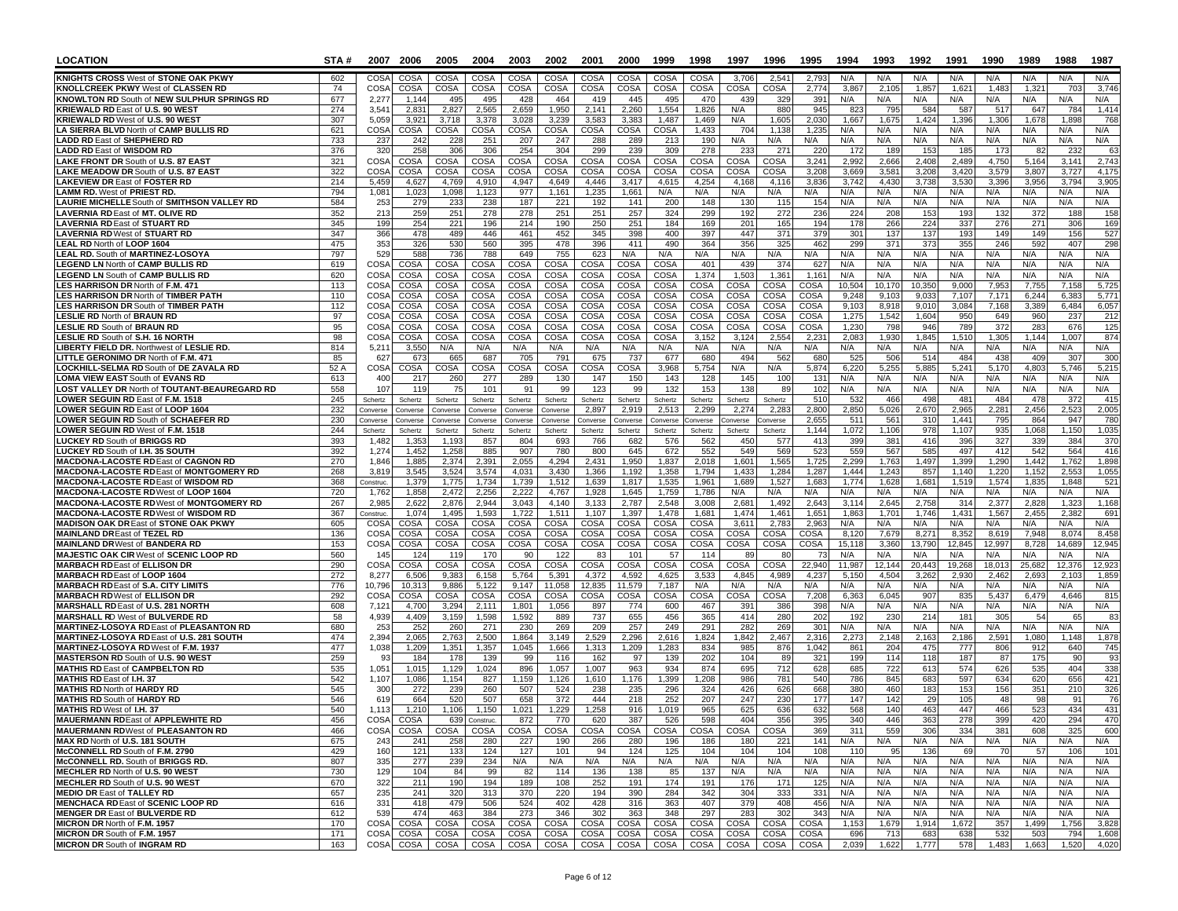| LOCATION | STA # | 2007 | 2006 | 2005 | 2004 | 2003 | 2002 | 2001 | 2000 | 1999 | 1998 | 1997 | 1996 | 1995 | 1994 | 1993 | 1992 | 1991 | 1990 | 1989 | 1988 | 1987 |
|---|---|---|---|---|---|---|---|---|---|---|---|---|---|---|---|---|---|---|---|---|---|---|
| **KNIGHTS CROSS** West of **STONE OAK PKWY** | 602 | COSA | COSA | COSA | COSA | COSA | COSA | COSA | COSA | COSA | COSA | 3,706 | 2,541 | 2,793 | N/A | N/A | N/A | N/A | N/A | N/A | N/A | N/A |
| **KNOLLCREEK PKWY** West of **CLASSEN RD** | 74 | COSA | COSA | COSA | COSA | COSA | COSA | COSA | COSA | COSA | COSA | COSA | COSA | 2,774 | 3,867 | 2,105 | 1,857 | 1,621 | 1,483 | 1,321 | 703 | 3,746 |
| **KNOWLTON RD** South of **NEW SULPHUR SPRINGS RD** | 677 | 2,277 | 1,144 | 495 | 495 | 428 | 464 | 419 | 445 | 495 | 470 | 439 | 329 | 391 | N/A | N/A | N/A | N/A | N/A | N/A | N/A | N/A |
| **KRIEWALD RD** East of **U.S. 90 WEST** | 274 | 3,541 | 2,831 | 2,827 | 2,565 | 2,659 | 1,950 | 2,141 | 2,260 | 1,554 | 1,826 | N/A | 880 | 945 | 823 | 795 | 584 | 587 | 517 | 647 | 784 | 1,414 |
| **KRIEWALD RD** West of **U.S. 90 WEST** | 307 | 5,059 | 3,921 | 3,718 | 3,378 | 3,028 | 3,239 | 3,583 | 3,383 | 1,487 | 1,469 | N/A | 1,605 | 2,030 | 1,667 | 1,675 | 1,424 | 1,396 | 1,306 | 1,678 | 1,898 | 768 |
| **LA SIERRA BLVD** North of **CAMP BULLIS RD** | 621 | COSA | COSA | COSA | COSA | COSA | COSA | COSA | COSA | COSA | 1,433 | 704 | 1,138 | 1,235 | N/A | N/A | N/A | N/A | N/A | N/A | N/A | N/A |
| **LADD RD** East of **SHEPHERD RD** | 733 | 237 | 242 | 228 | 251 | 207 | 247 | 288 | 289 | 213 | 190 | N/A | N/A | N/A | N/A | N/A | N/A | N/A | N/A | N/A | N/A | N/A |
| **LADD RD** East of **WISDOM RD** | 376 | 320 | 258 | 306 | 306 | 254 | 304 | 299 | 239 | 309 | 278 | 233 | 271 | 220 | 172 | 189 | 153 | 185 | 173 | 82 | 232 | 63 |
| **LAKE FRONT DR** South of **U.S. 87 EAST** | 321 | COSA | COSA | COSA | COSA | COSA | COSA | COSA | COSA | COSA | COSA | COSA | COSA | 3,241 | 2,992 | 2,666 | 2,408 | 2,489 | 4,750 | 5,164 | 3,141 | 2,743 |
| **LAKE MEADOW DR** South of **U.S. 87 EAST** | 322 | COSA | COSA | COSA | COSA | COSA | COSA | COSA | COSA | COSA | COSA | COSA | COSA | 3,208 | 3,669 | 3,581 | 3,208 | 3,420 | 3,579 | 3,807 | 3,727 | 4,175 |
| **LAKEVIEW DR** East of **FOSTER RD** | 214 | 5,459 | 4,627 | 4,769 | 4,910 | 4,947 | 4,649 | 4,446 | 3,417 | 4,615 | 4,254 | 4,168 | 4,116 | 3,836 | 3,742 | 4,430 | 3,738 | 3,530 | 3,396 | 3,956 | 3,794 | 3,905 |
| **LAMM RD.** West of **PRIEST RD.** | 794 | 1,081 | 1,023 | 1,098 | 1,123 | 977 | 1,161 | 1,235 | 1,661 | N/A | N/A | N/A | N/A | N/A | N/A | N/A | N/A | N/A | N/A | N/A | N/A | N/A |
| **LAURIE MICHELLE** South of **SMITHSON VALLEY RD** | 584 | 253 | 279 | 233 | 238 | 187 | 221 | 192 | 141 | 200 | 148 | 130 | 115 | 154 | N/A | N/A | N/A | N/A | N/A | N/A | N/A | N/A |
| **LAVERNIA RD** East of **MT. OLIVE RD** | 352 | 213 | 259 | 251 | 278 | 278 | 251 | 251 | 257 | 324 | 299 | 192 | 272 | 236 | 224 | 208 | 153 | 193 | 132 | 372 | 188 | 158 |
| **LAVERNIA RD** East of **STUART RD** | 345 | 199 | 254 | 221 | 196 | 214 | 190 | 250 | 251 | 184 | 169 | 201 | 165 | 194 | 178 | 266 | 224 | 337 | 276 | 271 | 306 | 169 |
| **LAVERNIA RD** West of **STUART RD** | 347 | 366 | 478 | 489 | 446 | 461 | 452 | 345 | 398 | 400 | 397 | 447 | 371 | 379 | 301 | 137 | 137 | 193 | 149 | 149 | 156 | 527 |
| **LEAL RD** North of **LOOP 1604** | 475 | 353 | 326 | 530 | 560 | 395 | 478 | 396 | 411 | 490 | 364 | 356 | 325 | 462 | 299 | 371 | 373 | 355 | 246 | 592 | 407 | 298 |
| **LEAL RD.** South of **MARTINEZ-LOSOYA** | 797 | 529 | 588 | 736 | 788 | 649 | 755 | 623 | N/A | N/A | N/A | N/A | N/A | N/A | N/A | N/A | N/A | N/A | N/A | N/A | N/A | N/A |
| **LEGEND LN** North of **CAMP BULLIS RD** | 619 | COSA | COSA | COSA | COSA | COSA | COSA | COSA | COSA | COSA | 401 | 439 | 374 | 627 | N/A | N/A | N/A | N/A | N/A | N/A | N/A | N/A |
| **LEGEND LN** South of **CAMP BULLIS RD** | 620 | COSA | COSA | COSA | COSA | COSA | COSA | COSA | COSA | COSA | 1,374 | 1,503 | 1,361 | 1,161 | N/A | N/A | N/A | N/A | N/A | N/A | N/A | N/A |
| **LES HARRISON DR** North of **F.M. 471** | 113 | COSA | COSA | COSA | COSA | COSA | COSA | COSA | COSA | COSA | COSA | COSA | COSA | COSA | 10,504 | 10,170 | 10,350 | 9,000 | 7,953 | 7,755 | 7,158 | 5,725 |
| **LES HARRISON DR** North of **TIMBER PATH** | 110 | COSA | COSA | COSA | COSA | COSA | COSA | COSA | COSA | COSA | COSA | COSA | COSA | COSA | 9,248 | 9,103 | 9,033 | 7,107 | 7,171 | 6,244 | 6,383 | 5,771 |
| **LES HARRISON DR** South of **TIMBER PATH** | 112 | COSA | COSA | COSA | COSA | COSA | COSA | COSA | COSA | COSA | COSA | COSA | COSA | COSA | 9,103 | 8,918 | 9,010 | 3,084 | 7,168 | 3,389 | 6,484 | 6,057 |
| **LESLIE RD** North of **BRAUN RD** | 97 | COSA | COSA | COSA | COSA | COSA | COSA | COSA | COSA | COSA | COSA | COSA | COSA | COSA | 1,275 | 1,542 | 1,604 | 950 | 649 | 960 | 237 | 212 |
| **LESLIE RD** South of **BRAUN RD** | 95 | COSA | COSA | COSA | COSA | COSA | COSA | COSA | COSA | COSA | COSA | COSA | COSA | COSA | 1,230 | 798 | 946 | 789 | 372 | 283 | 676 | 125 |
| **LESLIE RD** South of **S.H. 16 NORTH** | 98 | COSA | COSA | COSA | COSA | COSA | COSA | COSA | COSA | COSA | 3,152 | 3,124 | 2,554 | 2,231 | 2,083 | 1,930 | 1,845 | 1,510 | 1,305 | 1,144 | 1,007 | 874 |
| **LIBERTY FIELD DR.** Northwest of **LESLIE RD.** | 814 | 5,211 | 3,550 | N/A | N/A | N/A | N/A | N/A | N/A | N/A | N/A | N/A | N/A | N/A | N/A | N/A | N/A | N/A | N/A | N/A | N/A | N/A |
| **LITTLE GERONIMO DR** North of **F.M. 471** | 85 | 627 | 673 | 665 | 687 | 705 | 791 | 675 | 737 | 677 | 680 | 494 | 562 | 680 | 525 | 506 | 514 | 484 | 438 | 409 | 307 | 300 |
| **LOCKHILL-SELMA RD** South of **DE ZAVALA RD** | 52 A | COSA | COSA | COSA | COSA | COSA | COSA | COSA | COSA | 3,968 | 5,754 | N/A | N/A | 5,874 | 6,220 | 5,255 | 5,885 | 5,241 | 5,170 | 4,803 | 5,746 | 5,215 |
| **LOMA VIEW EAST** South of **EVANS RD** | 613 | 400 | 217 | 260 | 277 | 289 | 130 | 147 | 150 | 143 | 128 | 145 | 100 | 131 | N/A | N/A | N/A | N/A | N/A | N/A | N/A | N/A |
| **LOST VALLEY DR** North of **TOUTANT-BEAUREGARD RD** | 558 | 107 | 119 | 75 | 101 | 91 | 99 | 123 | 99 | 132 | 153 | 138 | 89 | 102 | N/A | N/A | N/A | N/A | N/A | N/A | N/A | N/A |
| **LOWER SEGUIN RD** East of **F.M. 1518** | 245 | Schertz | Schertz | Schertz | Schertz | Schertz | Schertz | Schertz | Schertz | Schertz | Schertz | Schertz | Schertz | 510 | 532 | 466 | 498 | 481 | 484 | 478 | 372 | 415 |
| **LOWER SEGUIN RD** East of **LOOP 1604** | 232 | Converse | Converse | Converse | Converse | Converse | Converse | 2,897 | 2,919 | 2,513 | 2,299 | 2,274 | 2,283 | 2,800 | 2,850 | 5,026 | 2,670 | 2,965 | 2,281 | 2,456 | 2,523 | 2,005 |
| **LOWER SEGUIN RD** South of **SCHAEFER RD** | 230 | Converse | Converse | Converse | Converse | Converse | Converse | Converse | Converse | Converse | Converse | Converse | Converse | 2,655 | 511 | 561 | 310 | 1,441 | 795 | 864 | 947 | 780 |
| **LOWER SEGUIN RD** West of **F.M. 1518** | 244 | Schertz | Schertz | Schertz | Schertz | Schertz | Schertz | Schertz | Schertz | Schertz | Schertz | Schertz | Schertz | 1,144 | 1,072 | 1,106 | 978 | 1,107 | 935 | 1,068 | 1,150 | 1,035 |
| **LUCKEY RD** South of **BRIGGS RD** | 393 | 1,482 | 1,353 | 1,193 | 857 | 804 | 693 | 766 | 682 | 576 | 562 | 450 | 577 | 413 | 399 | 381 | 416 | 396 | 327 | 339 | 384 | 370 |
| **LUCKEY RD** South of **I.H. 35 SOUTH** | 392 | 1,274 | 1,452 | 1,258 | 885 | 907 | 780 | 800 | 645 | 672 | 552 | 549 | 569 | 523 | 559 | 567 | 585 | 497 | 412 | 542 | 564 | 416 |
| **MACDONA-LACOSTE RD** East of **CAGNON RD** | 270 | 1,846 | 1,885 | 2,374 | 2,391 | 2,055 | 4,294 | 2,431 | 1,950 | 1,837 | 2,018 | 1,601 | 1,565 | 1,725 | 2,299 | 1,763 | 1,497 | 1,399 | 1,290 | 1,442 | 1,762 | 1,898 |
| **MACDONA-LACOSTE RD** East of **MONTGOMERY RD** | 268 | 3,819 | 3,545 | 3,524 | 3,574 | 4,031 | 3,430 | 1,366 | 1,192 | 1,358 | 1,794 | 1,433 | 1,284 | 1,287 | 1,444 | 1,243 | 857 | 1,140 | 1,220 | 1,152 | 2,553 | 1,055 |
| **MACDONA-LACOSTE RD** East of **WISDOM RD** | 368 | Construc. | 1,379 | 1,775 | 1,734 | 1,739 | 1,512 | 1,639 | 1,817 | 1,535 | 1,961 | 1,689 | 1,527 | 1,683 | 1,774 | 1,628 | 1,681 | 1,519 | 1,574 | 1,835 | 1,848 | 521 |
| **MACDONA-LACOSTE RD** West of **LOOP 1604** | 720 | 1,762 | 1,858 | 2,472 | 2,256 | 2,222 | 4,767 | 1,928 | 1,645 | 1,759 | 1,786 | N/A | N/A | N/A | N/A | N/A | N/A | N/A | N/A | N/A | N/A | N/A |
| **MACDONA-LACOSTE RD** West of **MONTGOMERY RD** | 267 | 2,985 | 2,622 | 2,876 | 2,944 | 3,043 | 4,140 | 3,133 | 2,787 | 2,548 | 3,008 | 2,681 | 1,492 | 2,643 | 3,114 | 2,645 | 2,758 | 314 | 2,377 | 2,828 | 1,323 | 1,168 |
| **MACDONA-LACOSTE RD** West of **WISDOM RD** | 367 | Construc. | 1,074 | 1,495 | 1,593 | 1,722 | 1,511 | 1,107 | 1,397 | 1,478 | 1,681 | 1,474 | 1,461 | 1,651 | 1,863 | 1,701 | 1,746 | 1,431 | 1,567 | 2,455 | 2,382 | 691 |
| **MADISON OAK DR** East of **STONE OAK PKWY** | 605 | COSA | COSA | COSA | COSA | COSA | COSA | COSA | COSA | COSA | COSA | 3,611 | 2,783 | 2,963 | N/A | N/A | N/A | N/A | N/A | N/A | N/A | N/A |
| **MAINLAND DR** East of **TEZEL RD** | 136 | COSA | COSA | COSA | COSA | COSA | COSA | COSA | COSA | COSA | COSA | COSA | COSA | COSA | 8,120 | 7,679 | 8,271 | 8,352 | 8,619 | 7,948 | 8,074 | 8,458 |
| **MAINLAND DR** West of **BANDERA RD** | 153 | COSA | COSA | COSA | COSA | COSA | COSA | COSA | COSA | COSA | COSA | COSA | COSA | COSA | 15,118 | 3,360 | 13,790 | 12,845 | 12,997 | 8,728 | 14,689 | 12,945 |
| **MAJESTIC OAK CIR** West of **SCENIC LOOP RD** | 560 | 145 | 124 | 119 | 170 | 90 | 122 | 83 | 101 | 57 | 114 | 89 | 80 | 73 | N/A | N/A | N/A | N/A | N/A | N/A | N/A | N/A |
| **MARBACH RD** East of **ELLISON DR** | 290 | COSA | COSA | COSA | COSA | COSA | COSA | COSA | COSA | COSA | COSA | COSA | COSA | 22,940 | 11,987 | 12,144 | 20,443 | 19,268 | 18,013 | 25,682 | 12,376 | 12,923 |
| **MARBACH RD** East of **LOOP 1604** | 272 | 8,277 | 6,506 | 9,383 | 6,158 | 5,764 | 5,391 | 4,372 | 4,592 | 4,625 | 3,533 | 4,845 | 4,989 | 4,237 | 5,150 | 4,504 | 3,262 | 2,930 | 2,462 | 2,693 | 2,103 | 1,859 |
| **MARBACH RD** East of **S.A. CITY LIMITS** | 776 | 10,796 | 10,313 | 9,886 | 5,122 | 9,147 | 11,058 | 12,835 | 11,579 | 7,187 | N/A | N/A | N/A | N/A | N/A | N/A | N/A | N/A | N/A | N/A | N/A | N/A |
| **MARBACH RD** West of **ELLISON DR** | 292 | COSA | COSA | COSA | COSA | COSA | COSA | COSA | COSA | COSA | COSA | COSA | COSA | 7,208 | 6,363 | 6,045 | 907 | 835 | 5,437 | 6,479 | 4,646 | 815 |
| **MARSHALL RD** East of **U.S. 281 NORTH** | 608 | 7,121 | 4,700 | 3,294 | 2,111 | 1,801 | 1,056 | 897 | 774 | 600 | 467 | 391 | 386 | 398 | N/A | N/A | N/A | N/A | N/A | N/A | N/A | N/A |
| **MARSHALL R**D West of **BULVERDE RD** | 58 | 4,939 | 4,409 | 3,159 | 1,598 | 1,592 | 889 | 737 | 655 | 456 | 365 | 414 | 280 | 202 | 192 | 230 | 214 | 181 | 305 | 54 | 65 | 83 |
| **MARTINEZ-LOSOYA RD** East of **PLEASANTON RD** | 680 | 253 | 252 | 260 | 271 | 230 | 269 | 209 | 257 | 249 | 291 | 282 | 269 | 301 | N/A | N/A | N/A | N/A | N/A | N/A | N/A | N/A |
| **MARTINEZ-LOSOYA RD** East of **U.S. 281 SOUTH** | 474 | 2,394 | 2,065 | 2,763 | 2,500 | 1,864 | 3,149 | 2,529 | 2,296 | 2,616 | 1,824 | 1,842 | 2,467 | 2,316 | 2,273 | 2,148 | 2,163 | 2,186 | 2,591 | 1,080 | 1,148 | 1,878 |
| **MARTINEZ-LOSOYA RD** West of **F.M. 1937** | 477 | 1,038 | 1,209 | 1,351 | 1,357 | 1,045 | 1,666 | 1,313 | 1,209 | 1,283 | 834 | 985 | 876 | 1,042 | 861 | 204 | 475 | 777 | 806 | 912 | 640 | 745 |
| **MASTERSON RD** South of **U.S. 90 WEST** | 259 | 93 | 184 | 178 | 139 | 99 | 116 | 162 | 97 | 139 | 202 | 104 | 89 | 321 | 199 | 114 | 118 | 187 | 87 | 175 | 90 | 93 |
| **MATHIS RD** East of **CAMPBELTON RD** | 535 | 1,051 | 1,015 | 1,129 | 1,024 | 896 | 1,057 | 1,007 | 963 | 934 | 874 | 695 | 712 | 628 | 685 | 722 | 613 | 574 | 626 | 535 | 404 | 338 |
| **MATHIS RD** East of **I.H. 37** | 542 | 1,107 | 1,086 | 1,154 | 827 | 1,159 | 1,126 | 1,610 | 1,176 | 1,399 | 1,208 | 986 | 781 | 540 | 786 | 845 | 683 | 597 | 634 | 620 | 656 | 421 |
| **MATHIS RD** North of **HARDY RD** | 545 | 300 | 272 | 239 | 260 | 507 | 524 | 238 | 235 | 296 | 324 | 426 | 626 | 668 | 380 | 460 | 183 | 153 | 156 | 351 | 210 | 326 |
| **MATHIS RD** South of **HARDY RD** | 546 | 619 | 664 | 520 | 507 | 658 | 372 | 444 | 218 | 252 | 207 | 247 | 230 | 177 | 147 | 142 | 29 | 105 | 48 | 98 | 91 | 76 |
| **MATHIS RD** West of **I.H. 37** | 540 | 1,113 | 1,210 | 1,106 | 1,150 | 1,021 | 1,229 | 1,258 | 916 | 1,019 | 965 | 625 | 636 | 632 | 568 | 140 | 463 | 447 | 466 | 523 | 434 | 431 |
| **MAUERMANN RD** East of **APPLEWHITE RD** | 456 | COSA | COSA | 639 | Construc. | 872 | 770 | 620 | 387 | 526 | 598 | 404 | 356 | 395 | 340 | 446 | 363 | 278 | 399 | 420 | 294 | 470 |
| **MAUERMANN RD** West of **PLEASANTON RD** | 466 | COSA | COSA | COSA | COSA | COSA | COSA | COSA | COSA | COSA | COSA | COSA | COSA | 369 | 311 | 559 | 306 | 334 | 381 | 608 | 325 | 600 |
| **MAX RD** North of **U.S. 181 SOUTH** | 675 | 243 | 241 | 258 | 280 | 227 | 190 | 266 | 280 | 196 | 186 | 180 | 221 | 141 | N/A | N/A | N/A | N/A | N/A | N/A | N/A | N/A |
| **McCONNELL RD** South of **F.M. 2790** | 429 | 160 | 121 | 133 | 124 | 127 | 101 | 94 | 124 | 125 | 104 | 104 | 104 | 108 | 110 | 95 | 136 | 69 | 70 | 57 | 106 | 101 |
| **McCONNELL RD.** South of **BRIGGS RD.** | 807 | 335 | 277 | 239 | 234 | N/A | N/A | N/A | N/A | N/A | N/A | N/A | N/A | N/A | N/A | N/A | N/A | N/A | N/A | N/A | N/A | N/A |
| **MECHLER RD** North of **U.S. 90 WEST** | 730 | 129 | 104 | 84 | 99 | 82 | 114 | 136 | 138 | 85 | 137 | N/A | N/A | N/A | N/A | N/A | N/A | N/A | N/A | N/A | N/A | N/A |
| **MECHLER RD** South of **U.S. 90 WEST** | 670 | 322 | 211 | 190 | 194 | 189 | 108 | 252 | 191 | 174 | 191 | 176 | 171 | 125 | N/A | N/A | N/A | N/A | N/A | N/A | N/A | N/A |
| **MEDIO DR** East of **TALLEY RD** | 657 | 235 | 241 | 320 | 313 | 370 | 220 | 194 | 390 | 284 | 342 | 304 | 333 | 331 | N/A | N/A | N/A | N/A | N/A | N/A | N/A | N/A |
| **MENCHACA RD** East of **SCENIC LOOP RD** | 616 | 331 | 418 | 479 | 506 | 524 | 402 | 428 | 316 | 363 | 407 | 379 | 408 | 456 | N/A | N/A | N/A | N/A | N/A | N/A | N/A | N/A |
| **MENGER DR** East of **BULVERDE RD** | 612 | 539 | 474 | 463 | 384 | 273 | 346 | 302 | 363 | 348 | 297 | 283 | 302 | 343 | N/A | N/A | N/A | N/A | N/A | N/A | N/A | N/A |
| **MICRON DR** North of **F.M. 1957** | 170 | COSA | COSA | COSA | COSA | COSA | COSA | COSA | COSA | COSA | COSA | COSA | COSA | COSA | 1,153 | 1,679 | 1,914 | 1,672 | 357 | 1,499 | 1,756 | 3,828 |
| **MICRON DR** South of **F.M. 1957** | 171 | COSA | COSA | COSA | COSA | COSA | COSA | COSA | COSA | COSA | COSA | COSA | COSA | COSA | 696 | 713 | 683 | 638 | 532 | 503 | 794 | 1,608 |
| **MICRON DR** South of **INGRAM RD** | 163 | COSA | COSA | COSA | COSA | COSA | COSA | COSA | COSA | COSA | COSA | COSA | COSA | COSA | 2,039 | 1,622 | 1,777 | 578 | 1,483 | 1,663 | 1,520 | 4,020 |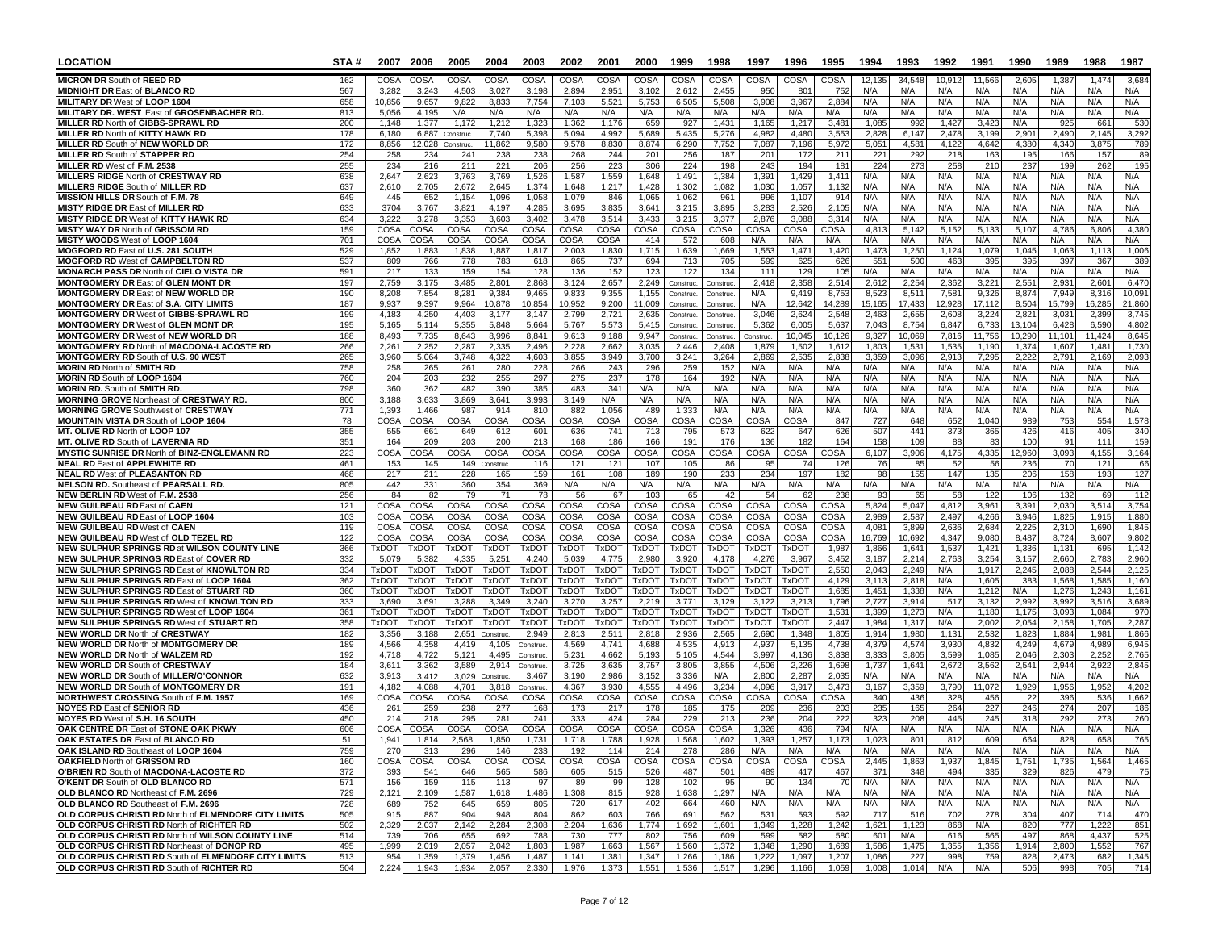| LOCATION | STA # | 2007 | 2006 | 2005 | 2004 | 2003 | 2002 | 2001 | 2000 | 1999 | 1998 | 1997 | 1996 | 1995 | 1994 | 1993 | 1992 | 1991 | 1990 | 1989 | 1988 | 1987 |
|---|---|---|---|---|---|---|---|---|---|---|---|---|---|---|---|---|---|---|---|---|---|---|
| **MICRON DR** South of **REED RD** | 162 | COSA | COSA | COSA | COSA | COSA | COSA | COSA | COSA | COSA | COSA | COSA | COSA | COSA | 12,135 | 34,548 | 10,912 | 11,566 | 2,605 | 1,387 | 1,474 | 3,684 |
| **MIDNIGHT DR** East of **BLANCO RD** | 567 | 3,282 | 3,243 | 4,503 | 3,027 | 3,198 | 2,894 | 2,951 | 3,102 | 2,612 | 2,455 | 950 | 801 | 752 | N/A | N/A | N/A | N/A | N/A | N/A | N/A | N/A |
| **MILITARY DR** West of **LOOP 1604** | 658 | 10,856 | 9,657 | 9,822 | 8,833 | 7,754 | 7,103 | 5,521 | 5,753 | 6,505 | 5,508 | 3,908 | 3,967 | 2,884 | N/A | N/A | N/A | N/A | N/A | N/A | N/A | N/A |
| **MILITARY DR. WEST** East of **GROSENBACHER RD.** | 813 | 5,056 | 4,195 | N/A | N/A | N/A | N/A | N/A | N/A | N/A | N/A | N/A | N/A | N/A | N/A | N/A | N/A | N/A | N/A | N/A | N/A | N/A |
| **MILLER RD** North of **GIBBS-SPRAWL RD** | 200 | 1,148 | 1,377 | 1,172 | 1,212 | 1,323 | 1,362 | 1,176 | 659 | 927 | 1,431 | 1,165 | 1,217 | 3,481 | 1,085 | 992 | 1,427 | 3,423 | N/A | 925 | 661 | 530 |
| **MILLER RD** North of **KITTY HAWK RD** | 178 | 6,180 | 6,887 | Construc. | 7,740 | 5,398 | 5,094 | 4,992 | 5,689 | 5,435 | 5,276 | 4,982 | 4,480 | 3,553 | 2,828 | 6,147 | 2,478 | 3,199 | 2,901 | 2,490 | 2,145 | 3,292 |
| **MILLER RD** South of **NEW WORLD DR** | 172 | 8,856 | 12,028 | Construc. | 11,862 | 9,580 | 9,578 | 8,830 | 8,874 | 6,290 | 7,752 | 7,087 | 7,196 | 5,972 | 5,051 | 4,581 | 4,122 | 4,642 | 4,380 | 4,340 | 3,875 | 789 |
| **MILLER RD** South of **STAPPER RD** | 254 | 258 | 234 | 241 | 238 | 238 | 268 | 244 | 201 | 256 | 187 | 201 | 172 | 211 | 221 | 292 | 218 | 163 | 195 | 166 | 157 | 89 |
| **MILLER RD** West of **F.M. 2538** | 255 | 234 | 216 | 211 | 221 | 206 | 256 | 223 | 306 | 224 | 198 | 243 | 194 | 181 | 224 | 273 | 258 | 210 | 237 | 199 | 262 | 195 |
| **MILLERS RIDGE** North of **CRESTWAY RD** | 638 | 2,647 | 2,623 | 3,763 | 3,769 | 1,526 | 1,587 | 1,559 | 1,648 | 1,491 | 1,384 | 1,391 | 1,429 | 1,411 | N/A | N/A | N/A | N/A | N/A | N/A | N/A | N/A |
| **MILLERS RIDGE** South of **MILLER RD** | 637 | 2,610 | 2,705 | 2,672 | 2,645 | 1,374 | 1,648 | 1,217 | 1,428 | 1,302 | 1,082 | 1,030 | 1,057 | 1,132 | N/A | N/A | N/A | N/A | N/A | N/A | N/A | N/A |
| **MISSION HILLS DR** South of **F.M. 78** | 649 | 445 | 652 | 1,154 | 1,096 | 1,058 | 1,079 | 846 | 1,065 | 1,062 | 961 | 996 | 1,107 | 914 | N/A | N/A | N/A | N/A | N/A | N/A | N/A | N/A |
| **MISTY RIDGE DR** East of **MILLER RD** | 633 | 3704 | 3,767 | 3,821 | 4,197 | 4,285 | 3,695 | 3,835 | 3,641 | 3,215 | 3,895 | 3,283 | 2,526 | 2,105 | N/A | N/A | N/A | N/A | N/A | N/A | N/A | N/A |
| **MISTY RIDGE DR** West of **KITTY HAWK RD** | 634 | 3,222 | 3,278 | 3,353 | 3,603 | 3,402 | 3,478 | 3,514 | 3,433 | 3,215 | 3,377 | 2,876 | 3,088 | 3,314 | N/A | N/A | N/A | N/A | N/A | N/A | N/A | N/A |
| **MISTY WAY DR** North of **GRISSOM RD** | 159 | COSA | COSA | COSA | COSA | COSA | COSA | COSA | COSA | COSA | COSA | COSA | COSA | COSA | 4,813 | 5,142 | 5,152 | 5,133 | 5,107 | 4,786 | 6,806 | 4,380 |
| **MISTY WOODS** West of **LOOP 1604** | 701 | COSA | COSA | COSA | COSA | COSA | COSA | COSA | 414 | 572 | 608 | N/A | N/A | N/A | N/A | N/A | N/A | N/A | N/A | N/A | N/A | N/A |
| **MOGFORD RD** East of **U.S. 281 SOUTH** | 529 | 1,852 | 1,883 | 1,838 | 1,887 | 1,817 | 2,003 | 1,830 | 1,715 | 1,639 | 1,669 | 1,553 | 1,471 | 1,420 | 1,473 | 1,250 | 1,124 | 1,079 | 1,045 | 1,063 | 1,113 | 1,006 |
| **MOGFORD RD** West of **CAMPBELTON RD** | 537 | 809 | 766 | 778 | 783 | 618 | 865 | 737 | 694 | 713 | 705 | 599 | 625 | 626 | 551 | 500 | 463 | 395 | 395 | 397 | 367 | 389 |
| **MONARCH PASS DR** North of **CIELO VISTA DR** | 591 | 217 | 133 | 159 | 154 | 128 | 136 | 152 | 123 | 122 | 134 | 111 | 129 | 105 | N/A | N/A | N/A | N/A | N/A | N/A | N/A | N/A |
| **MONTGOMERY DR** East of **GLEN MONT DR** | 197 | 2,759 | 3,175 | 3,485 | 2,801 | 2,868 | 3,124 | 2,657 | 2,249 | Construc. | Construc. | 2,418 | 2,358 | 2,514 | 2,612 | 2,254 | 2,362 | 3,221 | 2,551 | 2,931 | 2,601 | 6,470 |
| **MONTGOMERY DR** East of **NEW WORLD DR** | 190 | 8,208 | 7,854 | 8,281 | 9,384 | 9,465 | 9,833 | 9,355 | 1,155 | Construc. | Construc. | N/A | 9,419 | 8,753 | 8,523 | 8,511 | 7,581 | 9,326 | 8,874 | 7,949 | 8,316 | 10,091 |
| **MONTGOMERY DR** East of **S.A. CITY LIMITS** | 187 | 9,937 | 9,397 | 9,964 | 10,878 | 10,854 | 10,952 | 9,200 | 11,009 | Construc. | Construc. | N/A | 12,642 | 14,289 | 15,165 | 17,433 | 12,928 | 17,112 | 8,504 | 15,799 | 16,285 | 21,860 |
| **MONTGOMERY DR** West of **GIBBS-SPRAWL RD** | 199 | 4,183 | 4,250 | 4,403 | 3,177 | 3,147 | 2,799 | 2,721 | 2,635 | Construc. | Construc. | 3,046 | 2,624 | 2,548 | 2,463 | 2,655 | 2,608 | 3,224 | 2,821 | 3,031 | 2,399 | 3,745 |
| **MONTGOMERY DR** West of **GLEN MONT DR** | 195 | 5,165 | 5,114 | 5,355 | 5,848 | 5,664 | 5,767 | 5,573 | 5,415 | Construc. | Construc. | 5,362 | 6,005 | 5,637 | 7,043 | 8,754 | 6,847 | 6,733 | 13,104 | 6,428 | 6,590 | 4,802 |
| **MONTGOMERY DR** West of **NEW WORLD DR** | 188 | 8,493 | 7,735 | 8,643 | 8,996 | 8,841 | 9,613 | 9,188 | 9,947 | Construc. | Construc. | Construc. | 10,045 | 10,126 | 9,327 | 10,069 | 7,816 | 11,756 | 10,290 | 11,101 | 11,424 | 8,645 |
| **MONTGOMERY RD** North of **MACDONA-LACOSTE RD** | 266 | 2,261 | 2,252 | 2,287 | 2,335 | 2,496 | 2,228 | 2,662 | 3,035 | 2,446 | 2,408 | 1,879 | 1,502 | 1,612 | 1,803 | 1,531 | 1,535 | 1,190 | 1,374 | 1,607 | 1,481 | 1,730 |
| **MONTGOMERY RD** South of **U.S. 90 WEST** | 265 | 3,960 | 5,064 | 3,748 | 4,322 | 4,603 | 3,855 | 3,949 | 3,700 | 3,241 | 3,264 | 2,869 | 2,535 | 2,838 | 3,359 | 3,096 | 2,913 | 7,295 | 2,222 | 2,791 | 2,169 | 2,093 |
| **MORIN RD** North of **SMITH RD** | 758 | 258 | 265 | 261 | 280 | 228 | 266 | 243 | 296 | 259 | 152 | N/A | N/A | N/A | N/A | N/A | N/A | N/A | N/A | N/A | N/A | N/A |
| **MORIN RD** South of **LOOP 1604** | 760 | 204 | 203 | 232 | 255 | 297 | 275 | 237 | 178 | 164 | 192 | N/A | N/A | N/A | N/A | N/A | N/A | N/A | N/A | N/A | N/A | N/A |
| **MORIN RD.** South of **SMITH RD.** | 798 | 360 | 362 | 482 | 390 | 385 | 483 | 341 | N/A | N/A | N/A | N/A | N/A | N/A | N/A | N/A | N/A | N/A | N/A | N/A | N/A | N/A |
| **MORNING GROVE** Northeast of **CRESTWAY RD.** | 800 | 3,188 | 3,633 | 3,869 | 3,641 | 3,993 | 3,149 | N/A | N/A | N/A | N/A | N/A | N/A | N/A | N/A | N/A | N/A | N/A | N/A | N/A | N/A | N/A |
| **MORNING GROVE** Southwest of **CRESTWAY** | 771 | 1,393 | 1,466 | 987 | 914 | 810 | 882 | 1,056 | 489 | 1,333 | N/A | N/A | N/A | N/A | N/A | N/A | N/A | N/A | N/A | N/A | N/A | N/A |
| **MOUNTAIN VISTA DR** South of **LOOP 1604** | 78 | COSA | COSA | COSA | COSA | COSA | COSA | COSA | COSA | COSA | COSA | COSA | COSA | 847 | 727 | 648 | 652 | 1,040 | 989 | 753 | 554 | 1,578 |
| **MT. OLIVE RD** North of **LOOP 107** | 355 | 555 | 661 | 649 | 612 | 601 | 636 | 741 | 713 | 795 | 573 | 622 | 647 | 626 | 507 | 441 | 373 | 365 | 426 | 416 | 405 | 340 |
| **MT. OLIVE RD** South of **LAVERNIA RD** | 351 | 164 | 209 | 203 | 200 | 213 | 168 | 186 | 166 | 191 | 176 | 136 | 182 | 164 | 158 | 109 | 88 | 83 | 100 | 91 | 111 | 159 |
| **MYSTIC SUNRISE DR** North of **BINZ-ENGLEMANN RD** | 223 | COSA | COSA | COSA | COSA | COSA | COSA | COSA | COSA | COSA | COSA | COSA | COSA | COSA | 6,107 | 3,906 | 4,175 | 4,335 | 12,960 | 3,093 | 4,155 | 3,164 |
| **NEAL RD** East of **APPLEWHITE RD** | 461 | 153 | 145 | 149 | Construc. | 116 | 121 | 121 | 107 | 105 | 86 | 95 | 74 | 126 | 76 | 85 | 52 | 56 | 236 | 70 | 121 | 66 |
| **NEAL RD** West of **PLEASANTON RD** | 468 | 217 | 211 | 228 | 165 | 159 | 161 | 108 | 189 | 190 | 233 | 234 | 197 | 182 | 98 | 155 | 147 | 135 | 206 | 158 | 193 | 127 |
| **NELSON RD.** Southeast of **PEARSALL RD.** | 805 | 442 | 331 | 360 | 354 | 369 | N/A | N/A | N/A | N/A | N/A | N/A | N/A | N/A | N/A | N/A | N/A | N/A | N/A | N/A | N/A | N/A |
| **NEW BERLIN RD** West of **F.M. 2538** | 256 | 84 | 82 | 79 | 71 | 78 | 56 | 67 | 103 | 65 | 42 | 54 | 62 | 238 | 93 | 65 | 58 | 122 | 106 | 132 | 69 | 112 |
| **NEW GUILBEAU RD** East of **CAEN** | 121 | COSA | COSA | COSA | COSA | COSA | COSA | COSA | COSA | COSA | COSA | COSA | COSA | COSA | 5,824 | 5,047 | 4,812 | 3,961 | 3,391 | 2,030 | 3,514 | 3,754 |
| **NEW GUILBEAU RD** East of **LOOP 1604** | 103 | COSA | COSA | COSA | COSA | COSA | COSA | COSA | COSA | COSA | COSA | COSA | COSA | COSA | 2,989 | 2,587 | 2,497 | 4,266 | 3,946 | 1,825 | 1,915 | 1,880 |
| **NEW GUILBEAU RD** West of **CAEN** | 119 | COSA | COSA | COSA | COSA | COSA | COSA | COSA | COSA | COSA | COSA | COSA | COSA | COSA | 4,081 | 3,899 | 2,636 | 2,684 | 2,225 | 2,310 | 1,690 | 1,845 |
| **NEW GUILBEAU RD** West of **OLD TEZEL RD** | 122 | COSA | COSA | COSA | COSA | COSA | COSA | COSA | COSA | COSA | COSA | COSA | COSA | COSA | 16,769 | 10,692 | 4,347 | 9,080 | 8,487 | 8,724 | 8,607 | 9,802 |
| **NEW SULPHUR SPRINGS RD** at **WILSON COUNTY LINE** | 366 | TxDOT | TxDOT | TxDOT | TxDOT | TxDOT | TxDOT | TxDOT | TxDOT | TxDOT | TxDOT | TxDOT | TxDOT | 1,987 | 1,866 | 1,641 | 1,537 | 1,421 | 1,336 | 1,131 | 695 | 1,142 |
| **NEW SULPHUR SPRINGS RD** East of **COVER RD** | 332 | 5,079 | 5,382 | 4,335 | 5,251 | 4,240 | 5,039 | 4,775 | 2,980 | 3,920 | 4,178 | 4,276 | 3,967 | 3,452 | 3,187 | 2,214 | 2,763 | 3,254 | 3,157 | 2,660 | 2,783 | 2,960 |
| **NEW SULPHUR SPRINGS RD** East of **KNOWLTON RD** | 334 | TxDOT | TxDOT | TxDOT | TxDOT | TxDOT | TxDOT | TxDOT | TxDOT | TxDOT | TxDOT | TxDOT | TxDOT | 2,550 | 2,043 | 2,249 | N/A | 1,917 | 2,245 | 2,088 | 2,544 | 2,125 |
| **NEW SULPHUR SPRINGS RD** East of **LOOP 1604** | 362 | TxDOT | TxDOT | TxDOT | TxDOT | TxDOT | TxDOT | TxDOT | TxDOT | TxDOT | TxDOT | TxDOT | TxDOT | 4,129 | 3,113 | 2,818 | N/A | 1,605 | 383 | 1,568 | 1,585 | 1,160 |
| **NEW SULPHUR SPRINGS RD** East of **STUART RD** | 360 | TxDOT | TxDOT | TxDOT | TxDOT | TxDOT | TxDOT | TxDOT | TxDOT | TxDOT | TxDOT | TxDOT | TxDOT | 1,685 | 1,451 | 1,338 | N/A | 1,212 | N/A | 1,276 | 1,243 | 1,161 |
| **NEW SULPHUR SPRINGS RD** West of **KNOWLTON RD** | 333 | 3,690 | 3,691 | 3,288 | 3,349 | 3,240 | 3,270 | 3,257 | 2,219 | 3,771 | 3,129 | 3,122 | 3,213 | 1,796 | 2,727 | 3,914 | 517 | 3,132 | 2,992 | 3,992 | 3,516 | 3,689 |
| **NEW SULPHUR SPRINGS RD** West of **LOOP 1604** | 361 | TxDOT | TxDOT | TxDOT | TxDOT | TxDOT | TxDOT | TxDOT | TxDOT | TxDOT | TxDOT | TxDOT | TxDOT | 1,531 | 1,399 | 1,273 | N/A | 1,180 | 1,175 | 3,093 | 1,084 | 970 |
| **NEW SULPHUR SPRINGS RD** West of **STUART RD** | 358 | TxDOT | TxDOT | TxDOT | TxDOT | TxDOT | TxDOT | TxDOT | TxDOT | TxDOT | TxDOT | TxDOT | TxDOT | 2,447 | 1,984 | 1,317 | N/A | 2,002 | 2,054 | 2,158 | 1,705 | 2,287 |
| **NEW WORLD DR** North of **CRESTWAY** | 182 | 3,356 | 3,188 | 2,651 | Construc. | 2,949 | 2,813 | 2,511 | 2,818 | 2,936 | 2,565 | 2,690 | 1,348 | 1,805 | 1,914 | 1,980 | 1,131 | 2,532 | 1,823 | 1,884 | 1,981 | 1,866 |
| **NEW WORLD DR** North of **MONTGOMERY DR** | 189 | 4,566 | 4,358 | 4,419 | 4,105 | Construc. | 4,569 | 4,741 | 4,688 | 4,535 | 4,913 | 4,937 | 5,135 | 4,738 | 4,379 | 4,574 | 3,930 | 4,832 | 4,249 | 4,679 | 4,989 | 6,945 |
| **NEW WORLD DR** North of **WALZEM RD** | 192 | 4,718 | 4,722 | 5,121 | 4,495 | Construc. | 5,231 | 4,662 | 5,193 | 5,105 | 4,544 | 3,997 | 4,136 | 3,838 | 3,333 | 3,805 | 3,599 | 1,085 | 2,046 | 2,303 | 2,252 | 2,765 |
| **NEW WORLD DR** South of **CRESTWAY** | 184 | 3,611 | 3,362 | 3,589 | 2,914 | Construc. | 3,725 | 3,635 | 3,757 | 3,805 | 3,855 | 4,506 | 2,226 | 1,698 | 1,737 | 1,641 | 2,672 | 3,562 | 2,541 | 2,944 | 2,922 | 2,845 |
| **NEW WORLD DR** South of **MILLER/O'CONNOR** | 632 | 3,913 | 3,412 | 3,029 | Construc. | 3,467 | 3,190 | 2,986 | 3,152 | 3,336 | N/A | 2,800 | 2,287 | 2,035 | N/A | N/A | N/A | N/A | N/A | N/A | N/A | N/A |
| **NEW WORLD DR** South of **MONTGOMERY DR** | 191 | 4,182 | 4,088 | 4,701 | 3,818 | Construc. | 4,367 | 3,930 | 4,555 | 4,496 | 3,234 | 4,096 | 3,917 | 3,473 | 3,167 | 3,359 | 3,790 | 11,072 | 1,929 | 1,956 | 1,952 | 4,202 |
| **NORTHWEST CROSSING** South of **F.M. 1957** | 169 | COSA | COSA | COSA | COSA | COSA | COSA | COSA | COSA | COSA | COSA | COSA | COSA | COSA | 340 | 436 | 328 | 456 | 22 | 396 | 536 | 1,662 |
| **NOYES RD** East of **SENIOR RD** | 436 | 261 | 259 | 238 | 277 | 168 | 173 | 217 | 178 | 185 | 175 | 209 | 236 | 203 | 235 | 165 | 264 | 227 | 246 | 274 | 207 | 186 |
| **NOYES RD** West of **S.H. 16 SOUTH** | 450 | 214 | 218 | 295 | 281 | 241 | 333 | 424 | 284 | 229 | 213 | 236 | 204 | 222 | 323 | 208 | 445 | 245 | 318 | 292 | 273 | 260 |
| **OAK CENTRE DR** East of **STONE OAK PKWY** | 606 | COSA | COSA | COSA | COSA | COSA | COSA | COSA | COSA | COSA | COSA | 1,326 | 436 | 794 | N/A | N/A | N/A | N/A | N/A | N/A | N/A | N/A |
| **OAK ESTATES DR** East of **BLANCO RD** | 51 | 1,941 | 1,814 | 2,568 | 1,850 | 1,731 | 1,718 | 1,788 | 1,928 | 1,568 | 1,602 | 1,393 | 1,257 | 1,173 | 1,023 | 801 | 812 | 609 | 664 | 828 | 658 | 765 |
| **OAK ISLAND RD** Southeast of **LOOP 1604** | 759 | 270 | 313 | 296 | 146 | 233 | 192 | 114 | 214 | 278 | 286 | N/A | N/A | N/A | N/A | N/A | N/A | N/A | N/A | N/A | N/A | N/A |
| **OAKFIELD** North of **GRISSOM RD** | 160 | COSA | COSA | COSA | COSA | COSA | COSA | COSA | COSA | COSA | COSA | COSA | COSA | COSA | 2,445 | 1,863 | 1,937 | 1,845 | 1,751 | 1,735 | 1,564 | 1,465 |
| **O'BRIEN RD** South of **MACDONA-LACOSTE RD** | 372 | 393 | 541 | 646 | 565 | 586 | 605 | 515 | 526 | 487 | 501 | 489 | 417 | 467 | 371 | 348 | 494 | 335 | 329 | 826 | 479 | 75 |
| **O'KENT DR** South of **OLD BLANCO RD** | 571 | 156 | 159 | 115 | 113 | 97 | 89 | 99 | 128 | 102 | 95 | 90 | 134 | 70 | N/A | N/A | N/A | N/A | N/A | N/A | N/A | N/A |
| **OLD BLANCO RD** Northeast of **F.M. 2696** | 729 | 2,121 | 2,109 | 1,587 | 1,618 | 1,486 | 1,308 | 815 | 928 | 1,638 | 1,297 | N/A | N/A | N/A | N/A | N/A | N/A | N/A | N/A | N/A | N/A | N/A |
| **OLD BLANCO RD** Southeast of **F.M. 2696** | 728 | 689 | 752 | 645 | 659 | 805 | 720 | 617 | 402 | 664 | 460 | N/A | N/A | N/A | N/A | N/A | N/A | N/A | N/A | N/A | N/A | N/A |
| **OLD CORPUS CHRISTI RD** North of **ELMENDORF CITY LIMITS** | 505 | 915 | 887 | 904 | 948 | 804 | 862 | 603 | 766 | 691 | 562 | 531 | 593 | 592 | 717 | 516 | 702 | 278 | 304 | 407 | 714 | 470 |
| **OLD CORPUS CHRISTI RD** North of **RICHTER RD** | 502 | 2,329 | 2,037 | 2,142 | 2,284 | 2,308 | 2,204 | 1,636 | 1,774 | 1,692 | 1,601 | 1,349 | 1,228 | 1,242 | 1,621 | 1,123 | 868 | N/A | 820 | 777 | 1,222 | 851 |
| **OLD CORPUS CHRISTI RD** North of **WILSON COUNTY LINE** | 514 | 739 | 706 | 655 | 692 | 788 | 730 | 777 | 802 | 756 | 609 | 599 | 582 | 580 | 601 | N/A | 616 | 565 | 497 | 868 | 4,437 | 525 |
| **OLD CORPUS CHRISTI RD** Northeast of **DONOP RD** | 495 | 1,999 | 2,019 | 2,057 | 2,042 | 1,803 | 1,987 | 1,663 | 1,567 | 1,560 | 1,372 | 1,348 | 1,290 | 1,689 | 1,586 | 1,475 | 1,355 | 1,356 | 1,914 | 2,800 | 1,552 | 767 |
| **OLD CORPUS CHRISTI RD** South of **ELMENDORF CITY LIMITS** | 513 | 954 | 1,359 | 1,379 | 1,456 | 1,487 | 1,141 | 1,381 | 1,347 | 1,266 | 1,186 | 1,222 | 1,097 | 1,207 | 1,086 | 227 | 998 | 759 | 828 | 2,473 | 682 | 1,345 |
| **OLD CORPUS CHRISTI RD** South of **RICHTER RD** | 504 | 2,224 | 1,943 | 1,934 | 2,057 | 2,330 | 1,976 | 1,373 | 1,551 | 1,536 | 1,517 | 1,296 | 1,166 | 1,059 | 1,008 | 1,014 | N/A | N/A | 506 | 998 | 705 | 714 |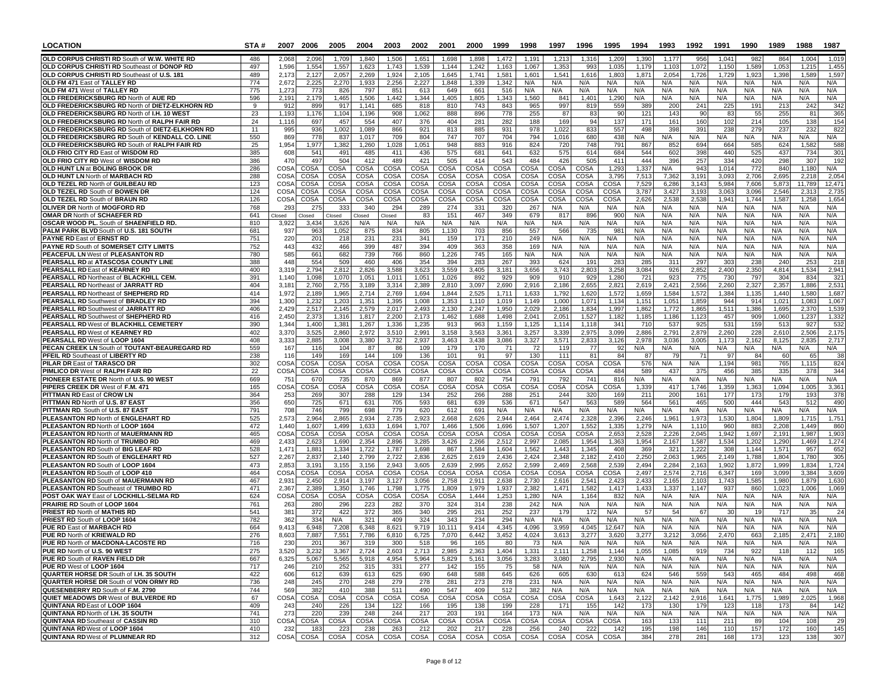| LOCATION | STA # | 2007 | 2006 | 2005 | 2004 | 2003 | 2002 | 2001 | 2000 | 1999 | 1998 | 1997 | 1996 | 1995 | 1994 | 1993 | 1992 | 1991 | 1990 | 1989 | 1988 | 1987 |
|---|---|---|---|---|---|---|---|---|---|---|---|---|---|---|---|---|---|---|---|---|---|---|
| **OLD CORPUS CHRISTI RD** South of **W.W. WHITE RD** | 486 | 2,068 | 2,096 | 1,709 | 1,840 | 1,506 | 1,651 | 1,698 | 1,898 | 1,472 | 1,191 | 1,213 | 1,316 | 1,209 | 1,390 | 1,177 | 956 | 1,041 | 982 | 864 | 1,004 | 1,019 |
| **OLD CORPUS CHRISTI RD** Southeast of **DONOP RD** | 497 | 1,596 | 1,554 | 1,557 | 1,623 | 1,743 | 1,539 | 1,144 | 1,242 | 1,163 | 1,067 | 1,353 | 993 | 1,035 | 1,179 | 1,103 | 1,072 | 1,150 | 1,589 | 1,053 | 1,215 | 1,455 |
| **OLD CORPUS CHRISTI RD** Southeast of **U.S. 181** | 489 | 2,173 | 2,127 | 2,057 | 2,269 | 1,924 | 2,105 | 1,645 | 1,741 | 1,581 | 1,601 | 1,541 | 1,616 | 1,803 | 1,871 | 2,054 | 1,726 | 1,729 | 1,923 | 1,398 | 1,589 | 1,597 |
| **OLD FM 471** East of **TALLEY RD** | 774 | 2,672 | 2,225 | 2,270 | 1,933 | 2,256 | 2,227 | 1,848 | 1,339 | 1,342 | N/A | N/A | N/A | N/A | N/A | N/A | N/A | N/A | N/A | N/A | N/A | N/A |
| **OLD FM 471** West of **TALLEY RD** | 775 | 1,273 | 773 | 826 | 797 | 851 | 613 | 649 | 661 | 516 | N/A | N/A | N/A | N/A | N/A | N/A | N/A | N/A | N/A | N/A | N/A | N/A |
| **OLD FREDERICKSBURG RD** North of **AUE RD** | 596 | 2,191 | 2,179 | 1,465 | 1,506 | 1,442 | 1,344 | 1,405 | 1,805 | 1,343 | 1,560 | 841 | 1,401 | 1,290 | N/A | N/A | N/A | N/A | N/A | N/A | N/A | N/A |
| **OLD FREDERICKSBURG RD** North of **DIETZ-ELKHORN RD** | 9 | 912 | 899 | 917 | 1,141 | 685 | 818 | 810 | 743 | 843 | 965 | 997 | 819 | 559 | 389 | 200 | 241 | 225 | 191 | 213 | 242 | 342 |
| **OLD FREDERICKSBURG RD** North of **I.H. 10 WEST** | 23 | 1,193 | 1,176 | 1,104 | 1,196 | 908 | 1,062 | 888 | 896 | 778 | 255 | 87 | 83 | 90 | 121 | 143 | 90 | 83 | 55 | 255 | 81 | 365 |
| **OLD FREDERICKSBURG RD** North of **RALPH FAIR RD** | 24 | 1,116 | 697 | 457 | 554 | 407 | 376 | 404 | 281 | 282 | 188 | 169 | 94 | 137 | 171 | 161 | 160 | 102 | 214 | 105 | 138 | 154 |
| **OLD FREDERICKSBURG RD** South of **DIETZ-ELKHORN RD** | 11 | 995 | 936 | 1,002 | 1,089 | 866 | 921 | 813 | 885 | 931 | 978 | 1,022 | 833 | 557 | 498 | 398 | 391 | 238 | 279 | 237 | 232 | 822 |
| **OLD FREDERICKSBURG RD** South of **KENDALL CO. LINE** | 550 | 869 | 778 | 837 | 1,017 | 709 | 804 | 747 | 707 | 704 | 794 | 1,016 | 680 | 438 | N/A | N/A | N/A | N/A | N/A | N/A | N/A | N/A |
| **OLD FREDERICKSBURG RD** South of **RALPH FAIR RD** | 25 | 1,954 | 1,977 | 1,382 | 1,260 | 1,028 | 1,051 | 948 | 883 | 916 | 824 | 720 | 748 | 791 | 867 | 852 | 694 | 664 | 585 | 624 | 1,582 | 588 |
| **OLD FRIO CITY RD** East of **WISDOM RD** | 385 | 608 | 541 | 491 | 485 | 411 | 436 | 575 | 681 | 641 | 632 | 575 | 614 | 684 | 544 | 602 | 398 | 440 | 525 | 437 | 734 | 301 |
| **OLD FRIO CITY RD** West of **WISDOM RD** | 386 | 470 | 497 | 504 | 412 | 489 | 421 | 505 | 414 | 543 | 484 | 426 | 505 | 411 | 444 | 396 | 257 | 334 | 420 | 298 | 307 | 192 |
| **OLD HUNT LN** at **BOLING BROOK DR** | 286 | COSA | COSA | COSA | COSA | COSA | COSA | COSA | COSA | COSA | COSA | COSA | COSA | 1,293 | 1,337 | N/A | 943 | 1,014 | 772 | 840 | 1,180 | N/A |
| **OLD HUNT LN** North of **MARBACH RD** | 288 | COSA | COSA | COSA | COSA | COSA | COSA | COSA | COSA | COSA | COSA | COSA | COSA | 3,795 | 7,513 | 7,362 | 3,191 | 3,093 | 2,706 | 2,695 | 2,218 | 2,054 |
| **OLD TEZEL RD** North of **GUILBEAU RD** | 123 | COSA | COSA | COSA | COSA | COSA | COSA | COSA | COSA | COSA | COSA | COSA | COSA | COSA | 7,529 | 6,286 | 3,143 | 5,984 | 7,606 | 5,873 | 11,789 | 12,471 |
| **OLD TEZEL RD** South of **BOWEN DR** | 124 | COSA | COSA | COSA | COSA | COSA | COSA | COSA | COSA | COSA | COSA | COSA | COSA | COSA | 3,787 | 3,427 | 3,193 | 3,063 | 3,096 | 2,546 | 2,313 | 2,735 |
| **OLD TEZEL RD** South of **BRAUN RD** | 126 | COSA | COSA | COSA | COSA | COSA | COSA | COSA | COSA | COSA | COSA | COSA | COSA | COSA | 2,626 | 2,538 | 2,538 | 1,941 | 1,744 | 1,587 | 1,258 | 1,654 |
| **OLIVER DR** North of **MOGFORD RD** | 768 | 293 | 275 | 333 | 340 | 294 | 289 | 274 | 331 | 320 | 267 | N/A | N/A | N/A | N/A | N/A | N/A | N/A | N/A | N/A | N/A | N/A |
| **OMAR DR** North of **SCHAEFER RD** | 641 | Closed | Closed | Closed | Closed | Closed | 83 | 151 | 467 | 349 | 679 | 817 | 896 | 900 | N/A | N/A | N/A | N/A | N/A | N/A | N/A | N/A |
| **OSCAR WOOD PL**. South of **SHAENFIELD RD.** | 810 | 3,922 | 3,434 | 3,626 | N/A | N/A | N/A | N/A | N/A | N/A | N/A | N/A | N/A | N/A | N/A | N/A | N/A | N/A | N/A | N/A | N/A | N/A |
| **PALM PARK BLVD** South of **U.S. 181 SOUTH** | 681 | 937 | 963 | 1,052 | 875 | 834 | 805 | 1,130 | 703 | 856 | 557 | 566 | 735 | 981 | N/A | N/A | N/A | N/A | N/A | N/A | N/A | N/A |
| **PAYNE RD** East of **ERNST RD** | 751 | 220 | 201 | 218 | 231 | 231 | 341 | 159 | 171 | 210 | 249 | N/A | N/A | N/A | N/A | N/A | N/A | N/A | N/A | N/A | N/A | N/A |
| **PAYNE RD** South of **SOMERSET CITY LIMITS** | 752 | 443 | 432 | 466 | 399 | 487 | 394 | 409 | 363 | 358 | 169 | N/A | N/A | N/A | N/A | N/A | N/A | N/A | N/A | N/A | N/A | N/A |
| **PEACEFUL LN** West of **PLEASANTON RD** | 780 | 585 | 661 | 682 | 739 | 766 | 860 | 1,226 | 745 | 165 | N/A | N/A | N/A | N/A | N/A | N/A | N/A | N/A | N/A | N/A | N/A | N/A |
| **PEARSALL RD** at **ATASCOSA COUNTY LINE** | 388 | 448 | 554 | 509 | 460 | 406 | 354 | 394 | 283 | 267 | 393 | 624 | 191 | 283 | 285 | 311 | 297 | 303 | 238 | 240 | 253 | 218 |
| **PEARSALL RD** East of **KEARNEY RD** | 400 | 3,319 | 2,794 | 2,812 | 2,826 | 3,588 | 3,623 | 3,559 | 3,405 | 3,181 | 3,656 | 3,743 | 2,803 | 3,258 | 3,084 | 926 | 2,852 | 2,400 | 2,350 | 4,814 | 1,534 | 2,941 |
| **PEARSALL RD** Northeast of **BLACKHILL CEM.** | 391 | 1,140 | 1,098 | 1,070 | 1,051 | 1,011 | 1,051 | 1,026 | 892 | 929 | 909 | 910 | 929 | 1,280 | 721 | 923 | 775 | 730 | 797 | 304 | 834 | 321 |
| **PEARSALL RD** Northeast of **JARRATT RD** | 404 | 3,181 | 2,760 | 2,755 | 3,189 | 3,314 | 2,389 | 2,810 | 3,097 | 2,690 | 2,916 | 2,186 | 2,655 | 2,821 | 2,619 | 2,421 | 2,556 | 2,260 | 2,327 | 2,357 | 1,886 | 2,531 |
| **PEARSALL RD** Northeast of **SHEPHERD RD** | 414 | 1,972 | 2,189 | 1,965 | 2,714 | 2,769 | 1,694 | 1,844 | 2,525 | 1,711 | 1,633 | 1,792 | 1,620 | 1,572 | 1,659 | 1,584 | 1,572 | 1,384 | 1,135 | 1,440 | 1,580 | 1,687 |
| **PEARSALL RD** Southwest of **BRADLEY RD** | 394 | 1,300 | 1,232 | 1,203 | 1,351 | 1,395 | 1,008 | 1,353 | 1,110 | 1,019 | 1,149 | 1,000 | 1,071 | 1,134 | 1,151 | 1,051 | 1,859 | 944 | 914 | 1,021 | 1,083 | 1,067 |
| **PEARSALL RD** Southwest of **JARRATT RD** | 406 | 2,429 | 2,517 | 2,145 | 2,579 | 2,017 | 2,493 | 2,130 | 2,247 | 1,950 | 2,029 | 2,186 | 1,834 | 1,997 | 1,862 | 1,772 | 1,865 | 1,511 | 1,386 | 1,695 | 2,370 | 1,539 |
| **PEARSALL RD** Southwest of **SHEPHERD RD** | 416 | 2,450 | 2,373 | 1,316 | 1,817 | 2,200 | 2,173 | 1,462 | 1,688 | 1,498 | 2,041 | 2,051 | 1,527 | 1,182 | 1,185 | 1,186 | 1,123 | 457 | 909 | 1,060 | 1,237 | 1,332 |
| **PEARSALL RD** West of **BLACKHILL CEMETERY** | 390 | 1,344 | 1,400 | 1,381 | 1,267 | 1,336 | 1,235 | 913 | 963 | 1,159 | 1,125 | 1,114 | 1,118 | 341 | 710 | 537 | 925 | 531 | 159 | 513 | 927 | 532 |
| **PEARSALL RD** West of **KEARNEY RD** | 402 | 3,370 | 3,525 | 2,860 | 2,972 | 3,510 | 2,991 | 3,158 | 3,563 | 3,361 | 3,257 | 3,339 | 2,975 | 3,099 | 2,886 | 2,791 | 2,879 | 2,260 | 228 | 2,610 | 2,506 | 2,175 |
| **PEARSALL RD** West of **LOOP 1604** | 408 | 3,333 | 2,885 | 3,008 | 3,380 | 3,732 | 2,937 | 3,463 | 3,438 | 3,086 | 3,327 | 3,571 | 2,833 | 3,126 | 2,978 | 3,036 | 3,005 | 1,173 | 2,162 | 8,125 | 2,835 | 2,717 |
| **PECAN CREEK LN** South of **TOUTANT-BEAUREGARD RD** | 559 | 167 | 116 | 104 | 87 | 86 | 109 | 179 | 170 | 71 | 72 | 119 | 77 | 92 | N/A | N/A | N/A | N/A | N/A | N/A | N/A | N/A |
| **PFEIL RD** Southeast of **LIBERTY RD** | 238 | 116 | 149 | 169 | 144 | 109 | 136 | 101 | 91 | 97 | 130 | 111 | 81 | 84 | 87 | 79 | 71 | 97 | 84 | 60 | 65 | 38 |
| **PILAR DR** East of **TARASCO DR** | 302 | COSA | COSA | COSA | COSA | COSA | COSA | COSA | COSA | COSA | COSA | COSA | COSA | COSA | 576 | N/A | N/A | 1,194 | 981 | 765 | 1,115 | 824 |
| **PIMLICO DR** West of **RALPH FAIR RD** | 22 | COSA | COSA | COSA | COSA | COSA | COSA | COSA | COSA | COSA | COSA | COSA | COSA | 484 | 589 | 437 | 375 | 456 | 385 | 335 | 378 | 344 |
| **PIONEER ESTATE DR** North of **U.S. 90 WEST** | 669 | 751 | 670 | 735 | 870 | 869 | 877 | 807 | 802 | 754 | 791 | 792 | 741 | 816 | N/A | N/A | N/A | N/A | N/A | N/A | N/A | N/A |
| **PIPERS CREEK DR** West of **F.M. 471** | 165 | COSA | COSA | COSA | COSA | COSA | COSA | COSA | COSA | COSA | COSA | COSA | COSA | COSA | 1,339 | 417 | 1,746 | 1,359 | 1,363 | 1,094 | 1,005 | 3,361 |
| **PITTMAN RD** East of **CROW LN** | 364 | 253 | 269 | 307 | 288 | 129 | 134 | 252 | 266 | 288 | 251 | 244 | 320 | 169 | 211 | 200 | 161 | 177 | 173 | 179 | 193 | 378 |
| **PITTMAN RD** North of **U.S. 87 EAST** | 356 | 650 | 725 | 671 | 631 | 705 | 593 | 681 | 639 | 536 | 671 | 547 | 563 | 589 | 564 | 561 | 465 | 500 | 444 | 543 | 512 | 490 |
| **PITTMAN RD**. South of **U.S. 87 EAST** | 791 | 708 | 746 | 799 | 698 | 779 | 620 | 612 | 691 | N/A | N/A | N/A | N/A | N/A | N/A | N/A | N/A | N/A | N/A | N/A | N/A | N/A |
| **PLEASANTON RD** North of **ENGLEHART RD** | 525 | 2,573 | 2,964 | 2,865 | 2,934 | 2,735 | 2,923 | 2,668 | 2,626 | 2,944 | 2,464 | 2,474 | 2,328 | 2,396 | 2,246 | 1,961 | 1,973 | 1,530 | 1,804 | 1,809 | 1,715 | 1,751 |
| **PLEASANTON RD** North of **LOOP 1604** | 472 | 1,440 | 1,607 | 1,499 | 1,633 | 1,694 | 1,707 | 1,466 | 1,506 | 1,696 | 1,507 | 1,207 | 1,552 | 1,335 | 1,279 | N/A | 1,110 | 960 | 883 | 2,208 | 1,449 | 860 |
| **PLEASANTON RD** North of **MAUERMANN RD** | 465 | COSA | COSA | COSA | COSA | COSA | COSA | COSA | COSA | COSA | COSA | COSA | COSA | 2,653 | 2,528 | 2,226 | 2,045 | 1,942 | 1,697 | 2,191 | 1,987 | 1,903 |
| **PLEASANTON RD** North of **TRUMBO RD** | 469 | 2,433 | 2,623 | 1,690 | 2,354 | 2,896 | 3,285 | 3,426 | 2,266 | 2,512 | 2,997 | 2,085 | 1,954 | 1,363 | 1,954 | 2,167 | 1,587 | 1,534 | 1,202 | 1,290 | 1,469 | 1,274 |
| **PLEASANTON RD** South of **BIG LEAF RD** | 528 | 1,471 | 1,881 | 1,334 | 1,722 | 1,787 | 1,698 | 867 | 1,584 | 1,604 | 1,562 | 1,443 | 1,345 | 408 | 369 | 321 | 1,222 | 308 | 1,144 | 1,571 | 957 | 652 |
| **PLEASANTON RD** South of **ENGLEHART RD** | 527 | 2,267 | 2,837 | 2,140 | 2,799 | 2,722 | 2,836 | 2,625 | 2,619 | 2,436 | 2,424 | 2,348 | 2,182 | 2,410 | 2,250 | 2,063 | 1,965 | 2,149 | 1,788 | 1,804 | 1,780 | 305 |
| **PLEASANTON RD** South of **LOOP 1604** | 473 | 2,853 | 3,191 | 3,155 | 3,156 | 2,943 | 3,605 | 2,639 | 2,995 | 2,652 | 2,599 | 2,469 | 2,568 | 2,539 | 2,494 | 2,284 | 2,163 | 1,902 | 1,872 | 1,999 | 1,834 | 1,724 |
| **PLEASANTON RD** South of **LOOP 410** | 464 | COSA | COSA | COSA | COSA | COSA | COSA | COSA | COSA | COSA | COSA | COSA | COSA | COSA | 2,497 | 2,574 | 2,716 | 6,347 | 169 | 3,099 | 3,384 | 3,609 |
| **PLEASANTON RD** South of **MAUERMANN RD** | 467 | 2,931 | 2,450 | 2,914 | 3,197 | 3,127 | 3,056 | 2,758 | 2,911 | 2,638 | 2,730 | 2,616 | 2,541 | 2,423 | 2,433 | 2,165 | 2,103 | 1,743 | 1,585 | 1,980 | 1,879 | 1,630 |
| **PLEASANTON RD** Southeast of **TRUMBO RD** | 471 | 2,367 | 2,389 | 1,350 | 1,746 | 1,798 | 1,775 | 1,809 | 1,979 | 1,937 | 2,382 | 1,471 | 1,582 | 1,417 | 1,433 | 1,337 | 1,147 | 937 | 860 | 1,023 | 1,006 | 1,069 |
| **POST OAK WAY** East of **LOCKHILL-SELMA RD** | 624 | COSA | COSA | COSA | COSA | COSA | COSA | COSA | 1,444 | 1,253 | 1,280 | N/A | 1,164 | 832 | N/A | N/A | N/A | N/A | N/A | N/A | N/A | N/A |
| **PRAIRIE RD** South of **LOOP 1604** | 761 | 263 | 280 | 296 | 223 | 282 | 370 | 324 | 314 | 238 | 242 | N/A | N/A | N/A | N/A | N/A | N/A | N/A | N/A | N/A | N/A | N/A |
| **PRIEST RD** North of **MATHIS RD** | 541 | 381 | 372 | 422 | 372 | 365 | 340 | 295 | 261 | 252 | 237 | 179 | 172 | N/A | 57 | 54 | 67 | 30 | 19 | 717 | 35 | 24 |
| **PRIEST RD** South of **LOOP 1604** | 782 | 362 | 334 | N/A | 321 | 409 | 324 | 343 | 234 | 294 | N/A | N/A | N/A | N/A | N/A | N/A | N/A | N/A | N/A | N/A | N/A | N/A |
| **PUE RD** East of **MARBACH RD** | 664 | 9,413 | 6,948 | 7,208 | 6,348 | 8,621 | 9,719 | 10,111 | 9,414 | 4,345 | 4,096 | 3,959 | 4,045 | 12,647 | N/A | N/A | N/A | N/A | N/A | N/A | N/A | N/A |
| **PUE RD** North of **KRIEWALD RD** | 276 | 8,603 | 7,887 | 7,551 | 7,786 | 6,810 | 6,725 | 7,070 | 6,442 | 3,452 | 4,024 | 3,613 | 3,277 | 3,620 | 3,277 | 3,212 | 3,056 | 2,470 | 663 | 2,185 | 2,471 | 2,180 |
| **PUE RD** North of **MACDONA-LACOSTE RD** | 716 | 230 | 201 | 367 | 319 | 300 | 518 | 96 | 165 | 80 | 73 | N/A | N/A | N/A | N/A | N/A | N/A | N/A | N/A | N/A | N/A | N/A |
| **PUE RD** North of **U.S. 90 WEST** | 275 | 3,520 | 3,232 | 3,367 | 2,724 | 2,603 | 2,713 | 2,985 | 2,363 | 1,404 | 1,331 | 2,111 | 1,258 | 1,144 | 1,055 | 1,085 | 919 | 734 | 922 | 118 | 112 | 165 |
| **PUE RD** South of **RAVEN FIELD DR** | 667 | 6,325 | 5,067 | 5,565 | 5,918 | 4,954 | 5,964 | 5,829 | 5,161 | 3,056 | 3,283 | 3,080 | 2,795 | 2,930 | N/A | N/A | N/A | N/A | N/A | N/A | N/A | N/A |
| **PUE RD** West of **LOOP 1604** | 717 | 246 | 210 | 252 | 315 | 331 | 277 | 142 | 155 | 75 | 58 | N/A | N/A | N/A | N/A | N/A | N/A | N/A | N/A | N/A | N/A | N/A |
| **QUARTER HORSE DR** South of **I.H. 35 SOUTH** | 422 | 606 | 612 | 639 | 613 | 625 | 690 | 648 | 588 | 645 | 626 | 605 | 630 | 613 | 624 | 546 | 559 | 543 | 465 | 484 | 498 | 468 |
| **QUARTER HORSE DR** South of **VON ORMY RD** | 736 | 248 | 245 | 270 | 248 | 279 | 278 | 281 | 273 | 278 | 231 | N/A | N/A | N/A | N/A | N/A | N/A | N/A | N/A | N/A | N/A | N/A |
| **QUESENBERRY RD** South of **F.M. 2790** | 744 | 569 | 382 | 410 | 388 | 511 | 490 | 547 | 409 | 512 | 382 | N/A | N/A | N/A | N/A | N/A | N/A | N/A | N/A | N/A | N/A | N/A |
| **QUIET MEADOWS DR** West of **BULVERDE RD** | 67 | COSA | COSA | COSA | COSA | COSA | COSA | COSA | COSA | COSA | COSA | COSA | COSA | 1,643 | 2,122 | 2,142 | 2,916 | 1,641 | 1,775 | 1,989 | 2,025 | 1,968 |
| **QUINTANA RD** East of **LOOP 1604** | 409 | 243 | 240 | 226 | 134 | 122 | 166 | 195 | 138 | 199 | 228 | 171 | 155 | 142 | 173 | 130 | 179 | 123 | 118 | 173 | 84 | 142 |
| **QUINTANA RD** North of **I.H. 35 SOUTH** | 741 | 273 | 220 | 239 | 248 | 244 | 217 | 203 | 191 | 164 | 173 | N/A | N/A | N/A | N/A | N/A | N/A | N/A | N/A | N/A | N/A | N/A |
| **QUINTANA RD** Southeast of **CASSIN RD** | 310 | COSA | COSA | COSA | COSA | COSA | COSA | COSA | COSA | COSA | COSA | COSA | COSA | COSA | 163 | 133 | 111 | 211 | 89 | 104 | 108 | 29 |
| **QUINTANA RD** West of **LOOP 1604** | 410 | 232 | 183 | 223 | 238 | 263 | 212 | 202 | 217 | 228 | 256 | 240 | 222 | 142 | 195 | 198 | 146 | 110 | 157 | 172 | 160 | 145 |
| **QUINTANA RD** West of **PLUMNEAR RD** | 312 | COSA | COSA | COSA | COSA | COSA | COSA | COSA | COSA | COSA | COSA | COSA | COSA | COSA | 384 | 278 | 281 | 168 | 173 | 123 | 138 | 307 |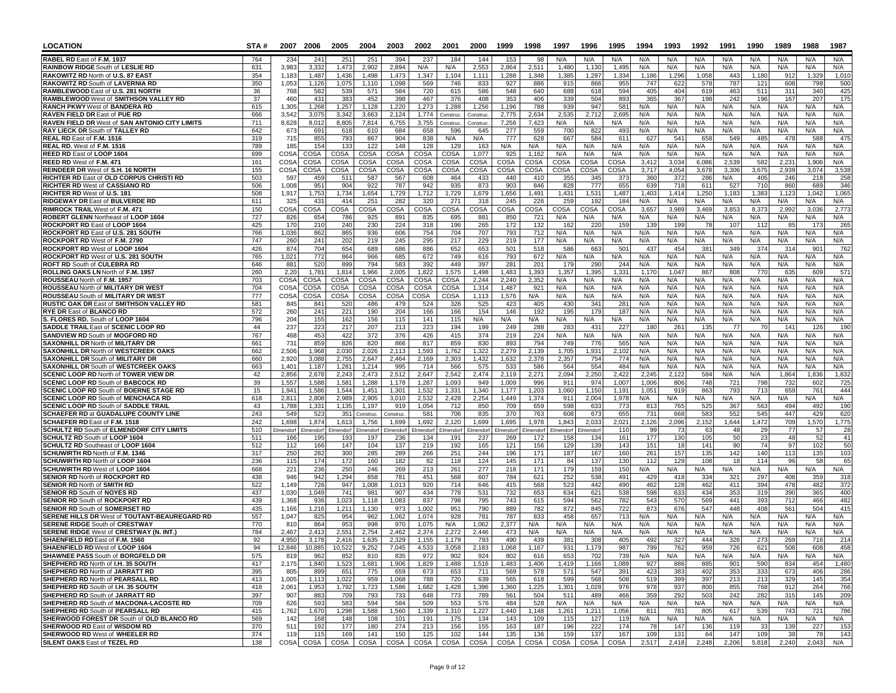| LOCATION | STA # | 2007 | 2006 | 2005 | 2004 | 2003 | 2002 | 2001 | 2000 | 1999 | 1998 | 1997 | 1996 | 1995 | 1994 | 1993 | 1992 | 1991 | 1990 | 1989 | 1988 | 1987 |
|---|---|---|---|---|---|---|---|---|---|---|---|---|---|---|---|---|---|---|---|---|---|---|
| **RABEL RD** East of **F.M. 1937** | 764 | 234 | 241 | 251 | 251 | 394 | 237 | 184 | 144 | 153 | 98 | N/A | N/A | N/A | N/A | N/A | N/A | N/A | N/A | N/A | N/A | N/A |
| **RAINBOW RIDGE** South of **LESLIE RD** | 631 | 3,983 | 3,332 | 1,473 | 2,902 | 2,894 | N/A | N/A | 2,553 | 2,864 | 2,511 | 1,480 | 1,130 | 1,495 | N/A | N/A | N/A | N/A | N/A | N/A | N/A | N/A |
| **RAKOWITZ RD** North of **U.S. 87 EAST** | 354 | 1,183 | 1,487 | 1,436 | 1,498 | 1,473 | 1,347 | 1,104 | 1,111 | 1,288 | 1,348 | 1,385 | 1,297 | 1,334 | 1,186 | 1,296 | 1,058 | 443 | 1,180 | 912 | 1,329 | 1,010 |
| **RAKOWITZ RD** South of **LAVERNIA RD** | 350 | 1,053 | 1,126 | 1,075 | 1,110 | 1,098 | 569 | 746 | 833 | 927 | 886 | 915 | 866 | 955 | 747 | 622 | 578 | 787 | 121 | 608 | 798 | 500 |
| **RAMBLEWOOD** East of **U.S. 281 NORTH** | 36 | 768 | 582 | 539 | 571 | 584 | 720 | 615 | 586 | 548 | 640 | 688 | 618 | 594 | 405 | 404 | 619 | 463 | 511 | 311 | 340 | 425 |
| **RAMBLEWOOD** West of **SMITHSON VALLEY RD** | 37 | 460 | 431 | 383 | 452 | 398 | 467 | 376 | 408 | 353 | 406 | 339 | 504 | 893 | 365 | 367 | 198 | 242 | 196 | 167 | 207 | 175 |
| **RANCH PKWY** West of **BANDERA RD** | 615 | 1,305 | 1,268 | 1,257 | 1,128 | 1,220 | 1,273 | 1,288 | 1,256 | 1,196 | 788 | 939 | 947 | 581 | N/A | N/A | N/A | N/A | N/A | N/A | N/A | N/A |
| **RAVEN FIELD DR** East of **PUE RD** | 666 | 3,542 | 3,075 | 3,342 | 3,663 | 2,124 | 1,774 | Construc. | Construc. | 2,775 | 2,634 | 2,535 | 2,712 | 2,695 | N/A | N/A | N/A | N/A | N/A | N/A | N/A | N/A |
| **RAVEN FIELD DR** West of **SAN ANTONIO CITY LIMITS** | 711 | 8,628 | 8,012 | 8,805 | 7,814 | 6,755 | 3,755 | Construc. | Construc. | 7,256 | 7,423 | N/A | N/A | N/A | N/A | N/A | N/A | N/A | N/A | N/A | N/A | N/A |
| **RAY LIECK DR** South of **TALLEY RD** | 642 | 673 | 691 | 618 | 610 | 684 | 658 | 596 | 645 | 277 | 559 | 700 | 822 | 493 | N/A | N/A | N/A | N/A | N/A | N/A | N/A | N/A |
| **REAL RD** East of **F.M. 1516** | 319 | 715 | 855 | 793 | 867 | 904 | 838 | N/A | N/A | 777 | 628 | 667 | 584 | 611 | 627 | 541 | 658 | 549 | 485 | 478 | 588 | 475 |
| **REAL RD.** West of **F.M. 1516** | 789 | 185 | 154 | 133 | 122 | 148 | 128 | 129 | 163 | N/A | N/A | N/A | N/A | N/A | N/A | N/A | N/A | N/A | N/A | N/A | N/A | N/A |
| **REED RD** East of **LOOP 1604** | 699 | COSA | COSA | COSA | COSA | COSA | COSA | COSA | 1,077 | 925 | 1,162 | N/A | N/A | N/A | N/A | N/A | N/A | N/A | N/A | N/A | N/A | N/A |
| **REED RD** West of **F.M. 471** | 161 | COSA | COSA | COSA | COSA | COSA | COSA | COSA | COSA | COSA | COSA | COSA | COSA | COSA | 3,412 | 3,034 | 6,086 | 2,539 | 582 | 2,231 | 1,906 | N/A |
| **REINDEER DR** West of **S.H. 16 NORTH** | 155 | COSA | COSA | COSA | COSA | COSA | COSA | COSA | COSA | COSA | COSA | COSA | COSA | COSA | 3,717 | 4,054 | 3,678 | 3,306 | 3,675 | 2,939 | 3,074 | 3,538 |
| **RICHTER RD** East of **OLD CORPUS CHRISTI RD** | 503 | 597 | 459 | 511 | 587 | 567 | 608 | 464 | 433 | 440 | 410 | 355 | 345 | 373 | 360 | 372 | 286 | N/A | 405 | 246 | 218 | 258 |
| **RICHTER RD** West of **CASSIANO RD** | 506 | 1,008 | 951 | 904 | 922 | 787 | 942 | 935 | 873 | 903 | 846 | 828 | 777 | 655 | 639 | 718 | 611 | 527 | 710 | 860 | 689 | 346 |
| **RICHTER RD** West of **U.S. 181** | 508 | 1,917 | 1,753 | 1,734 | 1,654 | 1,729 | 1,712 | 1,729 | 1,679 | 1,656 | 1,491 | 1,431 | 1,531 | 1,487 | 1,403 | 1,414 | 1,250 | 1,183 | 1,383 | 1,123 | 1,042 | 1,065 |
| **RIDGEWAY DR** East of **BULVERDE RD** | 611 | 325 | 431 | 414 | 251 | 282 | 320 | 271 | 318 | 245 | 226 | 259 | 192 | 184 | N/A | N/A | N/A | N/A | N/A | N/A | N/A | N/A |
| **RIMROCK TRAIL** West of **F.M. 471** | 150 | COSA | COSA | COSA | COSA | COSA | COSA | COSA | COSA | COSA | COSA | COSA | COSA | COSA | 3,657 | 3,989 | 3,469 | 3,853 | 8,373 | 2,992 | 3,036 | 2,773 |
| **ROBERT GLENN** Northeast of **LOOP 1604** | 727 | 826 | 654 | 786 | 925 | 891 | 835 | 695 | 881 | 850 | 721 | N/A | N/A | N/A | N/A | N/A | N/A | N/A | N/A | N/A | N/A | N/A |
| **ROCKPORT RD** East of **LOOP 1604** | 425 | 170 | 210 | 240 | 230 | 224 | 318 | 196 | 265 | 172 | 132 | 162 | 220 | 159 | 139 | 199 | 78 | 107 | 112 | 85 | 173 | 265 |
| **ROCKPORT RD** East of **U.S. 281 SOUTH** | 766 | 1,036 | 862 | 865 | 936 | 606 | 754 | 704 | 707 | 793 | 712 | N/A | N/A | N/A | N/A | N/A | N/A | N/A | N/A | N/A | N/A | N/A |
| **ROCKPORT RD** West of **F.M. 2790** | 747 | 260 | 241 | 202 | 219 | 245 | 295 | 217 | 229 | 219 | 177 | N/A | N/A | N/A | N/A | N/A | N/A | N/A | N/A | N/A | N/A | N/A |
| **ROCKPORT RD** West of **LOOP 1604** | 426 | 874 | 704 | 654 | 689 | 686 | 886 | 652 | 653 | 501 | 518 | 586 | 663 | 501 | 437 | 454 | 381 | 349 | 374 | 314 | 901 | 762 |
| **ROCKPORT RD** West of **U.S. 281 SOUTH** | 765 | 1,021 | 772 | 864 | 966 | 685 | 672 | 749 | 616 | 793 | 672 | N/A | N/A | N/A | N/A | N/A | N/A | N/A | N/A | N/A | N/A | N/A |
| **ROFT RD** South of **CULEBRA RD** | 646 | 881 | 520 | 899 | 794 | 583 | 392 | 449 | 397 | 281 | 201 | 179 | 290 | 244 | N/A | N/A | N/A | N/A | N/A | N/A | N/A | N/A |
| **ROLLING OAKS LN** North of **F.M. 1957** | 260 | 2,20 | 1,781 | 1,814 | 1,966 | 2,005 | 1,822 | 1,575 | 1,498 | 1,483 | 1,393 | 1,357 | 1,395 | 1,331 | 1,170 | 1,047 | 867 | 808 | 770 | 635 | 609 | 571 |
| **ROUSSEAU** North of **F.M. 1957** | 703 | COSA | COSA | COSA | COSA | COSA | COSA | COSA | 2,244 | 2,240 | 2,352 | N/A | N/A | N/A | N/A | N/A | N/A | N/A | N/A | N/A | N/A | N/A |
| **ROUSSEAU** North of **MILITARY DR WEST** | 704 | COSA | COSA | COSA | COSA | COSA | COSA | COSA | 1,314 | 1,487 | 921 | N/A | N/A | N/A | N/A | N/A | N/A | N/A | N/A | N/A | N/A | N/A |
| **ROUSSEAU** South of **MILITARY DR WEST** | 777 | COSA | COSA | COSA | COSA | COSA | COSA | COSA | 1,113 | 1,576 | N/A | N/A | N/A | N/A | N/A | N/A | N/A | N/A | N/A | N/A | N/A | N/A |
| **RUSTIC OAK DR** East of **SMITHSON VALLEY RD** | 581 | 845 | 841 | 520 | 486 | 479 | 524 | 328 | 525 | 423 | 405 | 430 | 341 | 281 | N/A | N/A | N/A | N/A | N/A | N/A | N/A | N/A |
| **RYE DR** East of **BLANCO RD** | 572 | 260 | 241 | 221 | 190 | 204 | 166 | 166 | 154 | 146 | 192 | 195 | 179 | 187 | N/A | N/A | N/A | N/A | N/A | N/A | N/A | N/A |
| **S. FLORES RD.** South of **LOOP 1604** | 796 | 204 | 155 | 162 | 156 | 115 | 141 | 115 | N/A | N/A | N/A | N/A | N/A | N/A | N/A | N/A | N/A | N/A | N/A | N/A | N/A | N/A |
| **SADDLE TRAIL** East of **SCENIC LOOP RD** | 44 | 237 | 223 | 217 | 207 | 213 | 223 | 194 | 199 | 249 | 288 | 283 | 431 | 227 | 180 | 261 | 135 | 77 | 70 | 141 | 126 | 190 |
| **SANDVIEW RD** South of **MOGFORD RD** | 767 | 468 | 453 | 422 | 372 | 376 | 426 | 415 | 374 | 219 | 224 | N/A | N/A | N/A | N/A | N/A | N/A | N/A | N/A | N/A | N/A | N/A |
| **SAXONHILL DR** North of **MILITARY DR** | 661 | 731 | 859 | 826 | 820 | 866 | 817 | 859 | 830 | 893 | 794 | 749 | 776 | 565 | N/A | N/A | N/A | N/A | N/A | N/A | N/A | N/A |
| **SAXONHILL DR** North of **WESTCREEK OAKS** | 662 | 2,506 | 1,968 | 2,030 | 2,026 | 2,113 | 1,593 | 1,762 | 1,322 | 2,279 | 2,139 | 1,705 | 1,931 | 2,102 | N/A | N/A | N/A | N/A | N/A | N/A | N/A | N/A |
| **SAXONHILL DR** South of **MILITARY DR** | 660 | 2,920 | 3,088 | 2,755 | 2,647 | 2,464 | 2,169 | 2,303 | 1,432 | 1,632 | 2,378 | 2,357 | 754 | 774 | N/A | N/A | N/A | N/A | N/A | N/A | N/A | N/A |
| **SAXONHILL DR** South of **WESTCREEK OAKS** | 663 | 1,401 | 1,187 | 1,281 | 1,214 | 995 | 714 | 566 | 575 | 533 | 586 | 564 | 554 | 484 | N/A | N/A | N/A | N/A | N/A | N/A | N/A | N/A |
| **SCENIC LOOP RD** North of **TOWER VIEW DR** | 42 | 2,856 | 2,678 | 2,243 | 2,473 | 2,512 | 2,647 | 2,542 | 2,474 | 2,119 | 2,271 | 2,094 | 2,250 | 2,422 | 2,245 | 2,122 | 584 | N/A | N/A | 1,864 | 1,836 | 1,832 |
| **SCENIC LOOP RD** South of **BABCOCK RD** | 39 | 1,557 | 1,588 | 1,581 | 1,288 | 1,178 | 1,287 | 1,093 | 949 | 1,009 | 996 | 911 | 974 | 1,007 | 1,006 | 806 | 748 | 721 | 798 | 732 | 602 | 725 |
| **SCENIC LOOP RD** South of **BOERNE STAGE RD** | 15 | 1,941 | 1,586 | 1,544 | 1,451 | 1,301 | 1,532 | 1,331 | 1,340 | 1,177 | 1,203 | 1,060 | 1,150 | 1,191 | 1,051 | 919 | 863 | 793 | 713 | 659 | 761 | 444 |
| **SCENIC LOOP RD** South of **MENCHACA RD** | 618 | 2,811 | 2,808 | 2,989 | 2,905 | 3,010 | 2,532 | 2,428 | 2,254 | 1,449 | 1,374 | 911 | 2,004 | 1,978 | N/A | N/A | N/A | N/A | N/A | N/A | N/A | N/A |
| **SCENIC LOOP RD** South of **SADDLE TRAIL** | 43 | 1,788 | 1,331 | 1,135 | 1,197 | 919 | 1,054 | 712 | 850 | 709 | 659 | 598 | 633 | 773 | 813 | 765 | 525 | 367 | 563 | 494 | 492 | 190 |
| **SCHAEFER RD** at **GUADALUPE COUNTY LINE** | 243 | 549 | 523 | 351 | Construc. | Construc. | 581 | 706 | 835 | 370 | 763 | 608 | 673 | 655 | 731 | 668 | 583 | 552 | 545 | 447 | 429 | 620 |
| **SCHAEFER RD** East of **F.M. 1518** | 242 | 1,698 | 1,874 | 1,613 | 1,756 | 1,699 | 1,692 | 2,120 | 1,699 | 1,695 | 1,978 | 1,843 | 2,033 | 2,021 | 2,126 | 2,096 | 2,152 | 1,644 | 1,472 | 709 | 1,570 | 1,775 |
| **SCHULTZ RD** South of **ELMENDORF CITY LIMITS** | 510 | Elmendorf | Elmendorf | Elmendorf | Elmendorf | Elmendorf | Elmendorf | Elmendorf | Elmendorf | Elmendorf | Elmendorf | Elmendorf | Elmendorf | 110 | 99 | 73 | 63 | 48 | 29 | 77 | 57 | 28 |
| **SCHULTZ RD** South of **LOOP 1604** | 511 | 166 | 195 | 193 | 197 | 236 | 134 | 191 | 237 | 269 | 172 | 158 | 134 | 161 | 177 | 130 | 105 | 50 | 23 | 48 | 52 | 41 |
| **SCHULTZ RD** Southeast of **LOOP 1604** | 512 | 112 | 166 | 147 | 104 | 137 | 219 | 192 | 165 | 121 | 156 | 129 | 139 | 143 | 151 | 18 | 141 | 90 | 74 | 97 | 102 | 50 |
| **SCHUWIRTH RD** North of **F.M. 1346** | 317 | 250 | 282 | 300 | 285 | 289 | 266 | 251 | 244 | 196 | 171 | 187 | 167 | 160 | 261 | 157 | 135 | 142 | 140 | 113 | 135 | 103 |
| **SCHUWIRTH RD** North of **LOOP 1604** | 236 | 115 | 174 | 172 | 160 | 182 | 82 | 118 | 124 | 145 | 171 | 84 | 137 | 130 | 112 | 129 | 108 | 18 | 114 | 96 | 58 | 65 |
| **SCHUWIRTH RD** West of **LOOP 1604** | 668 | 221 | 236 | 250 | 246 | 269 | 213 | 261 | 277 | 218 | 171 | 179 | 159 | 150 | N/A | N/A | N/A | N/A | N/A | N/A | N/A | N/A |
| **SENIOR RD** North of **ROCKPORT RD** | 438 | 946 | 942 | 1,294 | 858 | 781 | 451 | 568 | 607 | 784 | 621 | 252 | 538 | 491 | 429 | 418 | 334 | 321 | 297 | 408 | 359 | 318 |
| **SENIOR RD** North of **SMITH RD** | 522 | 1,149 | 726 | 947 | 1,008 | 1,013 | 920 | 714 | 646 | 415 | 568 | 523 | 442 | 490 | 462 | 128 | 462 | 411 | 394 | 478 | 482 | 372 |
| **SENIOR RD** South of **NOYES RD** | 437 | 1,030 | 1,049 | 741 | 981 | 907 | 434 | 778 | 531 | 732 | 653 | 634 | 621 | 538 | 598 | 633 | 434 | 353 | 319 | 390 | 365 | 400 |
| **SENIOR RD** South of **ROCKPORT RD** | 439 | 1,368 | 936 | 1,023 | 1,118 | 1,083 | 837 | 798 | 795 | 743 | 615 | 594 | 562 | 782 | 543 | 570 | 569 | 441 | 393 | 712 | 466 | 482 |
| **SENIOR RD** South of **SOMERSET RD** | 435 | 1,166 | 1,216 | 1,211 | 1,130 | 973 | 1,002 | 951 | 790 | 889 | 782 | 872 | 845 | 722 | 873 | 676 | 547 | 448 | 408 | 561 | 504 | 415 |
| **SERENE HILLS DR** West of **TOUTANT-BEAUREGARD RD** | 557 | 1,047 | 825 | 954 | 962 | 1,062 | 1,074 | 928 | 781 | 787 | 833 | 458 | 657 | 713 | N/A | N/A | N/A | N/A | N/A | N/A | N/A | N/A |
| **SERENE RIDGE** South of **CRESTWAY** | 770 | 810 | 864 | 953 | 998 | 970 | 1,075 | N/A | 1,062 | 2,377 | N/A | N/A | N/A | N/A | N/A | N/A | N/A | N/A | N/A | N/A | N/A | N/A |
| **SERENE RIDGE** West of **CRESTWAY (N. INT.)** | 784 | 2,467 | 2,413 | 2,551 | 2,754 | 2,462 | 2,374 | 2,272 | 2,446 | 473 | N/A | N/A | N/A | N/A | N/A | N/A | N/A | N/A | N/A | N/A | N/A | N/A |
| **SHAENFIELD RD** East of **F.M. 1560** | 92 | 4,950 | 3,178 | 2,416 | 1,635 | 2,329 | 1,155 | 1,179 | 793 | 490 | 439 | 381 | 308 | 405 | 492 | 327 | 444 | 326 | 273 | 269 | 716 | 214 |
| **SHAENFIELD RD** West of **LOOP 1604** | 94 | 12,846 | 10,885 | 10,522 | 9,252 | 7,045 | 4,533 | 3,058 | 2,183 | 1,068 | 1,167 | 931 | 1,179 | 987 | 799 | 762 | 959 | 726 | 621 | 508 | 608 | 458 |
| **SHAWNEE PASS** South of **BORGFELD DR** | 575 | 819 | 962 | 852 | 810 | 835 | 972 | 902 | 924 | 802 | 616 | 653 | 702 | 739 | N/A | N/A | N/A | N/A | N/A | N/A | N/A | N/A |
| **SHEPHERD RD** North of **I.H. 35 SOUTH** | 417 | 2,175 | 1,840 | 1,523 | 1,681 | 1,906 | 1,829 | 1,488 | 1,516 | 1,483 | 1,406 | 1,419 | 1,166 | 1,089 | 927 | 886 | 885 | 901 | 590 | 834 | 454 | 1,480 |
| **SHEPHERD RD** North of **JARRATT RD** | 395 | 805 | 899 | 651 | 775 | 659 | 673 | 653 | 711 | 569 | 578 | 571 | 547 | 391 | 423 | 383 | 402 | 353 | 333 | 673 | 406 | 286 |
| **SHEPHERD RD** North of **PEARSALL RD** | 413 | 1,005 | 1,113 | 1,022 | 959 | 1,068 | 788 | 720 | 639 | 565 | 618 | 599 | 568 | 508 | 519 | 399 | 397 | 213 | 213 | 329 | 145 | 354 |
| **SHEPHERD RD** South of **I.H. 35 SOUTH** | 418 | 2,061 | 1,953 | 1,792 | 1,723 | 1,586 | 1,682 | 1,428 | 1,396 | 1,360 | 1,225 | 1,301 | 1,028 | 976 | 978 | 937 | 800 | 855 | 768 | 912 | 264 | 766 |
| **SHEPHERD RD** South of **JARRATT RD** | 397 | 907 | 883 | 709 | 793 | 733 | 648 | 773 | 789 | 561 | 504 | 511 | 489 | 466 | 359 | 292 | 503 | 242 | 282 | 315 | 145 | 209 |
| **SHEPHERD RD** South of **MACDONA-LACOSTE RD** | 709 | 626 | 593 | 583 | 594 | 584 | 509 | 553 | 576 | 484 | 528 | N/A | N/A | N/A | N/A | N/A | N/A | N/A | N/A | N/A | N/A | N/A |
| **SHEPHERD RD** South of **PEARSALL RD** | 415 | 1,762 | 1,670 | 1,298 | 1,588 | 1,560 | 1,339 | 1,310 | 1,227 | 1,440 | 1,148 | 1,261 | 1,211 | 1,056 | 811 | 781 | 805 | 617 | 539 | 743 | 721 | 786 |
| **SHERWOOD FOREST DR** South of **OLD BLANCO RD** | 569 | 142 | 168 | 148 | 108 | 101 | 191 | 175 | 134 | 143 | 109 | 115 | 127 | 119 | N/A | N/A | N/A | N/A | N/A | N/A | N/A | N/A |
| **SHERWOOD RD** East of **WISDOM RD** | 370 | 511 | 192 | 177 | 180 | 274 | 213 | 156 | 155 | 163 | 187 | 196 | 222 | 174 | 78 | 147 | 136 | 119 | 33 | 139 | 227 | 153 |
| **SHERWOOD RD** West of **WHEELER RD** | 374 | 119 | 115 | 169 | 141 | 150 | 125 | 102 | 144 | 135 | 136 | 159 | 137 | 167 | 109 | 131 | 64 | 147 | 109 | 38 | 78 | 143 |
| **SILENT OAKS** East of **TEZEL RD** | 138 | COSA | COSA | COSA | COSA | COSA | COSA | COSA | COSA | COSA | COSA | COSA | COSA | COSA | 2,517 | 2,418 | 2,248 | 2,206 | 5,818 | 2,240 | 2,043 | N/A |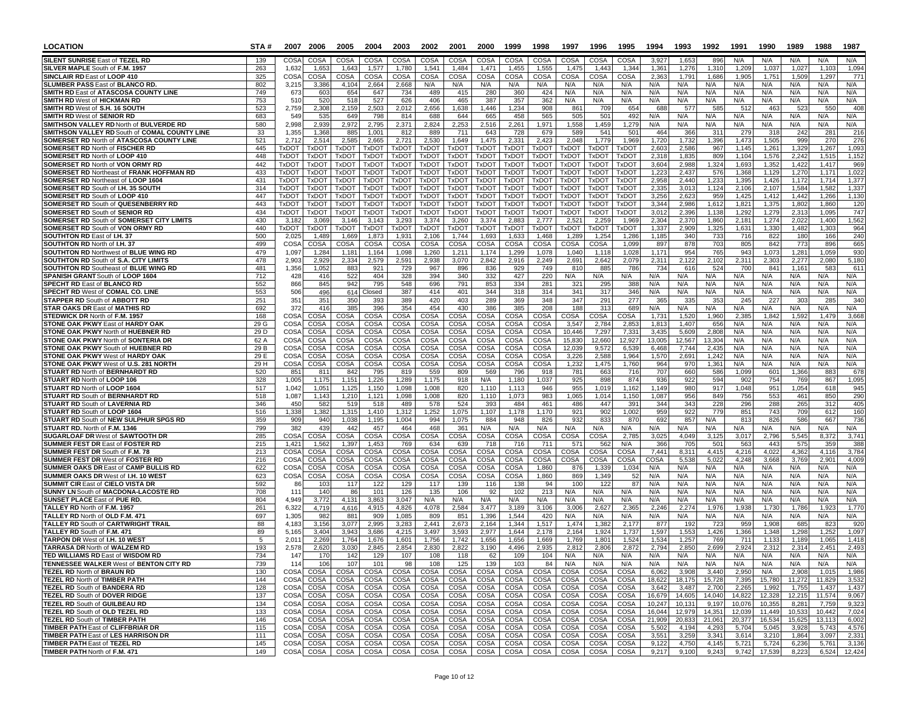| LOCATION | STA # | 2007 | 2006 | 2005 | 2004 | 2003 | 2002 | 2001 | 2000 | 1999 | 1998 | 1997 | 1996 | 1995 | 1994 | 1993 | 1992 | 1991 | 1990 | 1989 | 1988 | 1987 |
|---|---|---|---|---|---|---|---|---|---|---|---|---|---|---|---|---|---|---|---|---|---|---|
| **SILENT SUNRISE** East of **TEZEL RD** | 139 | COSA | COSA | COSA | COSA | COSA | COSA | COSA | COSA | COSA | COSA | COSA | COSA | COSA | 3,927 | 1,653 | 896 | N/A | N/A | N/A | N/A | N/A |
| **SILVER MAPLE** South of **F.M. 1957** | 263 | 1,632 | 1,653 | 1,643 | 1,577 | 1,780 | 1,541 | 1,484 | 1,471 | 1,455 | 1,555 | 1,475 | 1,443 | 1,344 | 1,361 | 1,276 | 1,310 | 1,209 | 1,037 | 1,027 | 1,103 | 1,094 |
| **SINCLAIR RD** East of **LOOP 410** | 325 | COSA | COSA | COSA | COSA | COSA | COSA | COSA | COSA | COSA | COSA | COSA | COSA | COSA | 2,363 | 1,791 | 1,686 | 1,905 | 1,751 | 1,509 | 1,297 | 771 |
| **SLUMBER PASS** East of **BLANCO RD.** | 802 | 3,215 | 3,386 | 4,104 | 2,664 | 2,668 | N/A | N/A | N/A | N/A | N/A | N/A | N/A | N/A | N/A | N/A | N/A | N/A | N/A | N/A | N/A | N/A |
| **SMITH RD** East of **ATASCOSA COUNTY LINE** | 749 | 673 | 603 | 654 | 647 | 734 | 489 | 415 | 280 | 360 | 424 | N/A | N/A | N/A | N/A | N/A | N/A | N/A | N/A | N/A | N/A | N/A |
| **SMITH RD** West of **HICKMAN RD** | 753 | 510 | 520 | 518 | 527 | 626 | 406 | 465 | 387 | 357 | 362 | N/A | N/A | N/A | N/A | N/A | N/A | N/A | N/A | N/A | N/A | N/A |
| **SMITH RD** West of **S.H. 16 SOUTH** | 523 | 2,759 | 2,308 | 2,159 | 2,503 | 2,012 | 2,656 | 1,638 | 1,446 | 1,234 | 908 | 861 | 709 | 654 | 688 | 577 | 585 | 512 | 463 | 523 | 550 | 408 |
| **SMITH RD** West of **SENIOR RD** | 683 | 549 | 535 | 649 | 798 | 814 | 688 | 644 | 665 | 458 | 565 | 505 | 501 | 492 | N/A | N/A | N/A | N/A | N/A | N/A | N/A | N/A |
| **SMITHSON VALLEY RD** North of **BULVERDE RD** | 580 | 2,998 | 2,939 | 2,972 | 2,795 | 2,371 | 2,824 | 2,253 | 2,516 | 2,261 | 1,971 | 1,558 | 1,459 | 1,279 | N/A | N/A | N/A | N/A | N/A | N/A | N/A | N/A |
| **SMITHSON VALLEY RD** South of **COMAL COUNTY LINE** | 33 | 1,355 | 1,368 | 885 | 1,001 | 812 | 889 | 711 | 643 | 728 | 679 | 589 | 541 | 501 | 464 | 366 | 311 | 279 | 318 | 242 | 281 | 216 |
| **SOMERSET RD** North of **ATASCOSA COUNTY LINE** | 521 | 2,712 | 2,514 | 2,585 | 2,665 | 2,721 | 2,530 | 1,649 | 1,475 | 2,331 | 2,423 | 2,048 | 1,779 | 1,969 | 1,720 | 1,732 | 1,396 | 1,473 | 1,505 | 999 | 270 | 276 |
| **SOMERSET RD** North of **FISCHER RD** | 445 | TxDOT | TxDOT | TxDOT | TxDOT | TxDOT | TxDOT | TxDOT | TxDOT | TxDOT | TxDOT | TxDOT | TxDOT | TxDOT | 2,603 | 2,586 | 967 | 1,145 | 1,261 | 1,329 | 1,267 | 1,093 |
| **SOMERSET RD** North of **LOOP 410** | 448 | TxDOT | TxDOT | TxDOT | TxDOT | TxDOT | TxDOT | TxDOT | TxDOT | TxDOT | TxDOT | TxDOT | TxDOT | TxDOT | 2,318 | 1,835 | 809 | 1,104 | 1,576 | 2,242 | 1,515 | 1,152 |
| **SOMERSET RD** North of **VON ORMY RD** | 442 | TxDOT | TxDOT | TxDOT | TxDOT | TxDOT | TxDOT | TxDOT | TxDOT | TxDOT | TxDOT | TxDOT | TxDOT | TxDOT | 3,604 | 2,988 | 1,324 | 1,693 | 1,352 | 1,422 | 1,417 | 969 |
| **SOMERSET RD** Northeast of **FRANK HOFFMAN RD** | 433 | TxDOT | TxDOT | TxDOT | TxDOT | TxDOT | TxDOT | TxDOT | TxDOT | TxDOT | TxDOT | TxDOT | TxDOT | TxDOT | 1,223 | 2,437 | 576 | 1,368 | 1,129 | 1,270 | 1,171 | 1,022 |
| **SOMERSET RD** Northeast of **LOOP 1604** | 431 | TxDOT | TxDOT | TxDOT | TxDOT | TxDOT | TxDOT | TxDOT | TxDOT | TxDOT | TxDOT | TxDOT | TxDOT | TxDOT | 2,958 | 2,440 | 1,233 | 1,395 | 1,426 | 1,172 | 1,714 | 1,377 |
| **SOMERSET RD** South of **I.H. 35 SOUTH** | 314 | TxDOT | TxDOT | TxDOT | TxDOT | TxDOT | TxDOT | TxDOT | TxDOT | TxDOT | TxDOT | TxDOT | TxDOT | TxDOT | 2,335 | 3,013 | 1,124 | 2,106 | 2,107 | 1,584 | 1,582 | 1,337 |
| **SOMERSET RD** South of **LOOP 410** | 447 | TxDOT | TxDOT | TxDOT | TxDOT | TxDOT | TxDOT | TxDOT | TxDOT | TxDOT | TxDOT | TxDOT | TxDOT | TxDOT | 3,256 | 2,623 | 959 | 1,425 | 1,412 | 1,442 | 1,266 | 1,130 |
| **SOMERSET RD** South of **QUESENBERRY RD** | 443 | TxDOT | TxDOT | TxDOT | TxDOT | TxDOT | TxDOT | TxDOT | TxDOT | TxDOT | TxDOT | TxDOT | TxDOT | TxDOT | 3,344 | 2,986 | 1,612 | 1,821 | 1,375 | 1,802 | 1,860 | 120 |
| **SOMERSET RD** South of **SENIOR RD** | 434 | TxDOT | TxDOT | TxDOT | TxDOT | TxDOT | TxDOT | TxDOT | TxDOT | TxDOT | TxDOT | TxDOT | TxDOT | TxDOT | 3,012 | 2,396 | 1,138 | 1,292 | 1,279 | 2,313 | 1,095 | 747 |
| **SOMERSET RD** South of **SOMERSET CITY LIMITS** | 430 | 3,182 | 3,069 | 3,146 | 3,143 | 3,293 | 3,374 | 3,260 | 3,374 | 2,883 | 2,777 | 2,521 | 2,259 | 1,969 | 2,304 | 2,370 | 1,860 | 2,181 | 1,274 | 2,022 | 1,400 | 1,562 |
| **SOMERSET RD** South of **VON ORMY RD** | 440 | TxDOT | TxDOT | TxDOT | TxDOT | TxDOT | TxDOT | TxDOT | TxDOT | TxDOT | TxDOT | TxDOT | TxDOT | TxDOT | 1,337 | 2,909 | 1,325 | 1,631 | 1,330 | 1,482 | 1,303 | 964 |
| **SOUTHTON RD** East of **I.H. 37** | 500 | 2,025 | 1,489 | 1,669 | 1,873 | 1,931 | 2,106 | 1,744 | 1,693 | 1,633 | 1,468 | 1,289 | 1,254 | 1,286 | 1,185 | 340 | 733 | 716 | 822 | 180 | 166 | 240 |
| **SOUTHTON RD** North of **I.H. 37** | 499 | COSA | COSA | COSA | COSA | COSA | COSA | COSA | COSA | COSA | COSA | COSA | COSA | 1,099 | 897 | 878 | 703 | 805 | 842 | 773 | 896 | 665 |
| **SOUTHTON RD** Northwest of **BLUE WING RD** | 479 | 1,097 | 1,284 | 1,181 | 1,164 | 1,098 | 1,260 | 1,211 | 1,174 | 1,299 | 1,078 | 1,040 | 1,118 | 1,028 | 1,171 | 954 | 765 | 943 | 1,073 | 1,281 | 1,059 | 930 |
| **SOUTHTON RD** South of **S.A. CITY LIMITS** | 478 | 2,903 | 2,929 | 2,334 | 2,579 | 2,591 | 2,938 | 3,070 | 2,842 | 2,916 | 2,249 | 2,691 | 2,642 | 2,079 | 2,311 | 2,122 | 2,102 | 2,311 | 2,303 | 2,277 | 2,080 | 5,180 |
| **SOUTHTON RD** Southeast of **BLUE WING RD** | 481 | 1,356 | 1,052 | 883 | 921 | 729 | 967 | 896 | 836 | 929 | 749 | 810 | 885 | 786 | 734 | 616 | 524 | 700 | 841 | 1,161 | 583 | 611 |
| **SPANISH GRANT** South of **LOOP 1604** | 712 | 428 | 416 | 522 | 404 | 328 | 394 | 340 | 332 | 427 | 220 | N/A | N/A | N/A | N/A | N/A | N/A | N/A | N/A | N/A | N/A | N/A |
| **SPECHT RD** East of **BLANCO RD** | 552 | 866 | 845 | 942 | 795 | 548 | 696 | 791 | 853 | 334 | 281 | 321 | 295 | 388 | N/A | N/A | N/A | N/A | N/A | N/A | N/A | N/A |
| **SPECHT RD** West of **COMAL CO. LINE** | 553 | 506 | 496 | 614 | Closed | 387 | 414 | 401 | 344 | 318 | 314 | 341 | 317 | 346 | N/A | N/A | N/A | N/A | N/A | N/A | N/A | N/A |
| **STAPPER RD** South of **ABBOTT RD** | 251 | 351 | 351 | 350 | 393 | 389 | 420 | 403 | 289 | 369 | 348 | 347 | 291 | 277 | 365 | 335 | 353 | 245 | 227 | 303 | 285 | 340 |
| **STAR OAKS DR** East of **MATHIS RD** | 692 | 372 | 416 | 385 | 396 | 354 | 454 | 430 | 386 | 385 | 208 | 188 | 313 | 689 | N/A | N/A | N/A | N/A | N/A | N/A | N/A | N/A |
| **STEDWICK DR** North of **F.M. 1957** | 168 | COSA | COSA | COSA | COSA | COSA | COSA | COSA | COSA | COSA | COSA | COSA | COSA | COSA | 1,731 | 1,520 | 1,960 | 2,385 | 1,842 | 1,592 | 1,479 | 3,668 |
| **STONE OAK PKWY** East of **HARDY OAK** | 29 G | COSA | COSA | COSA | COSA | COSA | COSA | COSA | COSA | COSA | COSA | 3,547 | 2,784 | 2,853 | 1,813 | 1,407 | 656 | N/A | N/A | N/A | N/A | N/A |
| **STONE OAK PKWY** North of **HUEBNER RD** | 29 D | COSA | COSA | COSA | COSA | COSA | COSA | COSA | COSA | COSA | COSA | 10,446 | 7,297 | 7,331 | 3,435 | 5,609 | 2,808 | N/A | N/A | N/A | N/A | N/A |
| **STONE OAK PKWY** North of **SONTERIA DR** | 62 A | COSA | COSA | COSA | COSA | COSA | COSA | COSA | COSA | COSA | COSA | 15,830 | 12,660 | 12,927 | 13,005 | 12,567 | 13,304 | N/A | N/A | N/A | N/A | N/A |
| **STONE OAK PKWY** South of **HUEBNER RD** | 29 B | COSA | COSA | COSA | COSA | COSA | COSA | COSA | COSA | COSA | COSA | 12,039 | 9,572 | 6,539 | 6,468 | 7,744 | 2,435 | N/A | N/A | N/A | N/A | N/A |
| **STONE OAK PKWY** West of **HARDY OAK** | 29 E | COSA | COSA | COSA | COSA | COSA | COSA | COSA | COSA | COSA | COSA | 3,226 | 2,588 | 1,964 | 1,570 | 2,691 | 1,242 | N/A | N/A | N/A | N/A | N/A |
| **STONE OAK PKWY** West of **U.S. 281 NORTH** | 29 H | COSA | COSA | COSA | COSA | COSA | COSA | COSA | COSA | COSA | COSA | 1,232 | 1,475 | 1,760 | 964 | 970 | 1,361 | N/A | N/A | N/A | N/A | N/A |
| **STUART RD** North of **BERNHARDT RD** | 520 | 851 | 811 | 842 | 795 | 819 | 559 | 809 | 569 | 796 | 918 | 781 | 663 | 716 | 707 | 660 | 586 | 1,099 | 601 | 1,366 | 883 | 678 |
| **STUART RD** North of **LOOP 106** | 328 | 1,005 | 1,175 | 1,151 | 1,226 | 1,289 | 1,175 | 918 | N/A | 1,180 | 1,037 | 925 | 898 | 874 | 936 | 922 | 594 | 902 | 754 | 769 | 867 | 1,095 |
| **STUART RD** North of **LOOP 1604** | 517 | 1,042 | 1,051 | 1,125 | 1,150 | 1,098 | 1,008 | 820 | 1,110 | 1,113 | 946 | 955 | 1,019 | 1,162 | 1,149 | 980 | 917 | 1,048 | 951 | 1,054 | 618 | 945 |
| **STUART RD** South of **BERNHARDT RD** | 518 | 1,087 | 1,143 | 1,210 | 1,121 | 1,098 | 1,008 | 820 | 1,110 | 1,073 | 983 | 1,065 | 1,014 | 1,150 | 1,087 | 956 | 849 | 756 | 553 | 461 | 850 | 290 |
| **STUART RD** South of **LAVERNIA RD** | 346 | 450 | 582 | 519 | 518 | 489 | 578 | 524 | 393 | 484 | 461 | 486 | 447 | 391 | 344 | 343 | 228 | 296 | 288 | 265 | 312 | 405 |
| **STUART RD** South of **LOOP 1604** | 516 | 1,338 | 1,382 | 1,315 | 1,410 | 1,312 | 1,252 | 1,075 | 1,107 | 1,178 | 1,170 | 921 | 902 | 1,002 | 959 | 922 | 779 | 851 | 743 | 709 | 612 | 160 |
| **STUART RD** South of **NEW SULPHUR SPGS RD** | 359 | 909 | 940 | 1,038 | 1,195 | 1,004 | 994 | 1,075 | 884 | 948 | 826 | 932 | 833 | 870 | 692 | 857 | N/A | 813 | 826 | 586 | 667 | 736 |
| **STUART RD.** North of **F.M. 1346** | 799 | 382 | 439 | 442 | 457 | 464 | 468 | 361 | N/A | N/A | N/A | N/A | N/A | N/A | N/A | N/A | N/A | N/A | N/A | N/A | N/A | N/A |
| **SUGARLOAF DR** West of **SAWTOOTH DR** | 285 | COSA | COSA | COSA | COSA | COSA | COSA | COSA | COSA | COSA | COSA | COSA | COSA | 2,785 | 3,025 | 4,049 | 3,125 | 3,017 | 2,796 | 5,545 | 8,372 | 3,741 |
| **SUMMER FEST DR** East of **FOSTER RD** | 215 | 1,421 | 1,562 | 1,397 | 1,453 | 769 | 634 | 639 | 718 | 716 | 711 | 571 | 562 | N/A | 366 | 705 | 501 | 563 | 443 | 575 | 359 | 388 |
| **SUMMER FEST DR** South of **F.M. 78** | 213 | COSA | COSA | COSA | COSA | COSA | COSA | COSA | COSA | COSA | COSA | COSA | COSA | COSA | 7,441 | 8,311 | 4,415 | 4,216 | 4,022 | 4,362 | 4,116 | 3,784 |
| **SUMMER FEST DR** West of **FOSTER RD** | 216 | COSA | COSA | COSA | COSA | COSA | COSA | COSA | COSA | COSA | COSA | COSA | COSA | COSA | COSA | 5,538 | 5,022 | 4,248 | 3,668 | 3,769 | 2,901 | 4,009 |
| **SUMMER OAKS DR** East of **CAMP BULLIS RD** | 622 | COSA | COSA | COSA | COSA | COSA | COSA | COSA | COSA | COSA | 1,860 | 876 | 1,339 | 1,034 | N/A | N/A | N/A | N/A | N/A | N/A | N/A | N/A |
| **SUMMER OAKS DR** West of **I.H. 10 WEST** | 623 | COSA | COSA | COSA | COSA | COSA | COSA | COSA | COSA | COSA | 1,860 | 869 | 1,349 | 52 | N/A | N/A | N/A | N/A | N/A | N/A | N/A | N/A |
| **SUMMIT CIR** East of **CIELO VISTA DR** | 592 | 86 | 103 | 117 | 122 | 129 | 117 | 139 | 116 | 138 | 94 | 100 | 122 | 87 | N/A | N/A | N/A | N/A | N/A | N/A | N/A | N/A |
| **SUNNY LN** South of **MACDONA-LACOSTE RD** | 708 | 111 | 140 | 86 | 101 | 126 | 135 | 106 | 92 | 102 | 213 | N/A | N/A | N/A | N/A | N/A | N/A | N/A | N/A | N/A | N/A | N/A |
| **SUNSET PLACE** East of **PUE RD.** | 804 | 4,949 | 3,772 | 4,131 | 3,863 | 3,047 | N/A | N/A | N/A | N/A | N/A | N/A | N/A | N/A | N/A | N/A | N/A | N/A | N/A | N/A | N/A | N/A |
| **TALLEY RD** North of **F.M. 1957** | 261 | 6,322 | 4,719 | 4,616 | 4,915 | 4,826 | 4,078 | 2,584 | 3,477 | 3,189 | 3,106 | 3,006 | 2,627 | 2,365 | 2,246 | 2,274 | 1,976 | 1,938 | 1,730 | 1,786 | 1,923 | 1,770 |
| **TALLEY RD** North of **OLD F.M. 471** | 697 | 1,305 | 982 | 881 | 909 | 1,085 | 809 | 851 | 1,396 | 1,544 | 420 | N/A | N/A | N/A | N/A | N/A | N/A | N/A | N/A | N/A | N/A | N/A |
| **TALLEY RD** South of **CARTWRIGHT TRAIL** | 88 | 4,183 | 3,156 | 3,077 | 2,995 | 3,283 | 2,441 | 2,673 | 2,164 | 1,344 | 1,517 | 1,474 | 1,382 | 2,177 | 877 | 192 | 723 | 959 | 1,908 | 685 | 823 | 920 |
| **TALLEY RD** South of **F.M. 471** | 89 | 5,165 | 3,404 | 3,943 | 3,686 | 4,215 | 3,497 | 3,593 | 2,977 | 1,644 | 2,178 | 2,164 | 1,924 | 1,737 | 1,597 | 1,553 | 1,426 | 1,366 | 1,348 | 1,298 | 1,252 | 1,097 |
| **TARPON DR** West of **I.H. 10 WEST** | 5 | 2,011 | 2,269 | 1,764 | 1,676 | 1,601 | 1,756 | 1,742 | 1,656 | 1,656 | 1,669 | 1,769 | 1,801 | 1,524 | 1,534 | 1,257 | 769 | 711 | 1,133 | 1,189 | 1,065 | 1,418 |
| **TARRASA DR** North of **WALZEM RD** | 193 | 2,578 | 2,620 | 3,030 | 2,845 | 2,854 | 2,830 | 2,822 | 3,190 | 4,496 | 2,935 | 2,812 | 2,806 | 2,872 | 2,794 | 2,850 | 2,699 | 2,924 | 2,312 | 2,314 | 2,451 | 2,493 |
| **TED WILLIAMS RD** East of **WISDOM RD** | 734 | 147 | 170 | 142 | 129 | 107 | 108 | 118 | 62 | 109 | 104 | N/A | N/A | N/A | N/A | N/A | N/A | N/A | N/A | N/A | N/A | N/A |
| **TENNESSEE WALKER** West of **BENTON CITY RD** | 739 | 114 | 106 | 107 | 101 | 98 | 108 | 125 | 139 | 103 | 84 | N/A | N/A | N/A | N/A | N/A | N/A | N/A | N/A | N/A | N/A | N/A |
| **TEZEL RD** North of **BRAUN RD** | 130 | COSA | COSA | COSA | COSA | COSA | COSA | COSA | COSA | COSA | COSA | COSA | COSA | COSA | 6,062 | 3,908 | 3,440 | 2,950 | N/A | 2,908 | 1,015 | 1,986 |
| **TEZEL RD** North of **TIMBER PATH** | 144 | COSA | COSA | COSA | COSA | COSA | COSA | COSA | COSA | COSA | COSA | COSA | COSA | COSA | 18,622 | 18,175 | 15,728 | 7,395 | 15,780 | 11,272 | 11,829 | 3,532 |
| **TEZEL RD** South of **BANDERA RD** | 128 | COSA | COSA | COSA | COSA | COSA | COSA | COSA | COSA | COSA | COSA | COSA | COSA | COSA | 3,642 | 3,487 | 2,700 | 2,265 | 1,992 | 1,755 | 1,437 | 1,437 |
| **TEZEL RD** South of **DOVER RIDGE** | 137 | COSA | COSA | COSA | COSA | COSA | COSA | COSA | COSA | COSA | COSA | COSA | COSA | COSA | 16,679 | 14,605 | 14,040 | 14,822 | 12,328 | 12,215 | 11,574 | 9,067 |
| **TEZEL RD** South of **GUILBEAU RD** | 134 | COSA | COSA | COSA | COSA | COSA | COSA | COSA | COSA | COSA | COSA | COSA | COSA | COSA | 10,247 | 10,131 | 9,197 | 10,076 | 10,355 | 8,281 | 7,759 | 9,323 |
| **TEZEL RD** South of **OLD TEZEL RD** | 133 | COSA | COSA | COSA | COSA | COSA | COSA | COSA | COSA | COSA | COSA | COSA | COSA | COSA | 16,044 | 12,979 | 14,351 | 12,039 | 11,449 | 10,533 | 10,442 | 7,024 |
| **TEZEL RD** South of **TIMBER PATH** | 146 | COSA | COSA | COSA | COSA | COSA | COSA | COSA | COSA | COSA | COSA | COSA | COSA | COSA | 21,909 | 20,833 | 21,061 | 20,377 | 16,534 | 15,625 | 13,113 | 6,002 |
| **TIMBER PATH** East of **CLIFFBRIAR DR** | 115 | COSA | COSA | COSA | COSA | COSA | COSA | COSA | COSA | COSA | COSA | COSA | COSA | COSA | 5,502 | 4,194 | 4,293 | 5,704 | 5,045 | 3,928 | 5,743 | 4,576 |
| **TIMBER PATH** East of **LES HARRISON DR** | 111 | COSA | COSA | COSA | COSA | COSA | COSA | COSA | COSA | COSA | COSA | COSA | COSA | COSA | 3,551 | 3,259 | 3,341 | 3,614 | 3,210 | 1,864 | 3,097 | 2,331 |
| **TIMBER PATH** East of **TEZEL RD** | 145 | COSA | COSA | COSA | COSA | COSA | COSA | COSA | COSA | COSA | COSA | COSA | COSA | COSA | 9,122 | 4,750 | 4,145 | 5,721 | 5,724 | 6,236 | 5,761 | 3,136 |
| **TIMBER PATH** North of **F.M. 471** | 149 | COSA | COSA | COSA | COSA | COSA | COSA | COSA | COSA | COSA | COSA | COSA | COSA | COSA | 9,217 | 9,100 | 9,243 | 9,742 | 17,539 | 8,223 | 6,524 | 12,424 |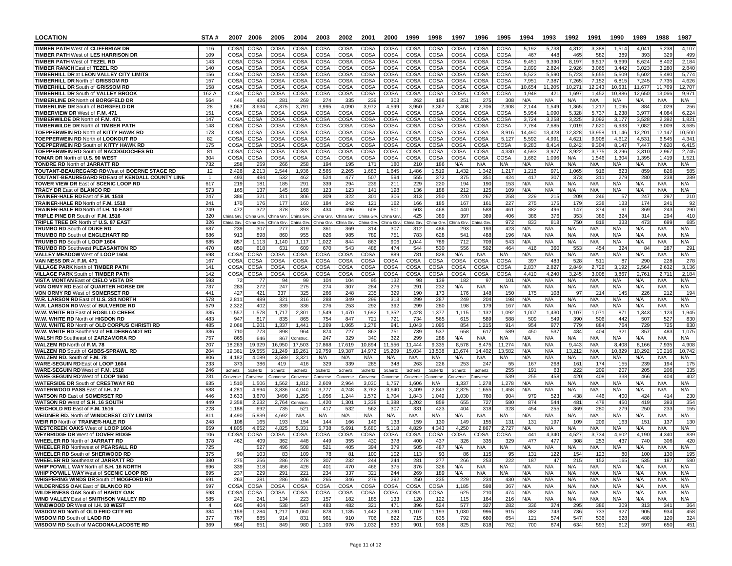| LOCATION | STA # | 2007 | 2006 | 2005 | 2004 | 2003 | 2002 | 2001 | 2000 | 1999 | 1998 | 1997 | 1996 | 1995 | 1994 | 1993 | 1992 | 1991 | 1990 | 1989 | 1988 | 1987 |
|---|---|---|---|---|---|---|---|---|---|---|---|---|---|---|---|---|---|---|---|---|---|---|
| **TIMBER PATH** West of **CLIFFBRIAR DR** | 116 | COSA | COSA | COSA | COSA | COSA | COSA | COSA | COSA | COSA | COSA | COSA | COSA | COSA | 5,192 | 5,738 | 4,312 | 3,388 | 1,514 | 4,041 | 5,238 | 4,107 |
| **TIMBER PATH** West of **LES HARRISON DR** | 109 | COSA | COSA | COSA | COSA | COSA | COSA | COSA | COSA | COSA | COSA | COSA | COSA | COSA | 467 | 448 | 465 | 582 | 389 | 393 | 329 | 499 |
| **TIMBER PATH** West of **TEZEL RD** | 143 | COSA | COSA | COSA | COSA | COSA | COSA | COSA | COSA | COSA | COSA | COSA | COSA | COSA | 9,451 | 9,390 | 8,197 | 9,517 | 9,699 | 8,624 | 8,402 | 2,184 |
| **TIMBER RANCH** East of **TEZEL RD** | 140 | COSA | COSA | COSA | COSA | COSA | COSA | COSA | COSA | COSA | COSA | COSA | COSA | COSA | 2,899 | 2,824 | 2,926 | 3,065 | 3,442 | 3,023 | 3,280 | 2,840 |
| **TIMBERHILL DR** at **LEON VALLEY CITY LIMITS** | 156 | COSA | COSA | COSA | COSA | COSA | COSA | COSA | COSA | COSA | COSA | COSA | COSA | COSA | 5,523 | 5,590 | 5,723 | 5,655 | 5,509 | 5,602 | 5,490 | 5,774 |
| **TIMBERHILL DR** North of **GRISSOM RD** | 157 | COSA | COSA | COSA | COSA | COSA | COSA | COSA | COSA | COSA | COSA | COSA | COSA | COSA | 7,951 | 7,387 | 7,265 | 7,152 | 6,815 | 7,245 | 7,735 | 4,626 |
| **TIMBERHILL DR** South of **GRISSOM RD** | 158 | COSA | COSA | COSA | COSA | COSA | COSA | COSA | COSA | COSA | COSA | COSA | COSA | COSA | 10,654 | 11,205 | 10,271 | 12,243 | 10,631 | 11,677 | 11,769 | 12,707 |
| **TIMBERHILL DR** South of **VALLEY BROOK** | 162 A | COSA | COSA | COSA | COSA | COSA | COSA | COSA | COSA | COSA | COSA | COSA | COSA | COSA | 1,948 | 421 | 1,697 | 1,452 | 10,886 | 12,650 | 13,066 | 9,971 |
| **TIMBERLINE DR** North of **BORGFELD DR** | 564 | 446 | 426 | 281 | 269 | 274 | 335 | 239 | 303 | 262 | 186 | 251 | 275 | 308 | N/A | N/A | N/A | N/A | N/A | N/A | N/A | N/A |
| **TIMBERLINE DR** South of **BORGFELD DR** | 28 | 3,067 | 3,634 | 4,375 | 3,791 | 3,995 | 4,090 | 3,972 | 4,599 | 3,950 | 3,367 | 3,408 | 2,706 | 2,308 | 2,144 | 1,549 | 1,365 | 1,217 | 1,095 | 884 | 1,029 | 256 |
| **TIMBERVIEW DR** West of **F.M. 471** | 151 | COSA | COSA | COSA | COSA | COSA | COSA | COSA | COSA | COSA | COSA | COSA | COSA | COSA | 5,954 | 1,090 | 5,328 | 5,737 | 1,238 | 3,977 | 4,084 | 6,224 |
| **TIMBERWILDE DR** North of **F.M. 471** | 147 | COSA | COSA | COSA | COSA | COSA | COSA | COSA | COSA | COSA | COSA | COSA | COSA | COSA | 3,724 | 3,258 | 3,225 | 3,092 | 3,177 | 3,528 | 2,392 | 1,821 |
| **TIMBERWILDE DR** North of **TIMBER PATH** | 148 | COSA | COSA | COSA | COSA | COSA | COSA | COSA | COSA | COSA | COSA | COSA | COSA | COSA | 7,784 | 7,685 | 7,019 | 7,620 | 6,933 | 7,082 | 3,009 | 3,685 |
| **TOEPPERWEIN RD** North of **KITTY HAWK RD** | 173 | COSA | COSA | COSA | COSA | COSA | COSA | COSA | COSA | COSA | COSA | COSA | COSA | 8,916 | 14,490 | 13,428 | 12,328 | 13,958 | 11,146 | 12,201 | 12,147 | 10,500 |
| **TOEPPERWEIN RD** North of **LOOKOUT RD** | 82 | COSA | COSA | COSA | COSA | COSA | COSA | COSA | COSA | COSA | COSA | COSA | COSA | 5,127 | 5,592 | 4,991 | 4,621 | 9,908 | 4,612 | 4,531 | 6,545 | 4,341 |
| **TOEPPERWEIN RD** South of **KITTY HAWK RD** | 175 | COSA | COSA | COSA | COSA | COSA | COSA | COSA | COSA | COSA | COSA | COSA | COSA | COSA | 9,283 | 8,414 | 8,242 | 9,304 | 8,147 | 7,447 | 7,620 | 6,415 |
| **TOEPPERWEIN RD** South of **NACOGDOCHES RD** | 81 | COSA | COSA | COSA | COSA | COSA | COSA | COSA | COSA | COSA | COSA | COSA | COSA | 4,330 | 4,593 | 3,977 | 3,922 | 3,775 | 3,296 | 3,310 | 2,967 | 2,745 |
| **TOMAR DR** North of **U.S. 90 WEST** | 304 | COSA | COSA | COSA | COSA | COSA | COSA | COSA | COSA | COSA | COSA | COSA | COSA | COSA | 1,662 | 1,096 | N/A | 1,546 | 1,304 | 1,395 | 1,419 | 1,521 |
| **TONDRE RD** North of **JARRATT RD** | 732 | 258 | 259 | 266 | 258 | 194 | 195 | 171 | 180 | 210 | 186 | N/A | N/A | N/A | N/A | N/A | N/A | N/A | N/A | N/A | N/A | N/A |
| **TOUTANT-BEAUREGARD RD** West of **BOERNE STAGE RD** | 12 | 2,426 | 2,213 | 2,544 | 1,936 | 2,565 | 2,265 | 1,683 | 1,645 | 1,486 | 1,519 | 1,432 | 1,342 | 1,217 | 1,216 | 971 | 1,065 | 916 | 823 | 859 | 826 | 585 |
| **TOUTANT-BEAUREGARD RD** East of **KENDALL COUNTY LINE** | 1 | 493 | 484 | 532 | 462 | 524 | 477 | 507 | 594 | 555 | 372 | 375 | 351 | 424 | 417 | 307 | 373 | 311 | 279 | 280 | 238 | 289 |
| **TOWER VIEW DR** East of **SCENIC LOOP RD** | 617 | 219 | 181 | 185 | 291 | 339 | 294 | 239 | 211 | 229 | 220 | 194 | 190 | 153 | N/A | N/A | N/A | N/A | N/A | N/A | N/A | N/A |
| **TRACY DR** East of **BLANCO RD** | 573 | 165 | 137 | 145 | 168 | 123 | 123 | 141 | 198 | 136 | 188 | 212 | 125 | 109 | N/A | N/A | N/A | N/A | N/A | N/A | N/A | N/A |
| **TRAINER-HALE RD** East of **F.M. 1518** | 247 | 386 | 321 | 311 | 306 | 309 | 322 | 301 | 306 | 313 | 250 | 220 | 267 | 258 | 229 | 215 | 209 | 246 | 57 | 247 | 297 | 210 |
| **TRAINER-HALE RD** North of **F.M. 1518** | 241 | 170 | 176 | 177 | 160 | 184 | 242 | 121 | 162 | 166 | 185 | 167 | 161 | 227 | 275 | 175 | 179 | 238 | 133 | 174 | 241 | 92 |
| **TRAINER-HALE RD** North of **I.H. 10 EAST** | 249 | 472 | 372 | 378 | 393 | 434 | 496 | 608 | 501 | 503 | 468 | 440 | 588 | 461 | 382 | 496 | 147 | 374 | 91 | 369 | 243 | 290 |
| **TRIPLE PINE DR** South of **F.M. 1516** | 320 | China Grv. | China Grv. | China Grv. | China Grv. | China Grv. | China Grv. | China Grv. | China Grv. | 425 | 389 | 397 | 389 | 406 | 386 | 376 | 353 | 386 | 324 | 314 | 294 | 410 |
| **TRIPLE TREE DR** North of **U.S. 87 EAST** | 326 | China Grv. | China Grv. | China Grv. | China Grv. | China Grv. | China Grv. | China Grv. | China Grv. | China Grv. | China Grv. | China Grv. | China Grv. | 972 | 833 | 818 | 750 | 818 | 333 | 473 | 699 | 685 |
| **TRUMBO RD** South of **DUKE RD** | 687 | 239 | 307 | 277 | 319 | 361 | 369 | 314 | 307 | 312 | 486 | 293 | 193 | 423 | N/A | N/A | N/A | N/A | N/A | N/A | N/A | N/A |
| **TRUMBO RD** South of **ENGLEHART RD** | 686 | 913 | 898 | 860 | 955 | 826 | 985 | 789 | 751 | 783 | 628 | 541 | 488 | 196 | N/A | N/A | N/A | N/A | N/A | N/A | N/A | N/A |
| **TRUMBO RD** South of **LOOP 1604** | 685 | 857 | 1,113 | 1,140 | 1,117 | 1,022 | 844 | 863 | 906 | 1,044 | 789 | 712 | 709 | 543 | N/A | N/A | N/A | N/A | N/A | N/A | N/A | N/A |
| **TRUMBO RD** Southwest **PLEASANTON RD** | 470 | 850 | 618 | 631 | 609 | 670 | 543 | 488 | 474 | 544 | 530 | 556 | 592 | 464 | 416 | 360 | 553 | 454 | 324 | 84 | 287 | 291 |
| **VALLEY MEADOW** West of **LOOP 1604** | 698 | COSA | COSA | COSA | COSA | COSA | COSA | COSA | 889 | 781 | 828 | N/A | N/A | N/A | N/A | N/A | N/A | N/A | N/A | N/A | N/A | N/A |
| **VAN NESS DR** At **F.M. 471** | 167 | COSA | COSA | COSA | COSA | COSA | COSA | COSA | COSA | COSA | COSA | COSA | COSA | COSA | 397 | 483 | 528 | 511 | 87 | 290 | 228 | 278 |
| **VILLAGE PARK** North of **TIMBER PATH** | 141 | COSA | COSA | COSA | COSA | COSA | COSA | COSA | COSA | COSA | COSA | COSA | COSA | COSA | 2,837 | 2,827 | 2,849 | 2,726 | 3,192 | 2,564 | 2,632 | 3,136 |
| **VILLAGE PARK** South of **TIMBER PATH** | 142 | COSA | COSA | COSA | COSA | COSA | COSA | COSA | COSA | COSA | COSA | COSA | COSA | COSA | 4,410 | 4,240 | 3,245 | 3,008 | 3,867 | 2,761 | 2,711 | 2,184 |
| **VISTA MONTAN** East of **CIELO VISTA DR** | 593 | 72 | 77 | 94 | 99 | 104 | 104 | 95 | 132 | 98 | 139 | 182 | 97 | 101 | N/A | N/A | N/A | N/A | N/A | N/A | N/A | N/A |
| **VON ORMY RD** East of **QUARTER HORSE DR** | 737 | 283 | 272 | 247 | 275 | 274 | 307 | 284 | 276 | 291 | 232 | N/A | N/A | N/A | N/A | N/A | N/A | N/A | N/A | N/A | N/A | N/A |
| **VON ORMY RD** West of **SOMERSET RD** | 441 | 427 | 421 | 337 | 325 | 266 | 248 | 235 | 329 | 190 | 173 | 176 | 148 | 150 | 175 | 108 | 97 | 214 | 145 | 226 | 212 | 194 |
| **W.R. LARSON RD** East of **U.S. 281 NORTH** | 578 | 2,811 | 489 | 321 | 316 | 288 | 349 | 299 | 313 | 299 | 287 | 249 | 204 | 198 | N/A | N/A | N/A | N/A | N/A | N/A | N/A | N/A |
| **W.R. LARSON RD** West of **BULVERDE RD** | 579 | 2,322 | 402 | 339 | 336 | 276 | 253 | 292 | 392 | 299 | 280 | 198 | 179 | 167 | N/A | N/A | N/A | N/A | N/A | N/A | N/A | N/A |
| **W.W. WHITE RD** East of **ROSILLO CREEK** | 335 | 1,557 | 1,578 | 1,717 | 2,301 | 1,549 | 1,470 | 1,692 | 1,352 | 1,428 | 1,377 | 1,115 | 1,132 | 1,092 | 1,007 | 1,430 | 1,107 | 1,071 | 871 | 1,343 | 1,123 | 1,945 |
| **W.W. WHITE RD** North of **HIGDON RD** | 483 | 947 | 817 | 835 | 865 | 754 | 847 | 721 | 721 | 734 | 565 | 615 | 589 | 588 | 509 | 549 | 390 | 506 | 442 | 507 | 527 | 830 |
| **W.W. WHITE RD** North of **OLD CORPUS CHRISTI RD** | 485 | 2,068 | 1,201 | 1,337 | 1,441 | 1,269 | 1,065 | 1,278 | 941 | 1,043 | 1,095 | 854 | 1,215 | 914 | 954 | 977 | 779 | 884 | 764 | 729 | 725 | 830 |
| **W.W. WHITE RD** Southeast of **HILDEBRANDT RD** | 336 | 710 | 773 | 898 | 964 | 874 | 727 | 863 | 751 | 739 | 537 | 658 | 617 | 589 | 450 | 537 | 484 | 404 | 321 | 357 | 483 | 1,075 |
| **WALSH RD** Southeast of **ZARZAMORA RD** | 757 | 865 | 646 | 867 | Construc. | 247 | 329 | 340 | 322 | 299 | 288 | N/A | N/A | N/A | N/A | N/A | N/A | N/A | N/A | N/A | N/A | N/A |
| **WALZEM RD** North of **F.M. 78** | 207 | 18,263 | 19,929 | 16,950 | 17,503 | 17,868 | 17,619 | 10,894 | 11,556 | 11,444 | 9,335 | 8,578 | 8,475 | 11,274 | N/A | N/A | 9,443 | N/A | 8,408 | 8,166 | 7,935 | 4,908 |
| **WALZEM RD** South of **GIBBS-SPRAWL RD** | 204 | 19,361 | 19,555 | 21,249 | 19,261 | 19,759 | 19,387 | 14,972 | 15,209 | 15,034 | 13,538 | 13,674 | 14,402 | 13,582 | N/A | N/A | 13,212 | N/A | 10,829 | 10,292 | 10,216 | 10,742 |
| **WALZEM RD.** South of **F.M. 78** | 806 | 4,182 | 4,089 | 3,589 | 3,321 | N/A | N/A | N/A | N/A | N/A | N/A | N/A | N/A | N/A | N/A | N/A | N/A | N/A | N/A | N/A | N/A | N/A |
| **WARE-SEGUIN RD** East of **LOOP 1604** | 233 | 373 | 386 | 419 | 416 | 329 | 339 | 285 | 348 | 263 | 226 | 253 | 247 | 55 | 167 | 268 | 161 | 174 | 155 | 239 | 194 | 175 |
| **WARE-SEGUIN RD** West of **F.M. 1518** | 246 | Schertz | Schertz | Schertz | Schertz | Schertz | Schertz | Schertz | Schertz | Schertz | Schertz | Schertz | Schertz | 255 | 191 | 63 | 222 | 209 | 207 | 205 | 206 | 335 |
| **WARE-SEGUIN RD** West of **LOOP 1604** | 231 | Converse | Converse | Converse | Converse | Converse | Converse | Converse | Converse | Converse | Converse | Converse | Converse | 539 | 255 | 458 | 420 | 408 | 338 | 466 | 404 | 402 |
| **WATERSIDE DR** South of **CRESTWAY RD** | 635 | 1,510 | 1,506 | 1,562 | 1,812 | 2,609 | 2,964 | 3,030 | 1,757 | 1,606 | N/A | 1,337 | 1,278 | 1,278 | N/A | N/A | N/A | N/A | N/A | N/A | N/A | N/A |
| **WATERWOOD PASS** East of **I.H. 37** | 688 | 4,281 | 4,994 | 3,836 | 4,040 | 3,777 | 4,248 | 3,762 | 3,640 | 3,409 | 2,843 | 2,825 | 1,655 | 1,458 | N/A | N/A | N/A | N/A | N/A | N/A | N/A | N/A |
| **WATSON RD** East of **SOMERSET RD** | 446 | 3,633 | 3,670 | 3498 | 1,295 | 1,056 | 1,244 | 1,572 | 1,704 | 1,843 | 1,049 | 1,030 | 760 | 904 | 979 | 523 | 438 | 446 | 400 | 424 | 414 | 230 |
| **WATSON RD** West of **S.H. 16 SOUTH** | 449 | 2,358 | 2,232 | 2,764 | Construc. | 1,420 | 1,301 | 1,338 | 1,388 | 1,202 | 859 | 655 | 727 | 580 | 874 | 544 | 481 | 478 | 450 | 419 | 393 | 354 |
| **WEICHOLD RD** East of **F.M. 1516** | 228 | 1,188 | 692 | 735 | 521 | 417 | 532 | 562 | 307 | 331 | 423 | 404 | 318 | 328 | 454 | 255 | 369 | 280 | 279 | 250 | 233 | 155 |
| **WEIDNER RD.** North of **WINDCREST CITY LIMITS** | 811 | 4,490 | 5,839 | 4,692 | N/A | N/A | N/A | N/A | N/A | N/A | N/A | N/A | N/A | N/A | N/A | N/A | N/A | N/A | N/A | N/A | N/A | N/A |
| **WEIR RD** North of **TRAINER-HALE RD** | 248 | 108 | 165 | 193 | 154 | 144 | 166 | 149 | 133 | 159 | 130 | 149 | 155 | 131 | 131 | 197 | 109 | 209 | 163 | 151 | 137 | 130 |
| **WESTCREEK OAKS** West of **LOOP 1604** | 659 | 4,805 | 4,652 | 4,825 | 5,331 | 5,738 | 5,691 | 5,680 | 5,118 | 4,829 | 4,343 | 4,250 | 2,867 | 2,727 | N/A | N/A | N/A | N/A | N/A | N/A | N/A | N/A |
| **WEYBRIDGE DR** West of **DOVER RIDGE** | 106 | COSA | COSA | COSA | COSA | COSA | COSA | COSA | COSA | COSA | COSA | COSA | COSA | COSA | 441 | 4,340 | 4,527 | 3,734 | 4,602 | 4,190 | 4,340 | 839 |
| **WHEELER RD** North of **JARRATT RD** | 378 | 462 | 409 | 362 | 448 | 449 | 355 | 430 | 378 | 400 | 437 | 326 | 335 | 329 | 477 | 477 | 308 | 253 | 437 | 740 | 306 | 420 |
| **WHEELER RD** Northwest of **PEARSALL RD** | 725 | | 527 | 496 | 508 | 521 | 405 | 394 | 379 | 505 | 487 | N/A | N/A | N/A | N/A | N/A | N/A | N/A | N/A | N/A | N/A | N/A |
| **WHEELER RD** South of **SHERWOOD RD** | 375 | 90 | 103 | 83 | 109 | 78 | 81 | 100 | 102 | 113 | 93 | 86 | 115 | 95 | 131 | 122 | 154 | 123 | 80 | 100 | 130 | 195 |
| **WHEELER RD** Southeast of **JARRATT RD** | 380 | 275 | 256 | 286 | 278 | 307 | 232 | 244 | 281 | 277 | 266 | 253 | 222 | 187 | 47 | 215 | 152 | 165 | 535 | 187 | 580 | |
| **WHIP'PO'WILL WAY** North of **S.H. 16 NORTH** | 696 | 339 | 318 | 456 | 426 | 401 | 470 | 466 | 375 | 376 | 326 | N/A | N/A | N/A | N/A | N/A | N/A | N/A | N/A | N/A | N/A | N/A |
| **WHIP'PO'WILL WAY** West of **SCENIC LOOP RD** | 695 | 237 | 229 | 291 | 221 | 234 | 337 | 321 | 244 | 269 | 189 | N/A | N/A | N/A | N/A | N/A | N/A | N/A | N/A | N/A | N/A | N/A |
| **WHISPERING WINDS DR** South of **MOGFORD RD** | 691 | 263 | 281 | 286 | 306 | 265 | 346 | 279 | 292 | 250 | 235 | 229 | 234 | 430 | N/A | N/A | N/A | N/A | N/A | N/A | N/A | N/A |
| **WILDERNESS OAK** East of **BLANCO RD** | 597 | COSA | COSA | COSA | COSA | COSA | COSA | COSA | COSA | COSA | COSA | 1,185 | 598 | 367 | N/A | N/A | N/A | N/A | N/A | N/A | N/A | N/A |
| **WILDERNESS OAK** South of **HARDY OAK** | 598 | COSA | COSA | COSA | COSA | COSA | COSA | COSA | COSA | COSA | COSA | 625 | 210 | 474 | N/A | N/A | N/A | N/A | N/A | N/A | N/A | N/A |
| **WIND VALLEY** East of **SMITHSON VALLEY RD** | 585 | 243 | 241 | 134 | 223 | 157 | 182 | 185 | 133 | 120 | 122 | 115 | 164 | 216 | N/A | N/A | N/A | N/A | N/A | N/A | N/A | N/A |
| **WINDWOOD DR** West of **I.H. 10 WEST** | 4 | 605 | 404 | 538 | 547 | 483 | 482 | 321 | 471 | 396 | 524 | 577 | 327 | 282 | 336 | 374 | 295 | 386 | 309 | 313 | 341 | 364 |
| **WISDOM RD** North of **OLD FRIO CITY RD** | 384 | 1,159 | 1,284 | 1,217 | 1,060 | 878 | 1,135 | 1,442 | 1,230 | 1,107 | 1,193 | 1,030 | 996 | 915 | 882 | 743 | 736 | 733 | 927 | 905 | 934 | 458 |
| **WISDOM RD** South of **LADD RD** | 377 | 767 | 885 | 914 | 831 | 961 | 910 | 706 | 822 | 715 | 835 | 792 | 680 | 654 | 121 | 574 | 547 | 536 | 528 | 488 | 120 | 324 |
| **WISDOM RD** South of **MACDONA-LACOSTE RD** | 369 | 984 | 651 | 849 | 980 | 1,103 | 976 | 1,032 | 830 | 901 | 938 | 825 | 818 | 762 | 700 | 674 | 634 | 593 | 612 | 597 | 650 | 451 |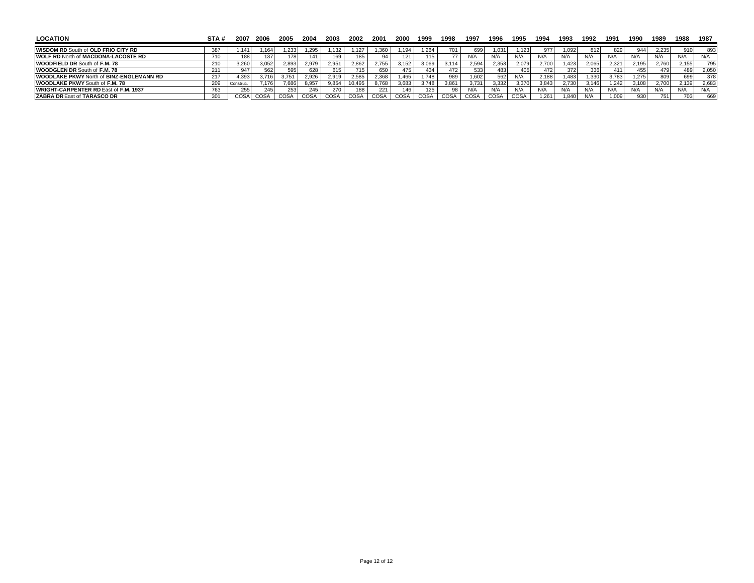| LOCATION | STA # | 2007 | 2006 | 2005 | 2004 | 2003 | 2002 | 2001 | 2000 | 1999 | 1998 | 1997 | 1996 | 1995 | 1994 | 1993 | 1992 | 1991 | 1990 | 1989 | 1988 | 1987 |
|---|---|---|---|---|---|---|---|---|---|---|---|---|---|---|---|---|---|---|---|---|---|---|
| **WISDOM RD** South of **OLD FRIO CITY RD** | 387 | 1,141 | 1,164 | 1,233 | 1,295 | 1,132 | 1,127 | 1,360 | 1,194 | 1,264 | 701 | 699 | 1,031 | 1,123 | 977 | 1,092 | 812 | 829 | 944 | 2,235 | 910 | 893 |
| **WOLF RD** North of **MACDONA-LACOSTE RD** | 710 | 188 | 137 | 178 | 141 | 169 | 185 | 94 | 121 | 115 | 77 | N/A | N/A | N/A | N/A | N/A | N/A | N/A | N/A | N/A | N/A | N/A |
| **WOODFIELD DR** South of **F.M. 78** | 210 | 3,260 | 3,052 | 2,893 | 2,979 | 2,951 | 2,862 | 2,755 | 3,152 | 3,069 | 3,114 | 2,594 | 2,353 | 2,079 | 2,700 | 1,423 | 2,065 | 2,321 | 2,195 | 2,760 | 2,155 | 795 |
| **WOODGLEN DR** South of **F.M. 78** | 211 | 947 | 562 | 595 | 628 | 615 | 715 | 650 | 475 | 434 | 472 | 533 | 483 | 405 | 472 | 372 | 336 | 411 | 455 | 479 | 489 | 2,050 |
| **WOODLAKE PKWY** North of **BINZ-ENGLEMANN RD** | 217 | 4,393 | 3,716 | 3,751 | 2,926 | 2,919 | 2,585 | 2,368 | 1,465 | 1,748 | 989 | 1,602 | 562 | N/A | 2,188 | 1,483 | 1,330 | 3,783 | 1,275 | 809 | 699 | 378 |
| **WOODLAKE PKWY** South of **F.M. 78** | 209 | Construc. | 7,176 | 7,686 | 8,957 | 9,854 | 10,495 | 8,768 | 3,683 | 3,748 | 3,861 | 3,731 | 3,332 | 3,370 | 3,843 | 2,730 | 3,146 | 1,242 | 3,108 | 2,700 | 2,139 | 2,683 |
| **WRIGHT-CARPENTER RD** East of **F.M. 1937** | 763 | 255 | 245 | 253 | 245 | 270 | 188 | 221 | 146 | 125 | 98 | N/A | N/A | N/A | N/A | N/A | N/A | N/A | N/A | N/A | N/A | N/A |
| **ZABRA DR** East of **TARASCO DR** | 301 | COSA | COSA | COSA | COSA | COSA | COSA | COSA | COSA | COSA | COSA | COSA | COSA | COSA | 1,261 | 1,840 | N/A | 1,009 | 930 | 751 | 703 | 669 |